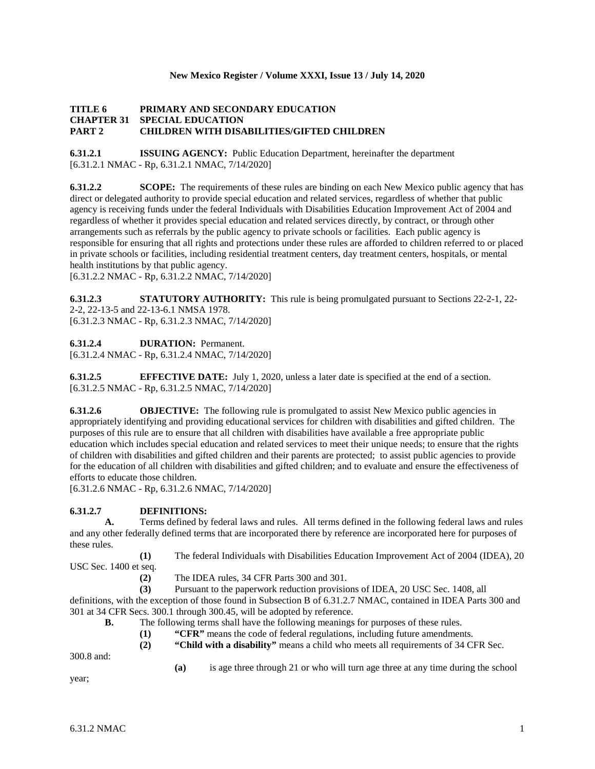**New Mexico Register / Volume XXXI, Issue 13 / July 14, 2020**

# TITLE 6 PRIMARY AND SECONDARY EDUCATION
## CHAPTER 31 SPECIAL EDUCATION
## PART 2 CHILDREN WITH DISABILITIES/GIFTED CHILDREN

**6.31.2.1 ISSUING AGENCY:** Public Education Department, hereinafter the department
[6.31.2.1 NMAC - Rp, 6.31.2.1 NMAC, 7/14/2020]

**6.31.2.2 SCOPE:** The requirements of these rules are binding on each New Mexico public agency that has direct or delegated authority to provide special education and related services, regardless of whether that public agency is receiving funds under the federal Individuals with Disabilities Education Improvement Act of 2004 and regardless of whether it provides special education and related services directly, by contract, or through other arrangements such as referrals by the public agency to private schools or facilities. Each public agency is responsible for ensuring that all rights and protections under these rules are afforded to children referred to or placed in private schools or facilities, including residential treatment centers, day treatment centers, hospitals, or mental health institutions by that public agency.
[6.31.2.2 NMAC - Rp, 6.31.2.2 NMAC, 7/14/2020]

**6.31.2.3 STATUTORY AUTHORITY:** This rule is being promulgated pursuant to Sections 22-2-1, 22-2-2, 22-13-5 and 22-13-6.1 NMSA 1978.
[6.31.2.3 NMAC - Rp, 6.31.2.3 NMAC, 7/14/2020]

**6.31.2.4 DURATION:** Permanent.
[6.31.2.4 NMAC - Rp, 6.31.2.4 NMAC, 7/14/2020]

**6.31.2.5 EFFECTIVE DATE:** July 1, 2020, unless a later date is specified at the end of a section.
[6.31.2.5 NMAC - Rp, 6.31.2.5 NMAC, 7/14/2020]

**6.31.2.6 OBJECTIVE:** The following rule is promulgated to assist New Mexico public agencies in appropriately identifying and providing educational services for children with disabilities and gifted children. The purposes of this rule are to ensure that all children with disabilities have available a free appropriate public education which includes special education and related services to meet their unique needs; to ensure that the rights of children with disabilities and gifted children and their parents are protected; to assist public agencies to provide for the education of all children with disabilities and gifted children; and to evaluate and ensure the effectiveness of efforts to educate those children.
[6.31.2.6 NMAC - Rp, 6.31.2.6 NMAC, 7/14/2020]

**6.31.2.7 DEFINITIONS:**

**A.** Terms defined by federal laws and rules. All terms defined in the following federal laws and rules and any other federally defined terms that are incorporated there by reference are incorporated here for purposes of these rules.

**(1)** The federal Individuals with Disabilities Education Improvement Act of 2004 (IDEA), 20 USC Sec. 1400 et seq.

**(2)** The IDEA rules, 34 CFR Parts 300 and 301.

**(3)** Pursuant to the paperwork reduction provisions of IDEA, 20 USC Sec. 1408, all definitions, with the exception of those found in Subsection B of 6.31.2.7 NMAC, contained in IDEA Parts 300 and 301 at 34 CFR Secs. 300.1 through 300.45, will be adopted by reference.

**B.** The following terms shall have the following meanings for purposes of these rules.

**(1)** **"CFR"** means the code of federal regulations, including future amendments.

**(2)** **"Child with a disability"** means a child who meets all requirements of 34 CFR Sec. 300.8 and:

**(a)** is age three through 21 or who will turn age three at any time during the school year;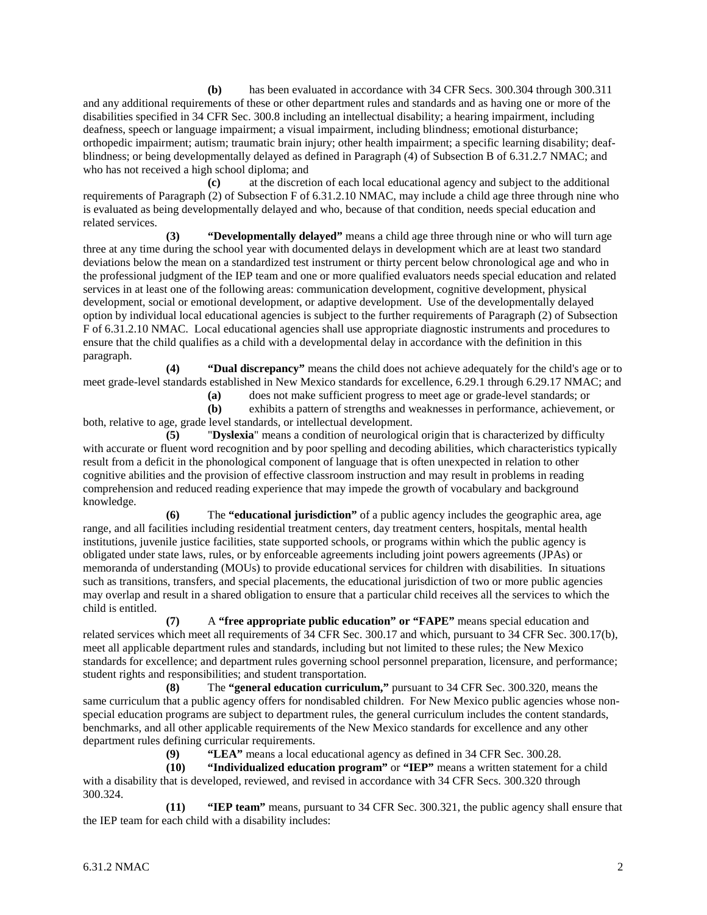**(b)** has been evaluated in accordance with 34 CFR Secs. 300.304 through 300.311 and any additional requirements of these or other department rules and standards and as having one or more of the disabilities specified in 34 CFR Sec. 300.8 including an intellectual disability; a hearing impairment, including deafness, speech or language impairment; a visual impairment, including blindness; emotional disturbance; orthopedic impairment; autism; traumatic brain injury; other health impairment; a specific learning disability; deaf-blindness; or being developmentally delayed as defined in Paragraph (4) of Subsection B of 6.31.2.7 NMAC; and who has not received a high school diploma; and

**(c)** at the discretion of each local educational agency and subject to the additional requirements of Paragraph (2) of Subsection F of 6.31.2.10 NMAC, may include a child age three through nine who is evaluated as being developmentally delayed and who, because of that condition, needs special education and related services.

**(3)** **"Developmentally delayed"** means a child age three through nine or who will turn age three at any time during the school year with documented delays in development which are at least two standard deviations below the mean on a standardized test instrument or thirty percent below chronological age and who in the professional judgment of the IEP team and one or more qualified evaluators needs special education and related services in at least one of the following areas: communication development, cognitive development, physical development, social or emotional development, or adaptive development. Use of the developmentally delayed option by individual local educational agencies is subject to the further requirements of Paragraph (2) of Subsection F of 6.31.2.10 NMAC. Local educational agencies shall use appropriate diagnostic instruments and procedures to ensure that the child qualifies as a child with a developmental delay in accordance with the definition in this paragraph.

**(4)** **"Dual discrepancy"** means the child does not achieve adequately for the child's age or to meet grade-level standards established in New Mexico standards for excellence, 6.29.1 through 6.29.17 NMAC; and

**(a)** does not make sufficient progress to meet age or grade-level standards; or

**(b)** exhibits a pattern of strengths and weaknesses in performance, achievement, or both, relative to age, grade level standards, or intellectual development.

**(5)** "**Dyslexia**" means a condition of neurological origin that is characterized by difficulty with accurate or fluent word recognition and by poor spelling and decoding abilities, which characteristics typically result from a deficit in the phonological component of language that is often unexpected in relation to other cognitive abilities and the provision of effective classroom instruction and may result in problems in reading comprehension and reduced reading experience that may impede the growth of vocabulary and background knowledge.

**(6)** The **"educational jurisdiction"** of a public agency includes the geographic area, age range, and all facilities including residential treatment centers, day treatment centers, hospitals, mental health institutions, juvenile justice facilities, state supported schools, or programs within which the public agency is obligated under state laws, rules, or by enforceable agreements including joint powers agreements (JPAs) or memoranda of understanding (MOUs) to provide educational services for children with disabilities. In situations such as transitions, transfers, and special placements, the educational jurisdiction of two or more public agencies may overlap and result in a shared obligation to ensure that a particular child receives all the services to which the child is entitled.

**(7)** A **"free appropriate public education" or "FAPE"** means special education and related services which meet all requirements of 34 CFR Sec. 300.17 and which, pursuant to 34 CFR Sec. 300.17(b), meet all applicable department rules and standards, including but not limited to these rules; the New Mexico standards for excellence; and department rules governing school personnel preparation, licensure, and performance; student rights and responsibilities; and student transportation.

**(8)** The **"general education curriculum,"** pursuant to 34 CFR Sec. 300.320, means the same curriculum that a public agency offers for nondisabled children. For New Mexico public agencies whose non-special education programs are subject to department rules, the general curriculum includes the content standards, benchmarks, and all other applicable requirements of the New Mexico standards for excellence and any other department rules defining curricular requirements.

**(9)** **"LEA"** means a local educational agency as defined in 34 CFR Sec. 300.28.

**(10)** **"Individualized education program"** or **"IEP"** means a written statement for a child with a disability that is developed, reviewed, and revised in accordance with 34 CFR Secs. 300.320 through 300.324.

**(11)** **"IEP team"** means, pursuant to 34 CFR Sec. 300.321, the public agency shall ensure that the IEP team for each child with a disability includes: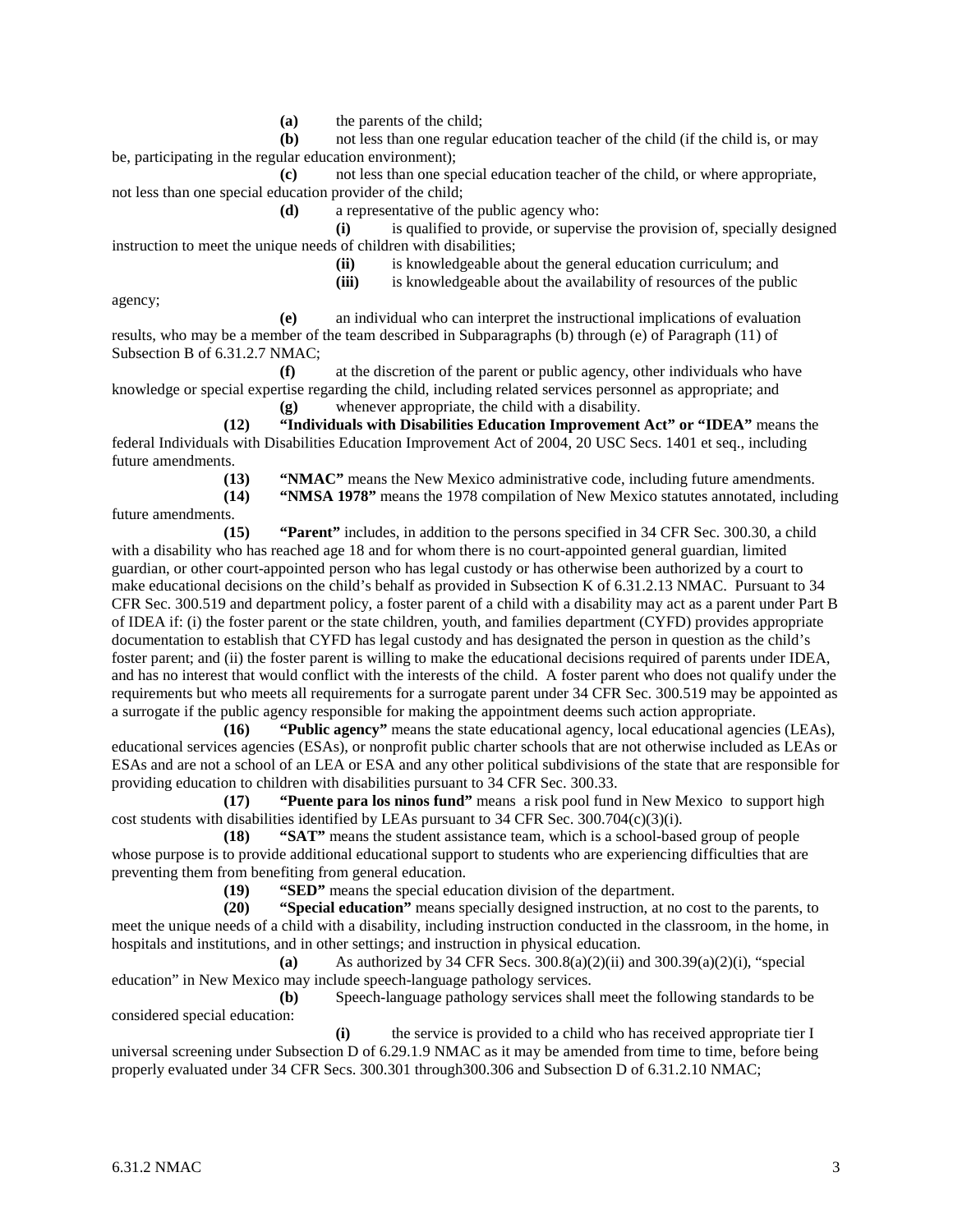**(a)** the parents of the child;

**(b)** not less than one regular education teacher of the child (if the child is, or may be, participating in the regular education environment);

**(c)** not less than one special education teacher of the child, or where appropriate, not less than one special education provider of the child;

**(d)** a representative of the public agency who:

**(i)** is qualified to provide, or supervise the provision of, specially designed instruction to meet the unique needs of children with disabilities;

**(ii)** is knowledgeable about the general education curriculum; and

**(iii)** is knowledgeable about the availability of resources of the public agency;

**(e)** an individual who can interpret the instructional implications of evaluation results, who may be a member of the team described in Subparagraphs (b) through (e) of Paragraph (11) of Subsection B of 6.31.2.7 NMAC;

**(f)** at the discretion of the parent or public agency, other individuals who have knowledge or special expertise regarding the child, including related services personnel as appropriate; and

**(g)** whenever appropriate, the child with a disability.

**(12)** **"Individuals with Disabilities Education Improvement Act" or "IDEA"** means the federal Individuals with Disabilities Education Improvement Act of 2004, 20 USC Secs. 1401 et seq., including future amendments.

**(13)** **"NMAC"** means the New Mexico administrative code, including future amendments.

**(14)** **"NMSA 1978"** means the 1978 compilation of New Mexico statutes annotated, including future amendments.

**(15)** **"Parent"** includes, in addition to the persons specified in 34 CFR Sec. 300.30, a child with a disability who has reached age 18 and for whom there is no court-appointed general guardian, limited guardian, or other court-appointed person who has legal custody or has otherwise been authorized by a court to make educational decisions on the child's behalf as provided in Subsection K of 6.31.2.13 NMAC. Pursuant to 34 CFR Sec. 300.519 and department policy, a foster parent of a child with a disability may act as a parent under Part B of IDEA if: (i) the foster parent or the state children, youth, and families department (CYFD) provides appropriate documentation to establish that CYFD has legal custody and has designated the person in question as the child's foster parent; and (ii) the foster parent is willing to make the educational decisions required of parents under IDEA, and has no interest that would conflict with the interests of the child. A foster parent who does not qualify under the requirements but who meets all requirements for a surrogate parent under 34 CFR Sec. 300.519 may be appointed as a surrogate if the public agency responsible for making the appointment deems such action appropriate.

**(16)** **"Public agency"** means the state educational agency, local educational agencies (LEAs), educational services agencies (ESAs), or nonprofit public charter schools that are not otherwise included as LEAs or ESAs and are not a school of an LEA or ESA and any other political subdivisions of the state that are responsible for providing education to children with disabilities pursuant to 34 CFR Sec. 300.33.

**(17)** **"Puente para los ninos fund"** means a risk pool fund in New Mexico to support high cost students with disabilities identified by LEAs pursuant to 34 CFR Sec. 300.704(c)(3)(i).

**(18)** **"SAT"** means the student assistance team, which is a school-based group of people whose purpose is to provide additional educational support to students who are experiencing difficulties that are preventing them from benefiting from general education.

**(19)** **"SED"** means the special education division of the department.

**(20)** **"Special education"** means specially designed instruction, at no cost to the parents, to meet the unique needs of a child with a disability, including instruction conducted in the classroom, in the home, in hospitals and institutions, and in other settings; and instruction in physical education.

**(a)** As authorized by 34 CFR Secs. 300.8(a)(2)(ii) and 300.39(a)(2)(i), "special education" in New Mexico may include speech-language pathology services.

**(b)** Speech-language pathology services shall meet the following standards to be considered special education:

**(i)** the service is provided to a child who has received appropriate tier I universal screening under Subsection D of 6.29.1.9 NMAC as it may be amended from time to time, before being properly evaluated under 34 CFR Secs. 300.301 through300.306 and Subsection D of 6.31.2.10 NMAC;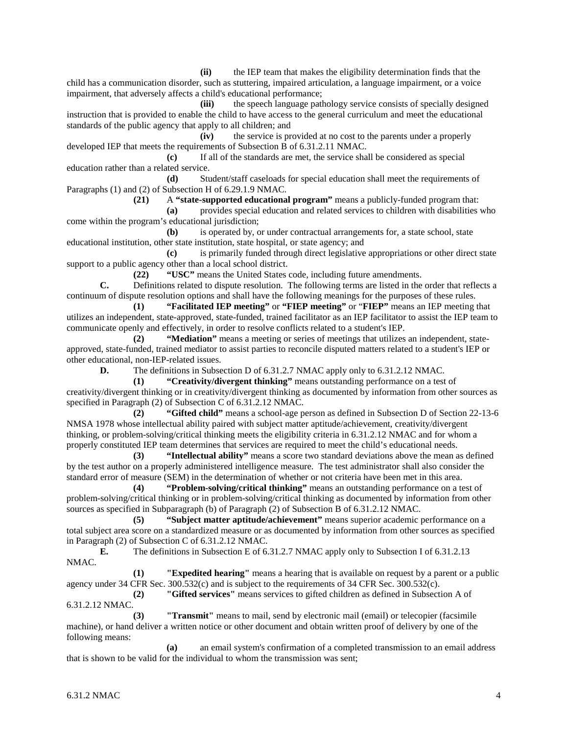**(ii)** the IEP team that makes the eligibility determination finds that the child has a communication disorder, such as stuttering, impaired articulation, a language impairment, or a voice impairment, that adversely affects a child's educational performance;

**(iii)** the speech language pathology service consists of specially designed instruction that is provided to enable the child to have access to the general curriculum and meet the educational standards of the public agency that apply to all children; and

**(iv)** the service is provided at no cost to the parents under a properly developed IEP that meets the requirements of Subsection B of 6.31.2.11 NMAC.

**(c)** If all of the standards are met, the service shall be considered as special education rather than a related service.

**(d)** Student/staff caseloads for special education shall meet the requirements of Paragraphs (1) and (2) of Subsection H of 6.29.1.9 NMAC.

**(21)** A **"state-supported educational program"** means a publicly-funded program that:

**(a)** provides special education and related services to children with disabilities who come within the program's educational jurisdiction;

**(b)** is operated by, or under contractual arrangements for, a state school, state educational institution, other state institution, state hospital, or state agency; and

**(c)** is primarily funded through direct legislative appropriations or other direct state support to a public agency other than a local school district.

**(22)** **"USC"** means the United States code, including future amendments.

**C.** Definitions related to dispute resolution. The following terms are listed in the order that reflects a continuum of dispute resolution options and shall have the following meanings for the purposes of these rules.

**(1)** **"Facilitated IEP meeting"** or **"FIEP meeting"** or "**FIEP**" means an IEP meeting that utilizes an independent, state-approved, state-funded, trained facilitator as an IEP facilitator to assist the IEP team to communicate openly and effectively, in order to resolve conflicts related to a student's IEP.

**(2)** **"Mediation"** means a meeting or series of meetings that utilizes an independent, state-approved, state-funded, trained mediator to assist parties to reconcile disputed matters related to a student's IEP or other educational, non-IEP-related issues.

**D.** The definitions in Subsection D of 6.31.2.7 NMAC apply only to 6.31.2.12 NMAC.

**(1)** **"Creativity/divergent thinking"** means outstanding performance on a test of creativity/divergent thinking or in creativity/divergent thinking as documented by information from other sources as specified in Paragraph (2) of Subsection C of 6.31.2.12 NMAC.

**(2)** **"Gifted child"** means a school-age person as defined in Subsection D of Section 22-13-6 NMSA 1978 whose intellectual ability paired with subject matter aptitude/achievement, creativity/divergent thinking, or problem-solving/critical thinking meets the eligibility criteria in 6.31.2.12 NMAC and for whom a properly constituted IEP team determines that services are required to meet the child's educational needs.

**(3)** **"Intellectual ability"** means a score two standard deviations above the mean as defined by the test author on a properly administered intelligence measure. The test administrator shall also consider the standard error of measure (SEM) in the determination of whether or not criteria have been met in this area.

**(4)** **"Problem-solving/critical thinking"** means an outstanding performance on a test of problem-solving/critical thinking or in problem-solving/critical thinking as documented by information from other sources as specified in Subparagraph (b) of Paragraph (2) of Subsection B of 6.31.2.12 NMAC.

**(5)** **"Subject matter aptitude/achievement"** means superior academic performance on a total subject area score on a standardized measure or as documented by information from other sources as specified in Paragraph (2) of Subsection C of 6.31.2.12 NMAC.

**E.** The definitions in Subsection E of 6.31.2.7 NMAC apply only to Subsection I of 6.31.2.13 NMAC.

**(1)** **"Expedited hearing"** means a hearing that is available on request by a parent or a public agency under 34 CFR Sec. 300.532(c) and is subject to the requirements of 34 CFR Sec. 300.532(c).

**(2)** **"Gifted services"** means services to gifted children as defined in Subsection A of 6.31.2.12 NMAC.

**(3)** **"Transmit"** means to mail, send by electronic mail (email) or telecopier (facsimile machine), or hand deliver a written notice or other document and obtain written proof of delivery by one of the following means:

**(a)** an email system's confirmation of a completed transmission to an email address that is shown to be valid for the individual to whom the transmission was sent;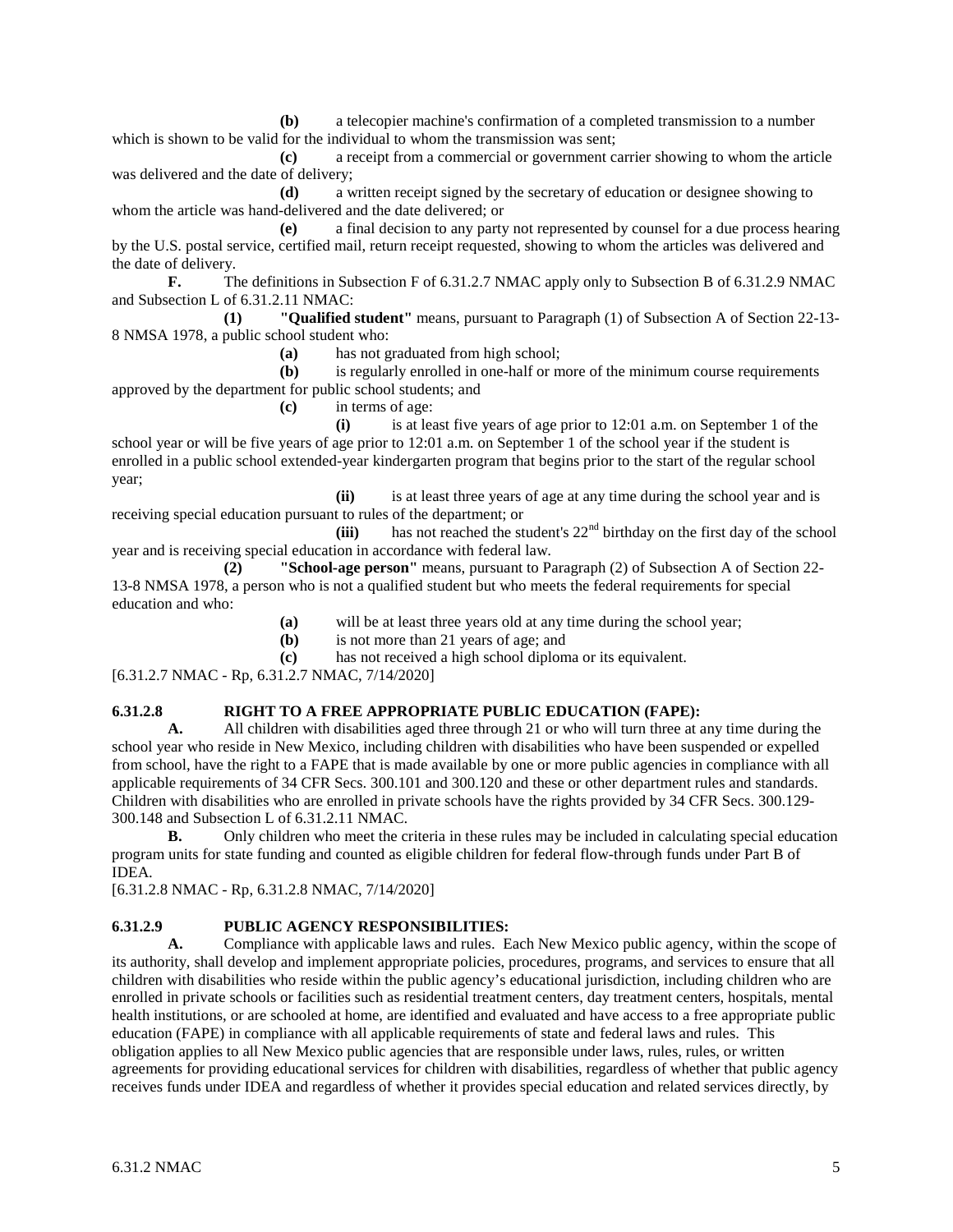**(b)** a telecopier machine's confirmation of a completed transmission to a number which is shown to be valid for the individual to whom the transmission was sent;

**(c)** a receipt from a commercial or government carrier showing to whom the article was delivered and the date of delivery;

**(d)** a written receipt signed by the secretary of education or designee showing to whom the article was hand-delivered and the date delivered; or

**(e)** a final decision to any party not represented by counsel for a due process hearing by the U.S. postal service, certified mail, return receipt requested, showing to whom the articles was delivered and the date of delivery.

**F.** The definitions in Subsection F of 6.31.2.7 NMAC apply only to Subsection B of 6.31.2.9 NMAC and Subsection L of 6.31.2.11 NMAC:

**(1)** **"Qualified student"** means, pursuant to Paragraph (1) of Subsection A of Section 22-13-8 NMSA 1978, a public school student who:

**(a)** has not graduated from high school;

**(b)** is regularly enrolled in one-half or more of the minimum course requirements approved by the department for public school students; and

**(c)** in terms of age:

**(i)** is at least five years of age prior to 12:01 a.m. on September 1 of the school year or will be five years of age prior to 12:01 a.m. on September 1 of the school year if the student is enrolled in a public school extended-year kindergarten program that begins prior to the start of the regular school year;

**(ii)** is at least three years of age at any time during the school year and is receiving special education pursuant to rules of the department; or

**(iii)** has not reached the student's 22nd birthday on the first day of the school year and is receiving special education in accordance with federal law.

**(2)** **"School-age person"** means, pursuant to Paragraph (2) of Subsection A of Section 22-13-8 NMSA 1978, a person who is not a qualified student but who meets the federal requirements for special education and who:

**(a)** will be at least three years old at any time during the school year;

**(b)** is not more than 21 years of age; and

**(c)** has not received a high school diploma or its equivalent.

[6.31.2.7 NMAC - Rp, 6.31.2.7 NMAC, 7/14/2020]

**6.31.2.8 RIGHT TO A FREE APPROPRIATE PUBLIC EDUCATION (FAPE):**

**A.** All children with disabilities aged three through 21 or who will turn three at any time during the school year who reside in New Mexico, including children with disabilities who have been suspended or expelled from school, have the right to a FAPE that is made available by one or more public agencies in compliance with all applicable requirements of 34 CFR Secs. 300.101 and 300.120 and these or other department rules and standards. Children with disabilities who are enrolled in private schools have the rights provided by 34 CFR Secs. 300.129-300.148 and Subsection L of 6.31.2.11 NMAC.

**B.** Only children who meet the criteria in these rules may be included in calculating special education program units for state funding and counted as eligible children for federal flow-through funds under Part B of IDEA.

[6.31.2.8 NMAC - Rp, 6.31.2.8 NMAC, 7/14/2020]

**6.31.2.9 PUBLIC AGENCY RESPONSIBILITIES:**

**A.** Compliance with applicable laws and rules. Each New Mexico public agency, within the scope of its authority, shall develop and implement appropriate policies, procedures, programs, and services to ensure that all children with disabilities who reside within the public agency's educational jurisdiction, including children who are enrolled in private schools or facilities such as residential treatment centers, day treatment centers, hospitals, mental health institutions, or are schooled at home, are identified and evaluated and have access to a free appropriate public education (FAPE) in compliance with all applicable requirements of state and federal laws and rules. This obligation applies to all New Mexico public agencies that are responsible under laws, rules, rules, or written agreements for providing educational services for children with disabilities, regardless of whether that public agency receives funds under IDEA and regardless of whether it provides special education and related services directly, by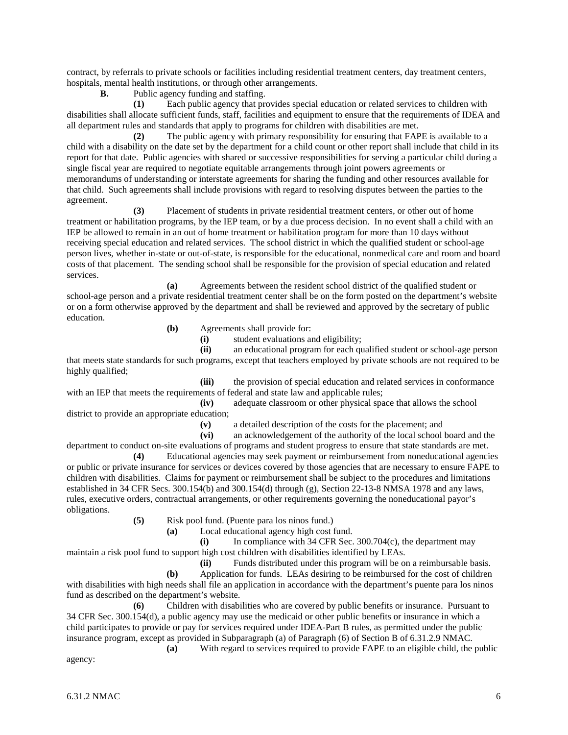contract, by referrals to private schools or facilities including residential treatment centers, day treatment centers, hospitals, mental health institutions, or through other arrangements.

**B.** Public agency funding and staffing.

**(1)** Each public agency that provides special education or related services to children with disabilities shall allocate sufficient funds, staff, facilities and equipment to ensure that the requirements of IDEA and all department rules and standards that apply to programs for children with disabilities are met.

**(2)** The public agency with primary responsibility for ensuring that FAPE is available to a child with a disability on the date set by the department for a child count or other report shall include that child in its report for that date. Public agencies with shared or successive responsibilities for serving a particular child during a single fiscal year are required to negotiate equitable arrangements through joint powers agreements or memorandums of understanding or interstate agreements for sharing the funding and other resources available for that child. Such agreements shall include provisions with regard to resolving disputes between the parties to the agreement.

**(3)** Placement of students in private residential treatment centers, or other out of home treatment or habilitation programs, by the IEP team, or by a due process decision. In no event shall a child with an IEP be allowed to remain in an out of home treatment or habilitation program for more than 10 days without receiving special education and related services. The school district in which the qualified student or school-age person lives, whether in-state or out-of-state, is responsible for the educational, nonmedical care and room and board costs of that placement. The sending school shall be responsible for the provision of special education and related services.

**(a)** Agreements between the resident school district of the qualified student or school-age person and a private residential treatment center shall be on the form posted on the department's website or on a form otherwise approved by the department and shall be reviewed and approved by the secretary of public education.

**(b)** Agreements shall provide for:

**(i)** student evaluations and eligibility;

**(ii)** an educational program for each qualified student or school-age person that meets state standards for such programs, except that teachers employed by private schools are not required to be highly qualified;

**(iii)** the provision of special education and related services in conformance with an IEP that meets the requirements of federal and state law and applicable rules;

**(iv)** adequate classroom or other physical space that allows the school district to provide an appropriate education;

**(v)** a detailed description of the costs for the placement; and

**(vi)** an acknowledgement of the authority of the local school board and the department to conduct on-site evaluations of programs and student progress to ensure that state standards are met.

**(4)** Educational agencies may seek payment or reimbursement from noneducational agencies or public or private insurance for services or devices covered by those agencies that are necessary to ensure FAPE to children with disabilities. Claims for payment or reimbursement shall be subject to the procedures and limitations established in 34 CFR Secs. 300.154(b) and 300.154(d) through (g), Section 22-13-8 NMSA 1978 and any laws, rules, executive orders, contractual arrangements, or other requirements governing the noneducational payor's obligations.

**(5)** Risk pool fund. (Puente para los ninos fund.)

**(a)** Local educational agency high cost fund.

**(i)** In compliance with 34 CFR Sec. 300.704(c), the department may maintain a risk pool fund to support high cost children with disabilities identified by LEAs.

**(ii)** Funds distributed under this program will be on a reimbursable basis.

**(b)** Application for funds. LEAs desiring to be reimbursed for the cost of children with disabilities with high needs shall file an application in accordance with the department's puente para los ninos fund as described on the department's website.

**(6)** Children with disabilities who are covered by public benefits or insurance. Pursuant to 34 CFR Sec. 300.154(d), a public agency may use the medicaid or other public benefits or insurance in which a child participates to provide or pay for services required under IDEA-Part B rules, as permitted under the public insurance program, except as provided in Subparagraph (a) of Paragraph (6) of Section B of 6.31.2.9 NMAC.

**(a)** With regard to services required to provide FAPE to an eligible child, the public agency: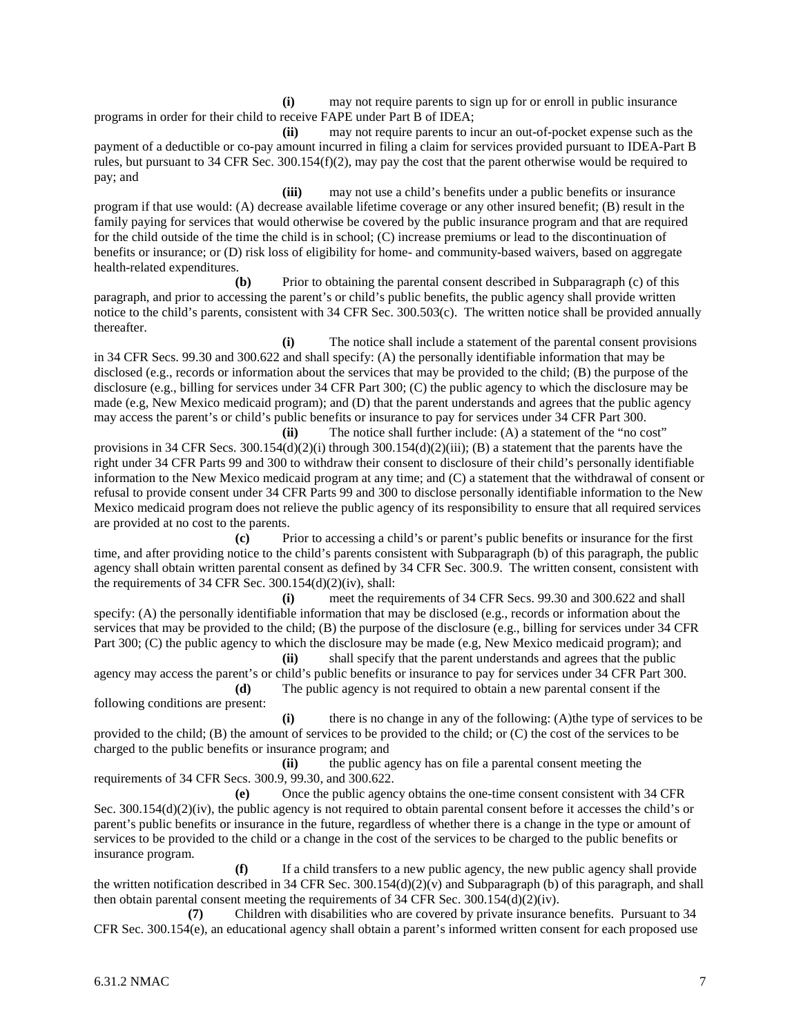**(i)** may not require parents to sign up for or enroll in public insurance programs in order for their child to receive FAPE under Part B of IDEA;

**(ii)** may not require parents to incur an out-of-pocket expense such as the payment of a deductible or co-pay amount incurred in filing a claim for services provided pursuant to IDEA-Part B rules, but pursuant to 34 CFR Sec. 300.154(f)(2), may pay the cost that the parent otherwise would be required to pay; and

**(iii)** may not use a child's benefits under a public benefits or insurance program if that use would: (A) decrease available lifetime coverage or any other insured benefit; (B) result in the family paying for services that would otherwise be covered by the public insurance program and that are required for the child outside of the time the child is in school; (C) increase premiums or lead to the discontinuation of benefits or insurance; or (D) risk loss of eligibility for home- and community-based waivers, based on aggregate health-related expenditures.

**(b)** Prior to obtaining the parental consent described in Subparagraph (c) of this paragraph, and prior to accessing the parent's or child's public benefits, the public agency shall provide written notice to the child's parents, consistent with 34 CFR Sec. 300.503(c). The written notice shall be provided annually thereafter.

**(i)** The notice shall include a statement of the parental consent provisions in 34 CFR Secs. 99.30 and 300.622 and shall specify: (A) the personally identifiable information that may be disclosed (e.g., records or information about the services that may be provided to the child; (B) the purpose of the disclosure (e.g., billing for services under 34 CFR Part 300; (C) the public agency to which the disclosure may be made (e.g, New Mexico medicaid program); and (D) that the parent understands and agrees that the public agency may access the parent's or child's public benefits or insurance to pay for services under 34 CFR Part 300.

**(ii)** The notice shall further include: (A) a statement of the "no cost" provisions in 34 CFR Secs. 300.154(d)(2)(i) through 300.154(d)(2)(iii); (B) a statement that the parents have the right under 34 CFR Parts 99 and 300 to withdraw their consent to disclosure of their child's personally identifiable information to the New Mexico medicaid program at any time; and (C) a statement that the withdrawal of consent or refusal to provide consent under 34 CFR Parts 99 and 300 to disclose personally identifiable information to the New Mexico medicaid program does not relieve the public agency of its responsibility to ensure that all required services are provided at no cost to the parents.

**(c)** Prior to accessing a child's or parent's public benefits or insurance for the first time, and after providing notice to the child's parents consistent with Subparagraph (b) of this paragraph, the public agency shall obtain written parental consent as defined by 34 CFR Sec. 300.9. The written consent, consistent with the requirements of 34 CFR Sec. 300.154(d)(2)(iv), shall:

**(i)** meet the requirements of 34 CFR Secs. 99.30 and 300.622 and shall specify: (A) the personally identifiable information that may be disclosed (e.g., records or information about the services that may be provided to the child; (B) the purpose of the disclosure (e.g., billing for services under 34 CFR Part 300; (C) the public agency to which the disclosure may be made (e.g, New Mexico medicaid program); and

**(ii)** shall specify that the parent understands and agrees that the public agency may access the parent's or child's public benefits or insurance to pay for services under 34 CFR Part 300.

**(d)** The public agency is not required to obtain a new parental consent if the following conditions are present:

**(i)** there is no change in any of the following: (A)the type of services to be provided to the child; (B) the amount of services to be provided to the child; or (C) the cost of the services to be charged to the public benefits or insurance program; and

**(ii)** the public agency has on file a parental consent meeting the requirements of 34 CFR Secs. 300.9, 99.30, and 300.622.

**(e)** Once the public agency obtains the one-time consent consistent with 34 CFR Sec. 300.154(d)(2)(iv), the public agency is not required to obtain parental consent before it accesses the child's or parent's public benefits or insurance in the future, regardless of whether there is a change in the type or amount of services to be provided to the child or a change in the cost of the services to be charged to the public benefits or insurance program.

**(f)** If a child transfers to a new public agency, the new public agency shall provide the written notification described in 34 CFR Sec. 300.154(d)(2)(v) and Subparagraph (b) of this paragraph, and shall then obtain parental consent meeting the requirements of 34 CFR Sec. 300.154(d)(2)(iv).

**(7)** Children with disabilities who are covered by private insurance benefits. Pursuant to 34 CFR Sec. 300.154(e), an educational agency shall obtain a parent's informed written consent for each proposed use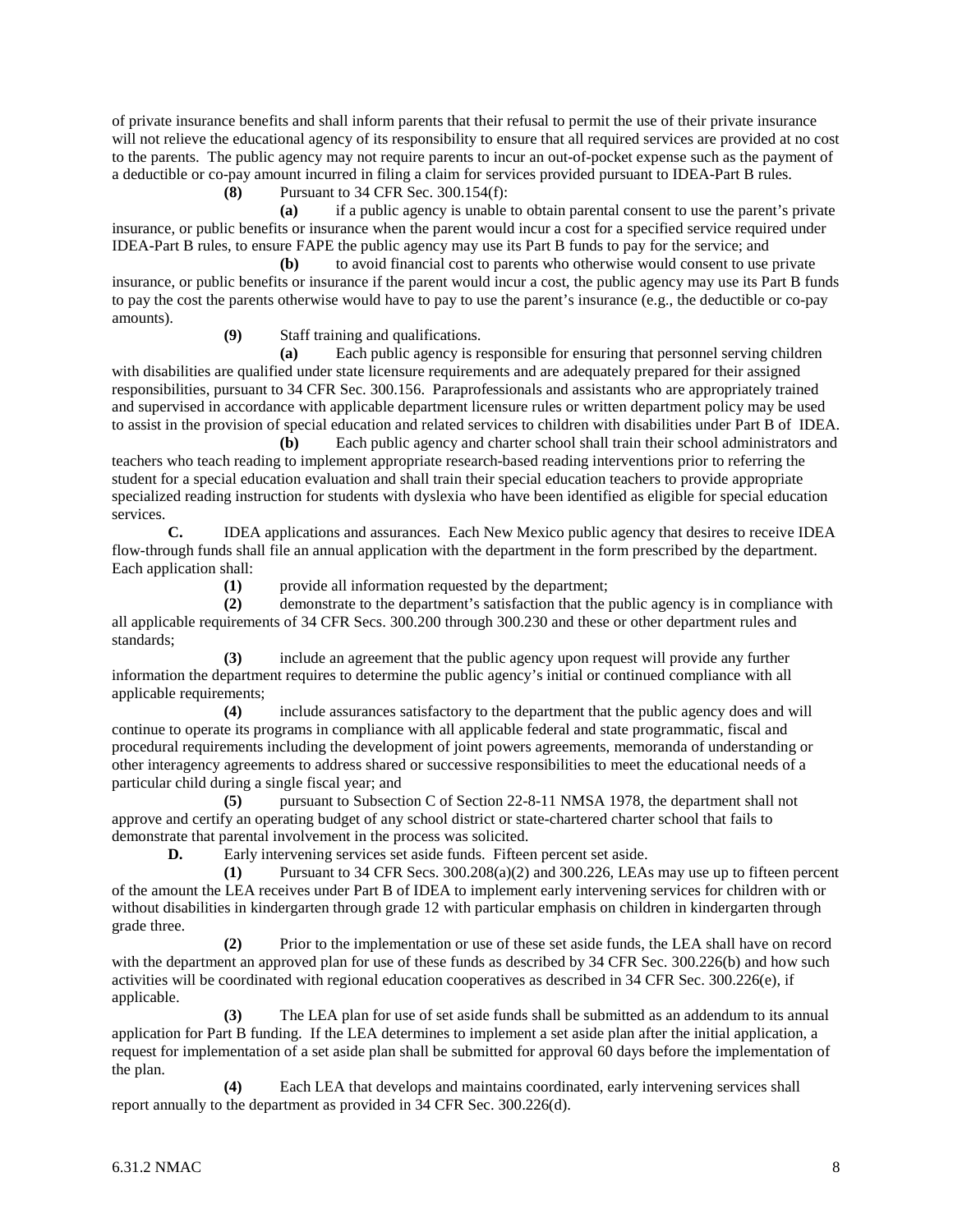of private insurance benefits and shall inform parents that their refusal to permit the use of their private insurance will not relieve the educational agency of its responsibility to ensure that all required services are provided at no cost to the parents. The public agency may not require parents to incur an out-of-pocket expense such as the payment of a deductible or co-pay amount incurred in filing a claim for services provided pursuant to IDEA-Part B rules.

**(8)** Pursuant to 34 CFR Sec. 300.154(f):

**(a)** if a public agency is unable to obtain parental consent to use the parent's private insurance, or public benefits or insurance when the parent would incur a cost for a specified service required under IDEA-Part B rules, to ensure FAPE the public agency may use its Part B funds to pay for the service; and

**(b)** to avoid financial cost to parents who otherwise would consent to use private insurance, or public benefits or insurance if the parent would incur a cost, the public agency may use its Part B funds to pay the cost the parents otherwise would have to pay to use the parent's insurance (e.g., the deductible or co-pay amounts).

**(9)** Staff training and qualifications.

**(a)** Each public agency is responsible for ensuring that personnel serving children with disabilities are qualified under state licensure requirements and are adequately prepared for their assigned responsibilities, pursuant to 34 CFR Sec. 300.156. Paraprofessionals and assistants who are appropriately trained and supervised in accordance with applicable department licensure rules or written department policy may be used to assist in the provision of special education and related services to children with disabilities under Part B of IDEA.

**(b)** Each public agency and charter school shall train their school administrators and teachers who teach reading to implement appropriate research-based reading interventions prior to referring the student for a special education evaluation and shall train their special education teachers to provide appropriate specialized reading instruction for students with dyslexia who have been identified as eligible for special education services.

**C.** IDEA applications and assurances. Each New Mexico public agency that desires to receive IDEA flow-through funds shall file an annual application with the department in the form prescribed by the department. Each application shall:

**(1)** provide all information requested by the department;

**(2)** demonstrate to the department's satisfaction that the public agency is in compliance with all applicable requirements of 34 CFR Secs. 300.200 through 300.230 and these or other department rules and standards;

**(3)** include an agreement that the public agency upon request will provide any further information the department requires to determine the public agency's initial or continued compliance with all applicable requirements;

**(4)** include assurances satisfactory to the department that the public agency does and will continue to operate its programs in compliance with all applicable federal and state programmatic, fiscal and procedural requirements including the development of joint powers agreements, memoranda of understanding or other interagency agreements to address shared or successive responsibilities to meet the educational needs of a particular child during a single fiscal year; and

**(5)** pursuant to Subsection C of Section 22-8-11 NMSA 1978, the department shall not approve and certify an operating budget of any school district or state-chartered charter school that fails to demonstrate that parental involvement in the process was solicited.

**D.** Early intervening services set aside funds. Fifteen percent set aside.

**(1)** Pursuant to 34 CFR Secs. 300.208(a)(2) and 300.226, LEAs may use up to fifteen percent of the amount the LEA receives under Part B of IDEA to implement early intervening services for children with or without disabilities in kindergarten through grade 12 with particular emphasis on children in kindergarten through grade three.

**(2)** Prior to the implementation or use of these set aside funds, the LEA shall have on record with the department an approved plan for use of these funds as described by 34 CFR Sec. 300.226(b) and how such activities will be coordinated with regional education cooperatives as described in 34 CFR Sec. 300.226(e), if applicable.

**(3)** The LEA plan for use of set aside funds shall be submitted as an addendum to its annual application for Part B funding. If the LEA determines to implement a set aside plan after the initial application, a request for implementation of a set aside plan shall be submitted for approval 60 days before the implementation of the plan.

**(4)** Each LEA that develops and maintains coordinated, early intervening services shall report annually to the department as provided in 34 CFR Sec. 300.226(d).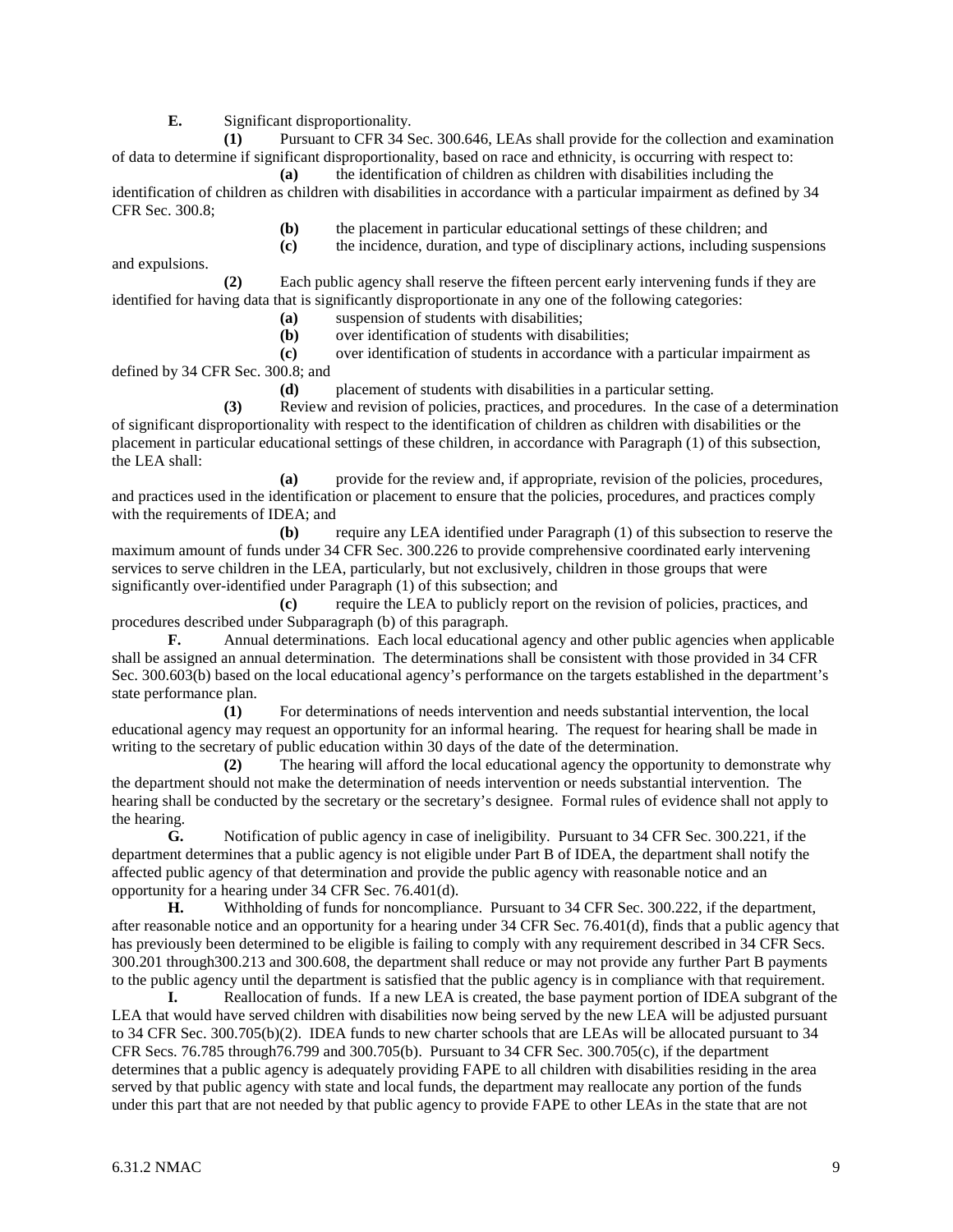**E.** Significant disproportionality.

**(1)** Pursuant to CFR 34 Sec. 300.646, LEAs shall provide for the collection and examination of data to determine if significant disproportionality, based on race and ethnicity, is occurring with respect to:

**(a)** the identification of children as children with disabilities including the identification of children as children with disabilities in accordance with a particular impairment as defined by 34 CFR Sec. 300.8;

**(b)** the placement in particular educational settings of these children; and

**(c)** the incidence, duration, and type of disciplinary actions, including suspensions and expulsions.

**(2)** Each public agency shall reserve the fifteen percent early intervening funds if they are identified for having data that is significantly disproportionate in any one of the following categories:

**(a)** suspension of students with disabilities;

**(b)** over identification of students with disabilities;

**(c)** over identification of students in accordance with a particular impairment as defined by 34 CFR Sec. 300.8; and

**(d)** placement of students with disabilities in a particular setting.

**(3)** Review and revision of policies, practices, and procedures. In the case of a determination of significant disproportionality with respect to the identification of children as children with disabilities or the placement in particular educational settings of these children, in accordance with Paragraph (1) of this subsection, the LEA shall:

**(a)** provide for the review and, if appropriate, revision of the policies, procedures, and practices used in the identification or placement to ensure that the policies, procedures, and practices comply with the requirements of IDEA; and

**(b)** require any LEA identified under Paragraph (1) of this subsection to reserve the maximum amount of funds under 34 CFR Sec. 300.226 to provide comprehensive coordinated early intervening services to serve children in the LEA, particularly, but not exclusively, children in those groups that were significantly over-identified under Paragraph (1) of this subsection; and

**(c)** require the LEA to publicly report on the revision of policies, practices, and procedures described under Subparagraph (b) of this paragraph.

**F.** Annual determinations. Each local educational agency and other public agencies when applicable shall be assigned an annual determination. The determinations shall be consistent with those provided in 34 CFR Sec. 300.603(b) based on the local educational agency's performance on the targets established in the department's state performance plan.

**(1)** For determinations of needs intervention and needs substantial intervention, the local educational agency may request an opportunity for an informal hearing. The request for hearing shall be made in writing to the secretary of public education within 30 days of the date of the determination.

**(2)** The hearing will afford the local educational agency the opportunity to demonstrate why the department should not make the determination of needs intervention or needs substantial intervention. The hearing shall be conducted by the secretary or the secretary's designee. Formal rules of evidence shall not apply to the hearing.

**G.** Notification of public agency in case of ineligibility. Pursuant to 34 CFR Sec. 300.221, if the department determines that a public agency is not eligible under Part B of IDEA, the department shall notify the affected public agency of that determination and provide the public agency with reasonable notice and an opportunity for a hearing under 34 CFR Sec. 76.401(d).

**H.** Withholding of funds for noncompliance. Pursuant to 34 CFR Sec. 300.222, if the department, after reasonable notice and an opportunity for a hearing under 34 CFR Sec. 76.401(d), finds that a public agency that has previously been determined to be eligible is failing to comply with any requirement described in 34 CFR Secs. 300.201 through300.213 and 300.608, the department shall reduce or may not provide any further Part B payments to the public agency until the department is satisfied that the public agency is in compliance with that requirement.

**I.** Reallocation of funds. If a new LEA is created, the base payment portion of IDEA subgrant of the LEA that would have served children with disabilities now being served by the new LEA will be adjusted pursuant to 34 CFR Sec. 300.705(b)(2). IDEA funds to new charter schools that are LEAs will be allocated pursuant to 34 CFR Secs. 76.785 through76.799 and 300.705(b). Pursuant to 34 CFR Sec. 300.705(c), if the department determines that a public agency is adequately providing FAPE to all children with disabilities residing in the area served by that public agency with state and local funds, the department may reallocate any portion of the funds under this part that are not needed by that public agency to provide FAPE to other LEAs in the state that are not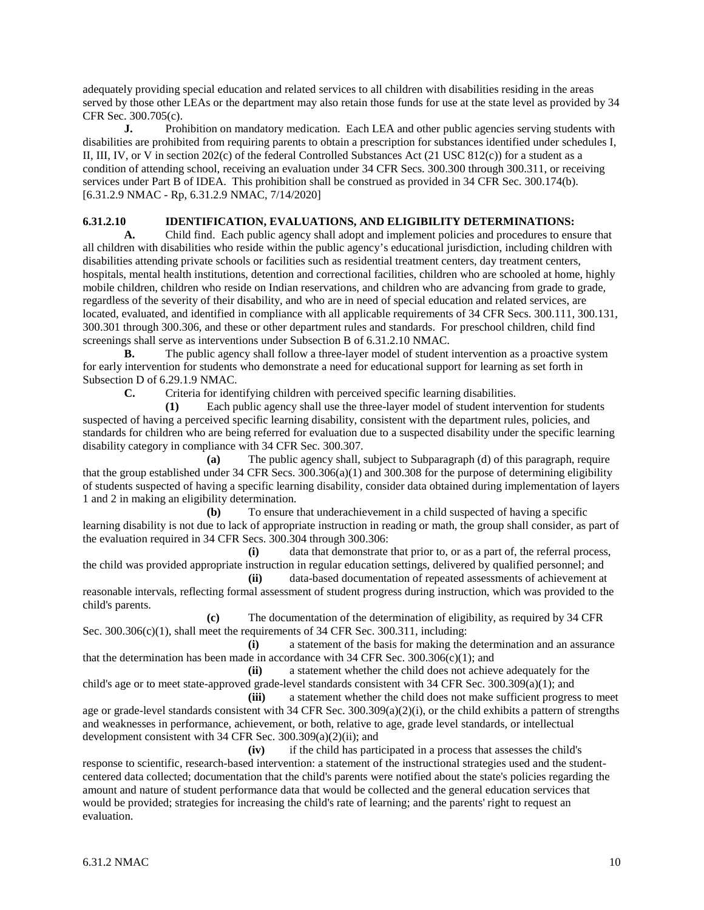adequately providing special education and related services to all children with disabilities residing in the areas served by those other LEAs or the department may also retain those funds for use at the state level as provided by 34 CFR Sec. 300.705(c).

**J.** Prohibition on mandatory medication. Each LEA and other public agencies serving students with disabilities are prohibited from requiring parents to obtain a prescription for substances identified under schedules I, II, III, IV, or V in section 202(c) of the federal Controlled Substances Act (21 USC 812(c)) for a student as a condition of attending school, receiving an evaluation under 34 CFR Secs. 300.300 through 300.311, or receiving services under Part B of IDEA. This prohibition shall be construed as provided in 34 CFR Sec. 300.174(b).
[6.31.2.9 NMAC - Rp, 6.31.2.9 NMAC, 7/14/2020]

**6.31.2.10 IDENTIFICATION, EVALUATIONS, AND ELIGIBILITY DETERMINATIONS:**

**A.** Child find. Each public agency shall adopt and implement policies and procedures to ensure that all children with disabilities who reside within the public agency's educational jurisdiction, including children with disabilities attending private schools or facilities such as residential treatment centers, day treatment centers, hospitals, mental health institutions, detention and correctional facilities, children who are schooled at home, highly mobile children, children who reside on Indian reservations, and children who are advancing from grade to grade, regardless of the severity of their disability, and who are in need of special education and related services, are located, evaluated, and identified in compliance with all applicable requirements of 34 CFR Secs. 300.111, 300.131, 300.301 through 300.306, and these or other department rules and standards. For preschool children, child find screenings shall serve as interventions under Subsection B of 6.31.2.10 NMAC.

**B.** The public agency shall follow a three-layer model of student intervention as a proactive system for early intervention for students who demonstrate a need for educational support for learning as set forth in Subsection D of 6.29.1.9 NMAC.

**C.** Criteria for identifying children with perceived specific learning disabilities.

**(1)** Each public agency shall use the three-layer model of student intervention for students suspected of having a perceived specific learning disability, consistent with the department rules, policies, and standards for children who are being referred for evaluation due to a suspected disability under the specific learning disability category in compliance with 34 CFR Sec. 300.307.

**(a)** The public agency shall, subject to Subparagraph (d) of this paragraph, require that the group established under 34 CFR Secs. 300.306(a)(1) and 300.308 for the purpose of determining eligibility of students suspected of having a specific learning disability, consider data obtained during implementation of layers 1 and 2 in making an eligibility determination.

**(b)** To ensure that underachievement in a child suspected of having a specific learning disability is not due to lack of appropriate instruction in reading or math, the group shall consider, as part of the evaluation required in 34 CFR Secs. 300.304 through 300.306:

**(i)** data that demonstrate that prior to, or as a part of, the referral process, the child was provided appropriate instruction in regular education settings, delivered by qualified personnel; and

**(ii)** data-based documentation of repeated assessments of achievement at reasonable intervals, reflecting formal assessment of student progress during instruction, which was provided to the child's parents.

**(c)** The documentation of the determination of eligibility, as required by 34 CFR Sec. 300.306(c)(1), shall meet the requirements of 34 CFR Sec. 300.311, including:

**(i)** a statement of the basis for making the determination and an assurance that the determination has been made in accordance with 34 CFR Sec. 300.306(c)(1); and

**(ii)** a statement whether the child does not achieve adequately for the child's age or to meet state-approved grade-level standards consistent with 34 CFR Sec. 300.309(a)(1); and

**(iii)** a statement whether the child does not make sufficient progress to meet age or grade-level standards consistent with 34 CFR Sec. 300.309(a)(2)(i), or the child exhibits a pattern of strengths and weaknesses in performance, achievement, or both, relative to age, grade level standards, or intellectual development consistent with 34 CFR Sec. 300.309(a)(2)(ii); and

**(iv)** if the child has participated in a process that assesses the child's response to scientific, research-based intervention: a statement of the instructional strategies used and the student-centered data collected; documentation that the child's parents were notified about the state's policies regarding the amount and nature of student performance data that would be collected and the general education services that would be provided; strategies for increasing the child's rate of learning; and the parents' right to request an evaluation.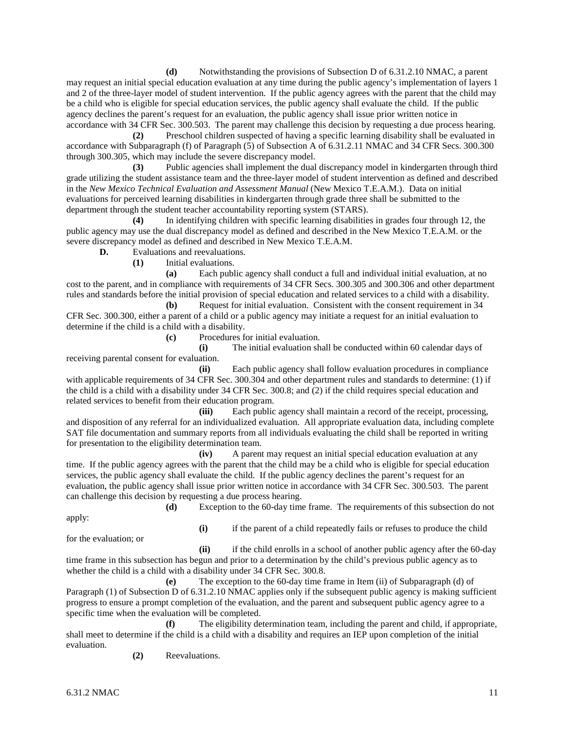**(d)** Notwithstanding the provisions of Subsection D of 6.31.2.10 NMAC, a parent may request an initial special education evaluation at any time during the public agency's implementation of layers 1 and 2 of the three-layer model of student intervention. If the public agency agrees with the parent that the child may be a child who is eligible for special education services, the public agency shall evaluate the child. If the public agency declines the parent's request for an evaluation, the public agency shall issue prior written notice in accordance with 34 CFR Sec. 300.503. The parent may challenge this decision by requesting a due process hearing.

**(2)** Preschool children suspected of having a specific learning disability shall be evaluated in accordance with Subparagraph (f) of Paragraph (5) of Subsection A of 6.31.2.11 NMAC and 34 CFR Secs. 300.300 through 300.305, which may include the severe discrepancy model.

**(3)** Public agencies shall implement the dual discrepancy model in kindergarten through third grade utilizing the student assistance team and the three-layer model of student intervention as defined and described in the *New Mexico Technical Evaluation and Assessment Manual* (New Mexico T.E.A.M.). Data on initial evaluations for perceived learning disabilities in kindergarten through grade three shall be submitted to the department through the student teacher accountability reporting system (STARS).

**(4)** In identifying children with specific learning disabilities in grades four through 12, the public agency may use the dual discrepancy model as defined and described in the New Mexico T.E.A.M. or the severe discrepancy model as defined and described in New Mexico T.E.A.M.

**D.** Evaluations and reevaluations.

**(1)** Initial evaluations.

**(a)** Each public agency shall conduct a full and individual initial evaluation, at no cost to the parent, and in compliance with requirements of 34 CFR Secs. 300.305 and 300.306 and other department rules and standards before the initial provision of special education and related services to a child with a disability.

**(b)** Request for initial evaluation. Consistent with the consent requirement in 34 CFR Sec. 300.300, either a parent of a child or a public agency may initiate a request for an initial evaluation to determine if the child is a child with a disability.

**(c)** Procedures for initial evaluation.

**(i)** The initial evaluation shall be conducted within 60 calendar days of receiving parental consent for evaluation.

**(ii)** Each public agency shall follow evaluation procedures in compliance with applicable requirements of 34 CFR Sec. 300.304 and other department rules and standards to determine: (1) if the child is a child with a disability under 34 CFR Sec. 300.8; and (2) if the child requires special education and related services to benefit from their education program.

**(iii)** Each public agency shall maintain a record of the receipt, processing, and disposition of any referral for an individualized evaluation. All appropriate evaluation data, including complete SAT file documentation and summary reports from all individuals evaluating the child shall be reported in writing for presentation to the eligibility determination team.

**(iv)** A parent may request an initial special education evaluation at any time. If the public agency agrees with the parent that the child may be a child who is eligible for special education services, the public agency shall evaluate the child. If the public agency declines the parent's request for an evaluation, the public agency shall issue prior written notice in accordance with 34 CFR Sec. 300.503. The parent can challenge this decision by requesting a due process hearing.

**(d)** Exception to the 60-day time frame. The requirements of this subsection do not apply:

**(i)** if the parent of a child repeatedly fails or refuses to produce the child for the evaluation; or

**(ii)** if the child enrolls in a school of another public agency after the 60-day time frame in this subsection has begun and prior to a determination by the child's previous public agency as to whether the child is a child with a disability under 34 CFR Sec. 300.8.

**(e)** The exception to the 60-day time frame in Item (ii) of Subparagraph (d) of Paragraph (1) of Subsection D of 6.31.2.10 NMAC applies only if the subsequent public agency is making sufficient progress to ensure a prompt completion of the evaluation, and the parent and subsequent public agency agree to a specific time when the evaluation will be completed.

**(f)** The eligibility determination team, including the parent and child, if appropriate, shall meet to determine if the child is a child with a disability and requires an IEP upon completion of the initial evaluation.

**(2)** Reevaluations.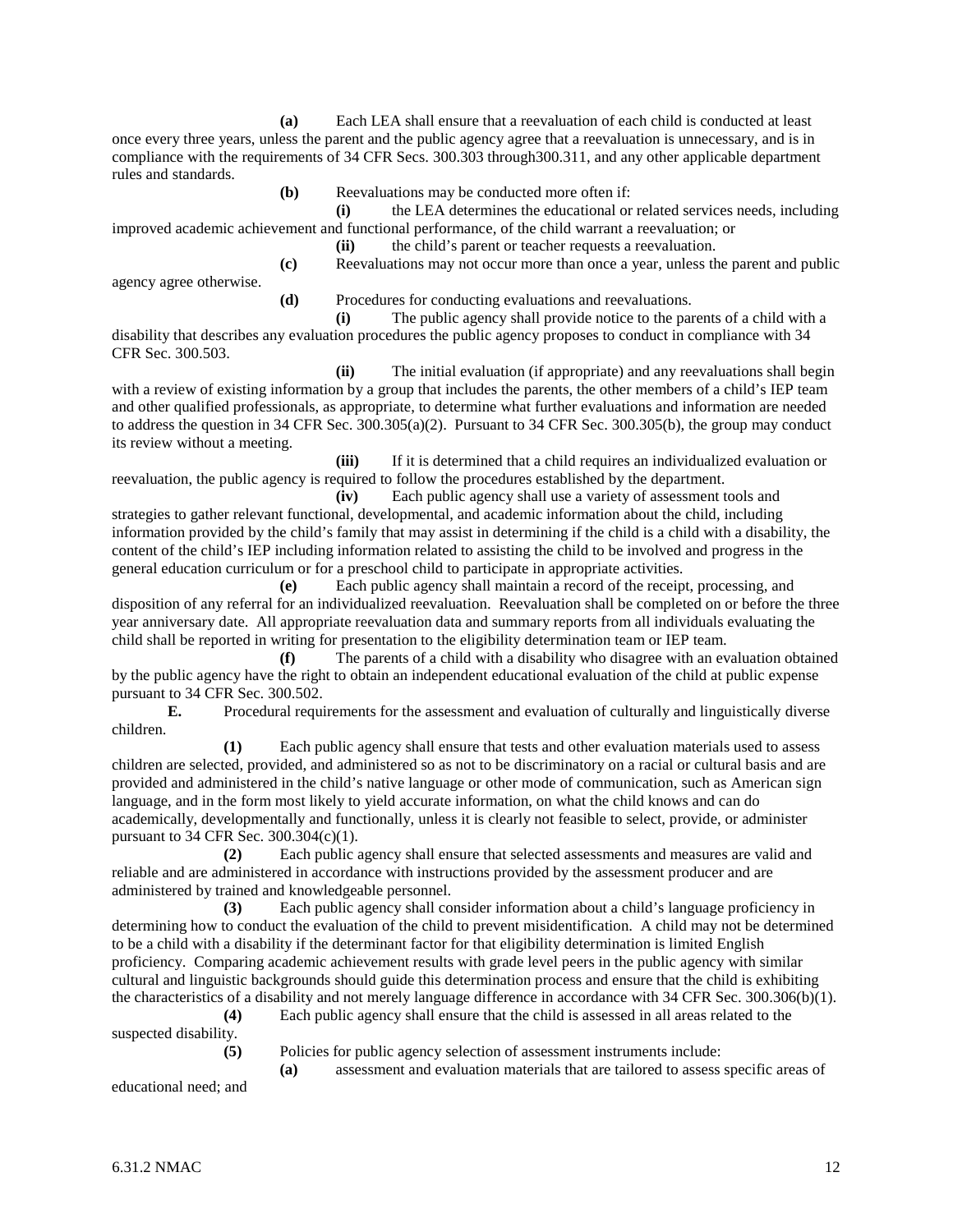**(a)** Each LEA shall ensure that a reevaluation of each child is conducted at least once every three years, unless the parent and the public agency agree that a reevaluation is unnecessary, and is in compliance with the requirements of 34 CFR Secs. 300.303 through300.311, and any other applicable department rules and standards.

**(b)** Reevaluations may be conducted more often if:

**(i)** the LEA determines the educational or related services needs, including improved academic achievement and functional performance, of the child warrant a reevaluation; or

**(ii)** the child's parent or teacher requests a reevaluation.

**(c)** Reevaluations may not occur more than once a year, unless the parent and public agency agree otherwise.

**(d)** Procedures for conducting evaluations and reevaluations.

**(i)** The public agency shall provide notice to the parents of a child with a disability that describes any evaluation procedures the public agency proposes to conduct in compliance with 34 CFR Sec. 300.503.

**(ii)** The initial evaluation (if appropriate) and any reevaluations shall begin with a review of existing information by a group that includes the parents, the other members of a child's IEP team and other qualified professionals, as appropriate, to determine what further evaluations and information are needed to address the question in 34 CFR Sec. 300.305(a)(2). Pursuant to 34 CFR Sec. 300.305(b), the group may conduct its review without a meeting.

**(iii)** If it is determined that a child requires an individualized evaluation or reevaluation, the public agency is required to follow the procedures established by the department.

**(iv)** Each public agency shall use a variety of assessment tools and strategies to gather relevant functional, developmental, and academic information about the child, including information provided by the child's family that may assist in determining if the child is a child with a disability, the content of the child's IEP including information related to assisting the child to be involved and progress in the general education curriculum or for a preschool child to participate in appropriate activities.

**(e)** Each public agency shall maintain a record of the receipt, processing, and disposition of any referral for an individualized reevaluation. Reevaluation shall be completed on or before the three year anniversary date. All appropriate reevaluation data and summary reports from all individuals evaluating the child shall be reported in writing for presentation to the eligibility determination team or IEP team.

**(f)** The parents of a child with a disability who disagree with an evaluation obtained by the public agency have the right to obtain an independent educational evaluation of the child at public expense pursuant to 34 CFR Sec. 300.502.

**E.** Procedural requirements for the assessment and evaluation of culturally and linguistically diverse children.

**(1)** Each public agency shall ensure that tests and other evaluation materials used to assess children are selected, provided, and administered so as not to be discriminatory on a racial or cultural basis and are provided and administered in the child's native language or other mode of communication, such as American sign language, and in the form most likely to yield accurate information, on what the child knows and can do academically, developmentally and functionally, unless it is clearly not feasible to select, provide, or administer pursuant to 34 CFR Sec. 300.304(c)(1).

**(2)** Each public agency shall ensure that selected assessments and measures are valid and reliable and are administered in accordance with instructions provided by the assessment producer and are administered by trained and knowledgeable personnel.

**(3)** Each public agency shall consider information about a child's language proficiency in determining how to conduct the evaluation of the child to prevent misidentification. A child may not be determined to be a child with a disability if the determinant factor for that eligibility determination is limited English proficiency. Comparing academic achievement results with grade level peers in the public agency with similar cultural and linguistic backgrounds should guide this determination process and ensure that the child is exhibiting the characteristics of a disability and not merely language difference in accordance with 34 CFR Sec. 300.306(b)(1).

**(4)** Each public agency shall ensure that the child is assessed in all areas related to the suspected disability.

**(5)** Policies for public agency selection of assessment instruments include:

**(a)** assessment and evaluation materials that are tailored to assess specific areas of educational need; and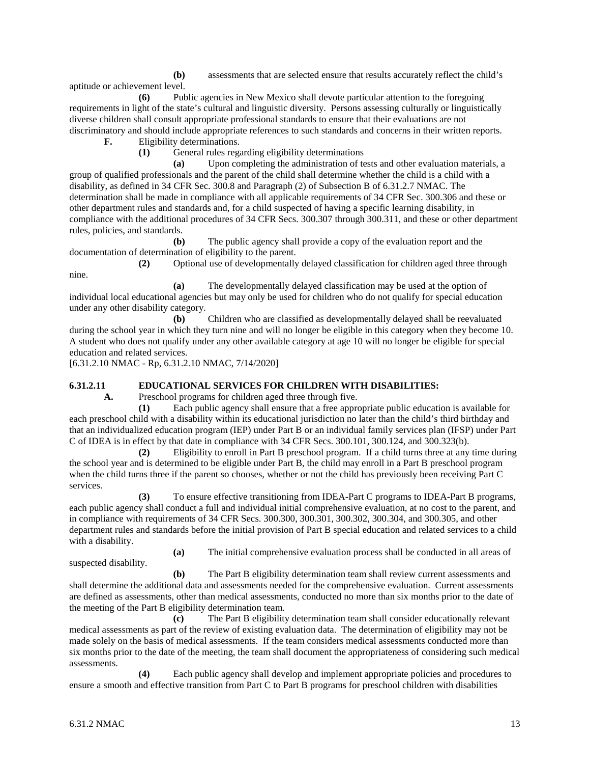**(b)** assessments that are selected ensure that results accurately reflect the child's aptitude or achievement level.

**(6)** Public agencies in New Mexico shall devote particular attention to the foregoing requirements in light of the state's cultural and linguistic diversity. Persons assessing culturally or linguistically diverse children shall consult appropriate professional standards to ensure that their evaluations are not discriminatory and should include appropriate references to such standards and concerns in their written reports.

**F.** Eligibility determinations.

**(1)** General rules regarding eligibility determinations

**(a)** Upon completing the administration of tests and other evaluation materials, a group of qualified professionals and the parent of the child shall determine whether the child is a child with a disability, as defined in 34 CFR Sec. 300.8 and Paragraph (2) of Subsection B of 6.31.2.7 NMAC. The determination shall be made in compliance with all applicable requirements of 34 CFR Sec. 300.306 and these or other department rules and standards and, for a child suspected of having a specific learning disability, in compliance with the additional procedures of 34 CFR Secs. 300.307 through 300.311, and these or other department rules, policies, and standards.

**(b)** The public agency shall provide a copy of the evaluation report and the documentation of determination of eligibility to the parent.

**(2)** Optional use of developmentally delayed classification for children aged three through nine.

**(a)** The developmentally delayed classification may be used at the option of individual local educational agencies but may only be used for children who do not qualify for special education under any other disability category.

**(b)** Children who are classified as developmentally delayed shall be reevaluated during the school year in which they turn nine and will no longer be eligible in this category when they become 10. A student who does not qualify under any other available category at age 10 will no longer be eligible for special education and related services.

[6.31.2.10 NMAC - Rp, 6.31.2.10 NMAC, 7/14/2020]

**6.31.2.11 EDUCATIONAL SERVICES FOR CHILDREN WITH DISABILITIES:**

**A.** Preschool programs for children aged three through five.

**(1)** Each public agency shall ensure that a free appropriate public education is available for each preschool child with a disability within its educational jurisdiction no later than the child's third birthday and that an individualized education program (IEP) under Part B or an individual family services plan (IFSP) under Part C of IDEA is in effect by that date in compliance with 34 CFR Secs. 300.101, 300.124, and 300.323(b).

**(2)** Eligibility to enroll in Part B preschool program. If a child turns three at any time during the school year and is determined to be eligible under Part B, the child may enroll in a Part B preschool program when the child turns three if the parent so chooses, whether or not the child has previously been receiving Part C services.

**(3)** To ensure effective transitioning from IDEA-Part C programs to IDEA-Part B programs, each public agency shall conduct a full and individual initial comprehensive evaluation, at no cost to the parent, and in compliance with requirements of 34 CFR Secs. 300.300, 300.301, 300.302, 300.304, and 300.305, and other department rules and standards before the initial provision of Part B special education and related services to a child with a disability.

**(a)** The initial comprehensive evaluation process shall be conducted in all areas of suspected disability.

**(b)** The Part B eligibility determination team shall review current assessments and shall determine the additional data and assessments needed for the comprehensive evaluation. Current assessments are defined as assessments, other than medical assessments, conducted no more than six months prior to the date of the meeting of the Part B eligibility determination team.

**(c)** The Part B eligibility determination team shall consider educationally relevant medical assessments as part of the review of existing evaluation data. The determination of eligibility may not be made solely on the basis of medical assessments. If the team considers medical assessments conducted more than six months prior to the date of the meeting, the team shall document the appropriateness of considering such medical assessments.

**(4)** Each public agency shall develop and implement appropriate policies and procedures to ensure a smooth and effective transition from Part C to Part B programs for preschool children with disabilities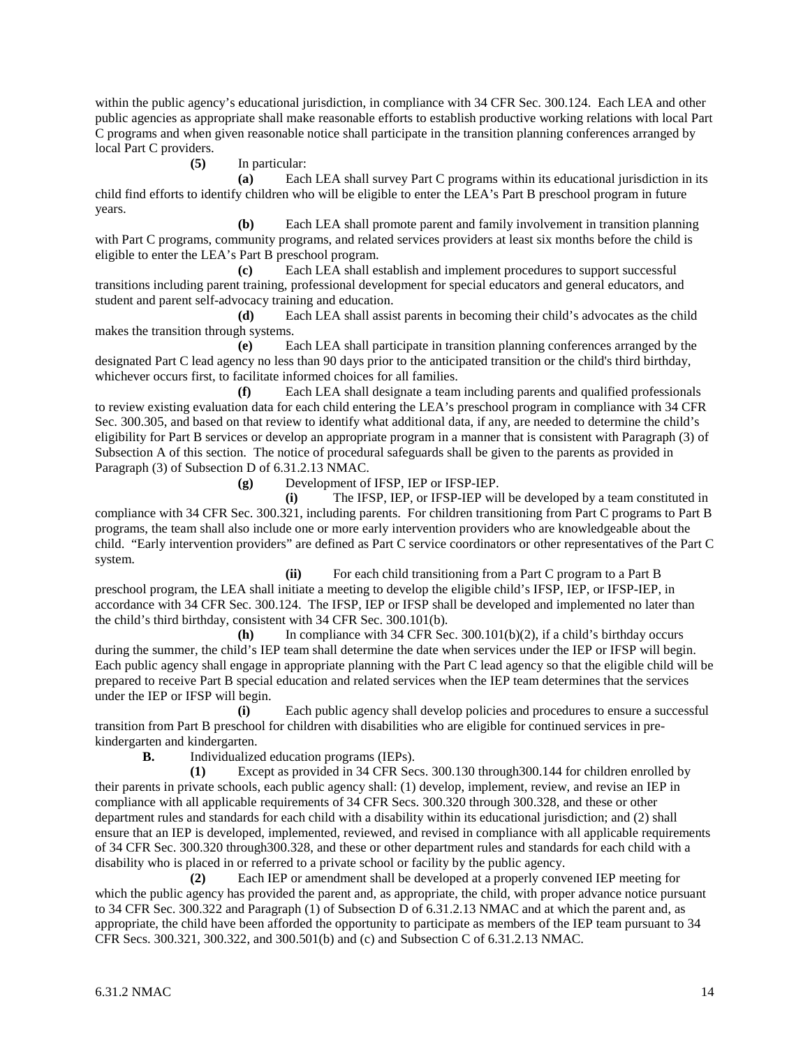within the public agency's educational jurisdiction, in compliance with 34 CFR Sec. 300.124. Each LEA and other public agencies as appropriate shall make reasonable efforts to establish productive working relations with local Part C programs and when given reasonable notice shall participate in the transition planning conferences arranged by local Part C providers.

**(5)** In particular:

**(a)** Each LEA shall survey Part C programs within its educational jurisdiction in its child find efforts to identify children who will be eligible to enter the LEA's Part B preschool program in future years.

**(b)** Each LEA shall promote parent and family involvement in transition planning with Part C programs, community programs, and related services providers at least six months before the child is eligible to enter the LEA's Part B preschool program.

**(c)** Each LEA shall establish and implement procedures to support successful transitions including parent training, professional development for special educators and general educators, and student and parent self-advocacy training and education.

**(d)** Each LEA shall assist parents in becoming their child's advocates as the child makes the transition through systems.

**(e)** Each LEA shall participate in transition planning conferences arranged by the designated Part C lead agency no less than 90 days prior to the anticipated transition or the child's third birthday, whichever occurs first, to facilitate informed choices for all families.

**(f)** Each LEA shall designate a team including parents and qualified professionals to review existing evaluation data for each child entering the LEA's preschool program in compliance with 34 CFR Sec. 300.305, and based on that review to identify what additional data, if any, are needed to determine the child's eligibility for Part B services or develop an appropriate program in a manner that is consistent with Paragraph (3) of Subsection A of this section. The notice of procedural safeguards shall be given to the parents as provided in Paragraph (3) of Subsection D of 6.31.2.13 NMAC.

**(g)** Development of IFSP, IEP or IFSP-IEP.

**(i)** The IFSP, IEP, or IFSP-IEP will be developed by a team constituted in compliance with 34 CFR Sec. 300.321, including parents. For children transitioning from Part C programs to Part B programs, the team shall also include one or more early intervention providers who are knowledgeable about the child. "Early intervention providers" are defined as Part C service coordinators or other representatives of the Part C system.

**(ii)** For each child transitioning from a Part C program to a Part B preschool program, the LEA shall initiate a meeting to develop the eligible child's IFSP, IEP, or IFSP-IEP, in accordance with 34 CFR Sec. 300.124. The IFSP, IEP or IFSP shall be developed and implemented no later than the child's third birthday, consistent with 34 CFR Sec. 300.101(b).

**(h)** In compliance with 34 CFR Sec. 300.101(b)(2), if a child's birthday occurs during the summer, the child's IEP team shall determine the date when services under the IEP or IFSP will begin. Each public agency shall engage in appropriate planning with the Part C lead agency so that the eligible child will be prepared to receive Part B special education and related services when the IEP team determines that the services under the IEP or IFSP will begin.

**(i)** Each public agency shall develop policies and procedures to ensure a successful transition from Part B preschool for children with disabilities who are eligible for continued services in pre-kindergarten and kindergarten.

**B.** Individualized education programs (IEPs).

**(1)** Except as provided in 34 CFR Secs. 300.130 through300.144 for children enrolled by their parents in private schools, each public agency shall: (1) develop, implement, review, and revise an IEP in compliance with all applicable requirements of 34 CFR Secs. 300.320 through 300.328, and these or other department rules and standards for each child with a disability within its educational jurisdiction; and (2) shall ensure that an IEP is developed, implemented, reviewed, and revised in compliance with all applicable requirements of 34 CFR Sec. 300.320 through300.328, and these or other department rules and standards for each child with a disability who is placed in or referred to a private school or facility by the public agency.

**(2)** Each IEP or amendment shall be developed at a properly convened IEP meeting for which the public agency has provided the parent and, as appropriate, the child, with proper advance notice pursuant to 34 CFR Sec. 300.322 and Paragraph (1) of Subsection D of 6.31.2.13 NMAC and at which the parent and, as appropriate, the child have been afforded the opportunity to participate as members of the IEP team pursuant to 34 CFR Secs. 300.321, 300.322, and 300.501(b) and (c) and Subsection C of 6.31.2.13 NMAC.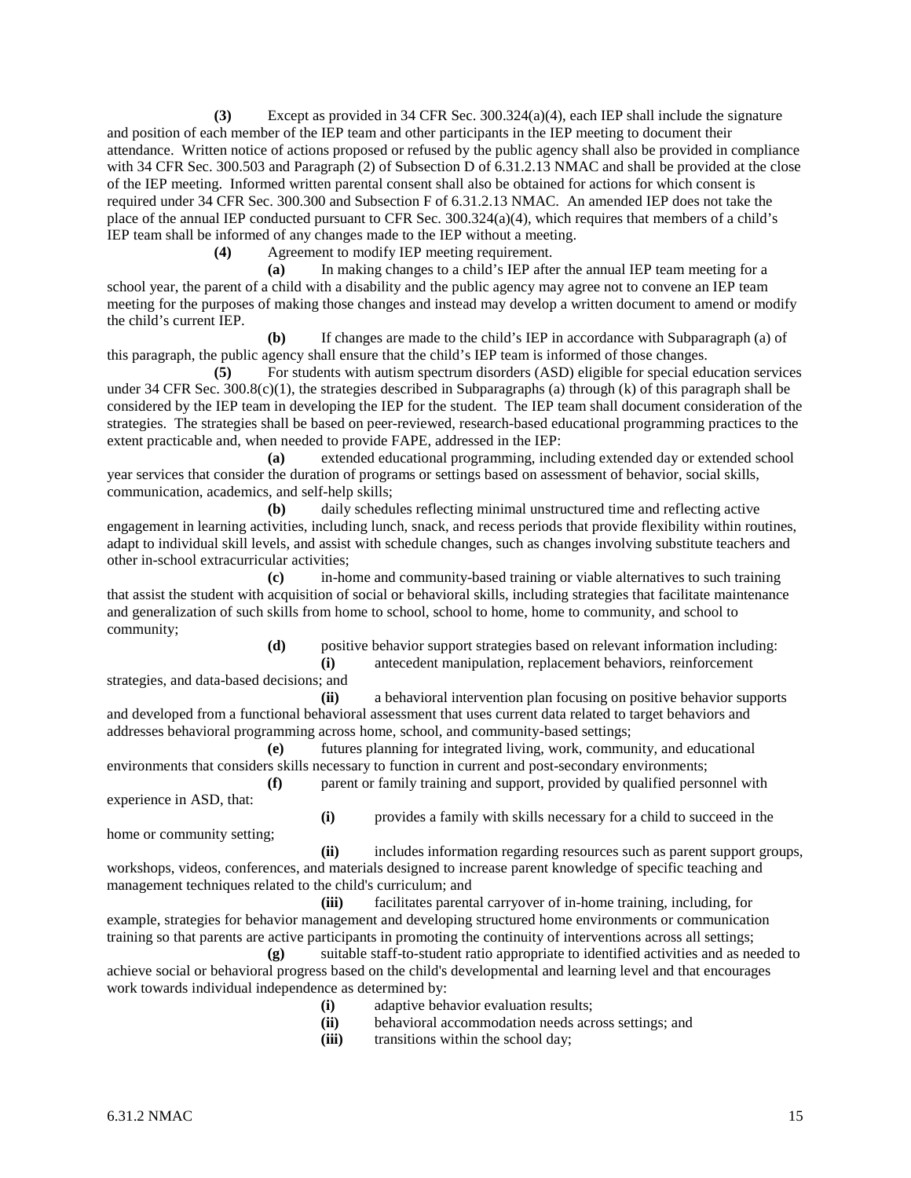**(3)** Except as provided in 34 CFR Sec. 300.324(a)(4), each IEP shall include the signature and position of each member of the IEP team and other participants in the IEP meeting to document their attendance. Written notice of actions proposed or refused by the public agency shall also be provided in compliance with 34 CFR Sec. 300.503 and Paragraph (2) of Subsection D of 6.31.2.13 NMAC and shall be provided at the close of the IEP meeting. Informed written parental consent shall also be obtained for actions for which consent is required under 34 CFR Sec. 300.300 and Subsection F of 6.31.2.13 NMAC. An amended IEP does not take the place of the annual IEP conducted pursuant to CFR Sec. 300.324(a)(4), which requires that members of a child's IEP team shall be informed of any changes made to the IEP without a meeting.

**(4)** Agreement to modify IEP meeting requirement.

**(a)** In making changes to a child's IEP after the annual IEP team meeting for a school year, the parent of a child with a disability and the public agency may agree not to convene an IEP team meeting for the purposes of making those changes and instead may develop a written document to amend or modify the child's current IEP.

**(b)** If changes are made to the child's IEP in accordance with Subparagraph (a) of this paragraph, the public agency shall ensure that the child's IEP team is informed of those changes.

**(5)** For students with autism spectrum disorders (ASD) eligible for special education services under 34 CFR Sec. 300.8(c)(1), the strategies described in Subparagraphs (a) through (k) of this paragraph shall be considered by the IEP team in developing the IEP for the student. The IEP team shall document consideration of the strategies. The strategies shall be based on peer-reviewed, research-based educational programming practices to the extent practicable and, when needed to provide FAPE, addressed in the IEP:

**(a)** extended educational programming, including extended day or extended school year services that consider the duration of programs or settings based on assessment of behavior, social skills, communication, academics, and self-help skills;

**(b)** daily schedules reflecting minimal unstructured time and reflecting active engagement in learning activities, including lunch, snack, and recess periods that provide flexibility within routines, adapt to individual skill levels, and assist with schedule changes, such as changes involving substitute teachers and other in-school extracurricular activities;

**(c)** in-home and community-based training or viable alternatives to such training that assist the student with acquisition of social or behavioral skills, including strategies that facilitate maintenance and generalization of such skills from home to school, school to home, home to community, and school to community;

**(d)** positive behavior support strategies based on relevant information including:

**(i)** antecedent manipulation, replacement behaviors, reinforcement strategies, and data-based decisions; and

**(ii)** a behavioral intervention plan focusing on positive behavior supports and developed from a functional behavioral assessment that uses current data related to target behaviors and addresses behavioral programming across home, school, and community-based settings;

**(e)** futures planning for integrated living, work, community, and educational environments that considers skills necessary to function in current and post-secondary environments;

**(f)** parent or family training and support, provided by qualified personnel with experience in ASD, that:

**(i)** provides a family with skills necessary for a child to succeed in the home or community setting;

**(ii)** includes information regarding resources such as parent support groups, workshops, videos, conferences, and materials designed to increase parent knowledge of specific teaching and management techniques related to the child's curriculum; and

**(iii)** facilitates parental carryover of in-home training, including, for example, strategies for behavior management and developing structured home environments or communication training so that parents are active participants in promoting the continuity of interventions across all settings;

**(g)** suitable staff-to-student ratio appropriate to identified activities and as needed to achieve social or behavioral progress based on the child's developmental and learning level and that encourages work towards individual independence as determined by:

**(i)** adaptive behavior evaluation results;

**(ii)** behavioral accommodation needs across settings; and

**(iii)** transitions within the school day;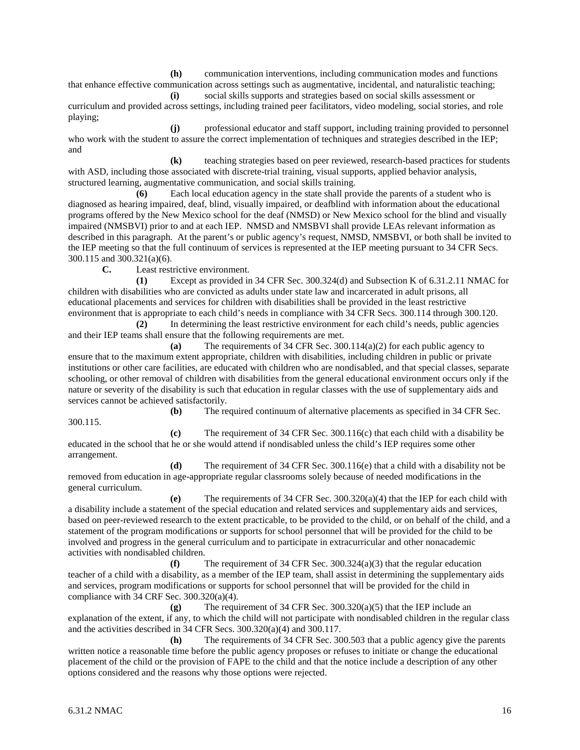**(h)** communication interventions, including communication modes and functions that enhance effective communication across settings such as augmentative, incidental, and naturalistic teaching;

**(i)** social skills supports and strategies based on social skills assessment or curriculum and provided across settings, including trained peer facilitators, video modeling, social stories, and role playing;

**(j)** professional educator and staff support, including training provided to personnel who work with the student to assure the correct implementation of techniques and strategies described in the IEP; and

**(k)** teaching strategies based on peer reviewed, research-based practices for students with ASD, including those associated with discrete-trial training, visual supports, applied behavior analysis, structured learning, augmentative communication, and social skills training.

**(6)** Each local education agency in the state shall provide the parents of a student who is diagnosed as hearing impaired, deaf, blind, visually impaired, or deafblind with information about the educational programs offered by the New Mexico school for the deaf (NMSD) or New Mexico school for the blind and visually impaired (NMSBVI) prior to and at each IEP. NMSD and NMSBVI shall provide LEAs relevant information as described in this paragraph. At the parent's or public agency's request, NMSD, NMSBVI, or both shall be invited to the IEP meeting so that the full continuum of services is represented at the IEP meeting pursuant to 34 CFR Secs. 300.115 and 300.321(a)(6).

**C.** Least restrictive environment.

**(1)** Except as provided in 34 CFR Sec. 300.324(d) and Subsection K of 6.31.2.11 NMAC for children with disabilities who are convicted as adults under state law and incarcerated in adult prisons, all educational placements and services for children with disabilities shall be provided in the least restrictive environment that is appropriate to each child's needs in compliance with 34 CFR Secs. 300.114 through 300.120.

**(2)** In determining the least restrictive environment for each child's needs, public agencies and their IEP teams shall ensure that the following requirements are met.

**(a)** The requirements of 34 CFR Sec. 300.114(a)(2) for each public agency to ensure that to the maximum extent appropriate, children with disabilities, including children in public or private institutions or other care facilities, are educated with children who are nondisabled, and that special classes, separate schooling, or other removal of children with disabilities from the general educational environment occurs only if the nature or severity of the disability is such that education in regular classes with the use of supplementary aids and services cannot be achieved satisfactorily.

**(b)** The required continuum of alternative placements as specified in 34 CFR Sec. 300.115.

**(c)** The requirement of 34 CFR Sec. 300.116(c) that each child with a disability be educated in the school that he or she would attend if nondisabled unless the child's IEP requires some other arrangement.

**(d)** The requirement of 34 CFR Sec. 300.116(e) that a child with a disability not be removed from education in age-appropriate regular classrooms solely because of needed modifications in the general curriculum.

**(e)** The requirements of 34 CFR Sec. 300.320(a)(4) that the IEP for each child with a disability include a statement of the special education and related services and supplementary aids and services, based on peer-reviewed research to the extent practicable, to be provided to the child, or on behalf of the child, and a statement of the program modifications or supports for school personnel that will be provided for the child to be involved and progress in the general curriculum and to participate in extracurricular and other nonacademic activities with nondisabled children.

**(f)** The requirement of 34 CFR Sec. 300.324(a)(3) that the regular education teacher of a child with a disability, as a member of the IEP team, shall assist in determining the supplementary aids and services, program modifications or supports for school personnel that will be provided for the child in compliance with 34 CRF Sec. 300.320(a)(4).

**(g)** The requirement of 34 CFR Sec. 300.320(a)(5) that the IEP include an explanation of the extent, if any, to which the child will not participate with nondisabled children in the regular class and the activities described in 34 CFR Secs. 300.320(a)(4) and 300.117.

**(h)** The requirements of 34 CFR Sec. 300.503 that a public agency give the parents written notice a reasonable time before the public agency proposes or refuses to initiate or change the educational placement of the child or the provision of FAPE to the child and that the notice include a description of any other options considered and the reasons why those options were rejected.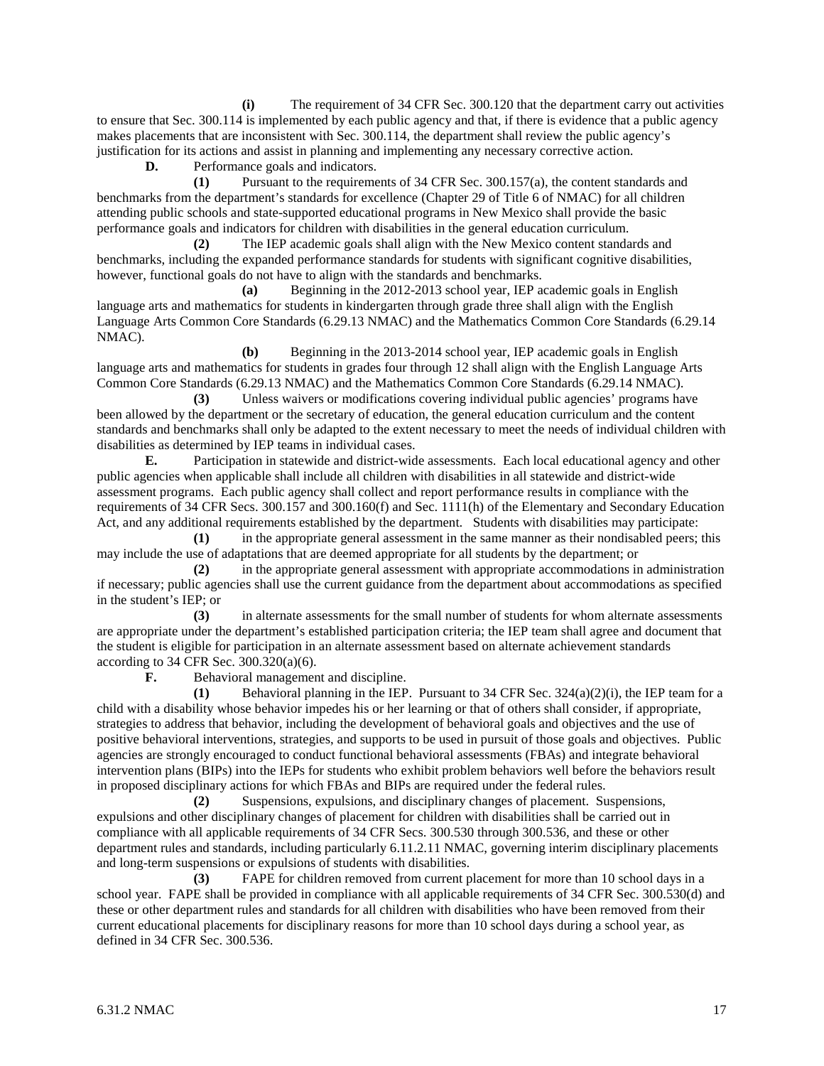**(i)** The requirement of 34 CFR Sec. 300.120 that the department carry out activities to ensure that Sec. 300.114 is implemented by each public agency and that, if there is evidence that a public agency makes placements that are inconsistent with Sec. 300.114, the department shall review the public agency's justification for its actions and assist in planning and implementing any necessary corrective action.

**D.** Performance goals and indicators.

**(1)** Pursuant to the requirements of 34 CFR Sec. 300.157(a), the content standards and benchmarks from the department's standards for excellence (Chapter 29 of Title 6 of NMAC) for all children attending public schools and state-supported educational programs in New Mexico shall provide the basic performance goals and indicators for children with disabilities in the general education curriculum.

**(2)** The IEP academic goals shall align with the New Mexico content standards and benchmarks, including the expanded performance standards for students with significant cognitive disabilities, however, functional goals do not have to align with the standards and benchmarks.

**(a)** Beginning in the 2012-2013 school year, IEP academic goals in English language arts and mathematics for students in kindergarten through grade three shall align with the English Language Arts Common Core Standards (6.29.13 NMAC) and the Mathematics Common Core Standards (6.29.14 NMAC).

**(b)** Beginning in the 2013-2014 school year, IEP academic goals in English language arts and mathematics for students in grades four through 12 shall align with the English Language Arts Common Core Standards (6.29.13 NMAC) and the Mathematics Common Core Standards (6.29.14 NMAC).

**(3)** Unless waivers or modifications covering individual public agencies' programs have been allowed by the department or the secretary of education, the general education curriculum and the content standards and benchmarks shall only be adapted to the extent necessary to meet the needs of individual children with disabilities as determined by IEP teams in individual cases.

**E.** Participation in statewide and district-wide assessments. Each local educational agency and other public agencies when applicable shall include all children with disabilities in all statewide and district-wide assessment programs. Each public agency shall collect and report performance results in compliance with the requirements of 34 CFR Secs. 300.157 and 300.160(f) and Sec. 1111(h) of the Elementary and Secondary Education Act, and any additional requirements established by the department. Students with disabilities may participate:

**(1)** in the appropriate general assessment in the same manner as their nondisabled peers; this may include the use of adaptations that are deemed appropriate for all students by the department; or

**(2)** in the appropriate general assessment with appropriate accommodations in administration if necessary; public agencies shall use the current guidance from the department about accommodations as specified in the student's IEP; or

**(3)** in alternate assessments for the small number of students for whom alternate assessments are appropriate under the department's established participation criteria; the IEP team shall agree and document that the student is eligible for participation in an alternate assessment based on alternate achievement standards according to 34 CFR Sec. 300.320(a)(6).

**F.** Behavioral management and discipline.

**(1)** Behavioral planning in the IEP. Pursuant to 34 CFR Sec. 324(a)(2)(i), the IEP team for a child with a disability whose behavior impedes his or her learning or that of others shall consider, if appropriate, strategies to address that behavior, including the development of behavioral goals and objectives and the use of positive behavioral interventions, strategies, and supports to be used in pursuit of those goals and objectives. Public agencies are strongly encouraged to conduct functional behavioral assessments (FBAs) and integrate behavioral intervention plans (BIPs) into the IEPs for students who exhibit problem behaviors well before the behaviors result in proposed disciplinary actions for which FBAs and BIPs are required under the federal rules.

**(2)** Suspensions, expulsions, and disciplinary changes of placement. Suspensions, expulsions and other disciplinary changes of placement for children with disabilities shall be carried out in compliance with all applicable requirements of 34 CFR Secs. 300.530 through 300.536, and these or other department rules and standards, including particularly 6.11.2.11 NMAC, governing interim disciplinary placements and long-term suspensions or expulsions of students with disabilities.

**(3)** FAPE for children removed from current placement for more than 10 school days in a school year. FAPE shall be provided in compliance with all applicable requirements of 34 CFR Sec. 300.530(d) and these or other department rules and standards for all children with disabilities who have been removed from their current educational placements for disciplinary reasons for more than 10 school days during a school year, as defined in 34 CFR Sec. 300.536.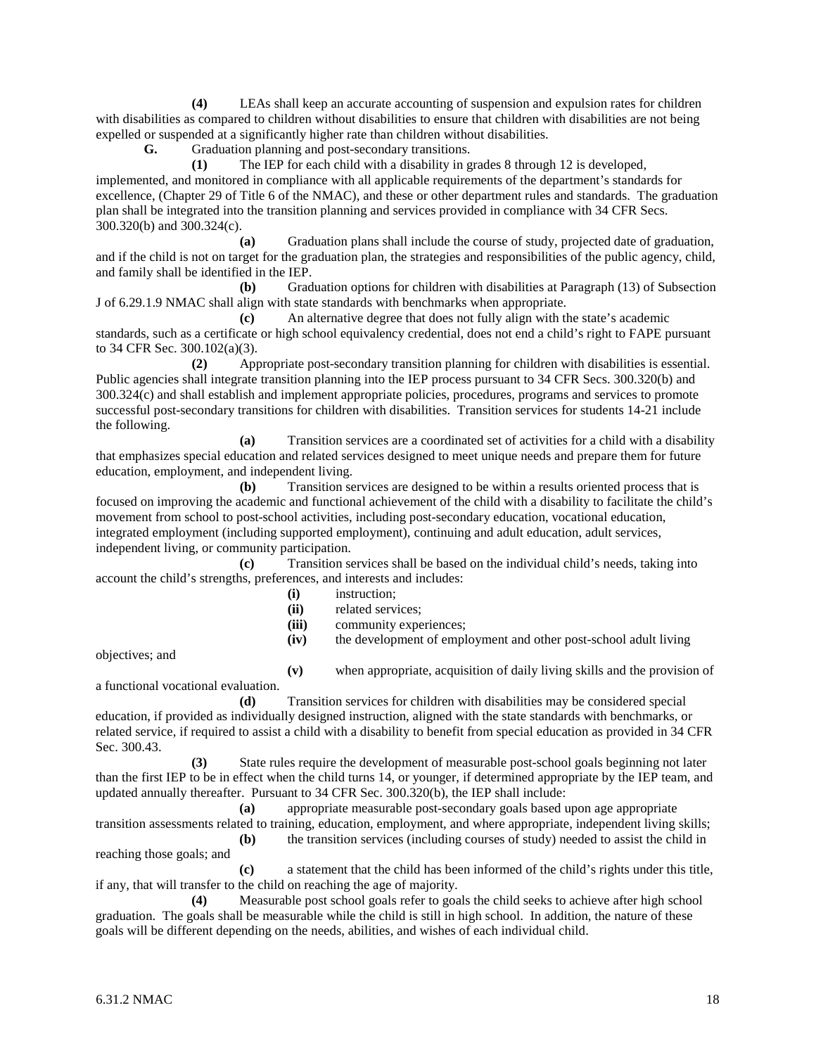**(4)** LEAs shall keep an accurate accounting of suspension and expulsion rates for children with disabilities as compared to children without disabilities to ensure that children with disabilities are not being expelled or suspended at a significantly higher rate than children without disabilities.

**G.** Graduation planning and post-secondary transitions.

**(1)** The IEP for each child with a disability in grades 8 through 12 is developed, implemented, and monitored in compliance with all applicable requirements of the department's standards for excellence, (Chapter 29 of Title 6 of the NMAC), and these or other department rules and standards. The graduation plan shall be integrated into the transition planning and services provided in compliance with 34 CFR Secs. 300.320(b) and 300.324(c).

**(a)** Graduation plans shall include the course of study, projected date of graduation, and if the child is not on target for the graduation plan, the strategies and responsibilities of the public agency, child, and family shall be identified in the IEP.

**(b)** Graduation options for children with disabilities at Paragraph (13) of Subsection J of 6.29.1.9 NMAC shall align with state standards with benchmarks when appropriate.

**(c)** An alternative degree that does not fully align with the state's academic standards, such as a certificate or high school equivalency credential, does not end a child's right to FAPE pursuant to 34 CFR Sec. 300.102(a)(3).

**(2)** Appropriate post-secondary transition planning for children with disabilities is essential. Public agencies shall integrate transition planning into the IEP process pursuant to 34 CFR Secs. 300.320(b) and 300.324(c) and shall establish and implement appropriate policies, procedures, programs and services to promote successful post-secondary transitions for children with disabilities. Transition services for students 14-21 include the following.

**(a)** Transition services are a coordinated set of activities for a child with a disability that emphasizes special education and related services designed to meet unique needs and prepare them for future education, employment, and independent living.

**(b)** Transition services are designed to be within a results oriented process that is focused on improving the academic and functional achievement of the child with a disability to facilitate the child's movement from school to post-school activities, including post-secondary education, vocational education, integrated employment (including supported employment), continuing and adult education, adult services, independent living, or community participation.

**(c)** Transition services shall be based on the individual child's needs, taking into account the child's strengths, preferences, and interests and includes:

**(i)** instruction;

**(ii)** related services;

**(iii)** community experiences;

**(iv)** the development of employment and other post-school adult living objectives; and

**(v)** when appropriate, acquisition of daily living skills and the provision of a functional vocational evaluation.

**(d)** Transition services for children with disabilities may be considered special education, if provided as individually designed instruction, aligned with the state standards with benchmarks, or related service, if required to assist a child with a disability to benefit from special education as provided in 34 CFR Sec. 300.43.

**(3)** State rules require the development of measurable post-school goals beginning not later than the first IEP to be in effect when the child turns 14, or younger, if determined appropriate by the IEP team, and updated annually thereafter. Pursuant to 34 CFR Sec. 300.320(b), the IEP shall include:

**(a)** appropriate measurable post-secondary goals based upon age appropriate transition assessments related to training, education, employment, and where appropriate, independent living skills;

**(b)** the transition services (including courses of study) needed to assist the child in reaching those goals; and

**(c)** a statement that the child has been informed of the child's rights under this title, if any, that will transfer to the child on reaching the age of majority.

**(4)** Measurable post school goals refer to goals the child seeks to achieve after high school graduation. The goals shall be measurable while the child is still in high school. In addition, the nature of these goals will be different depending on the needs, abilities, and wishes of each individual child.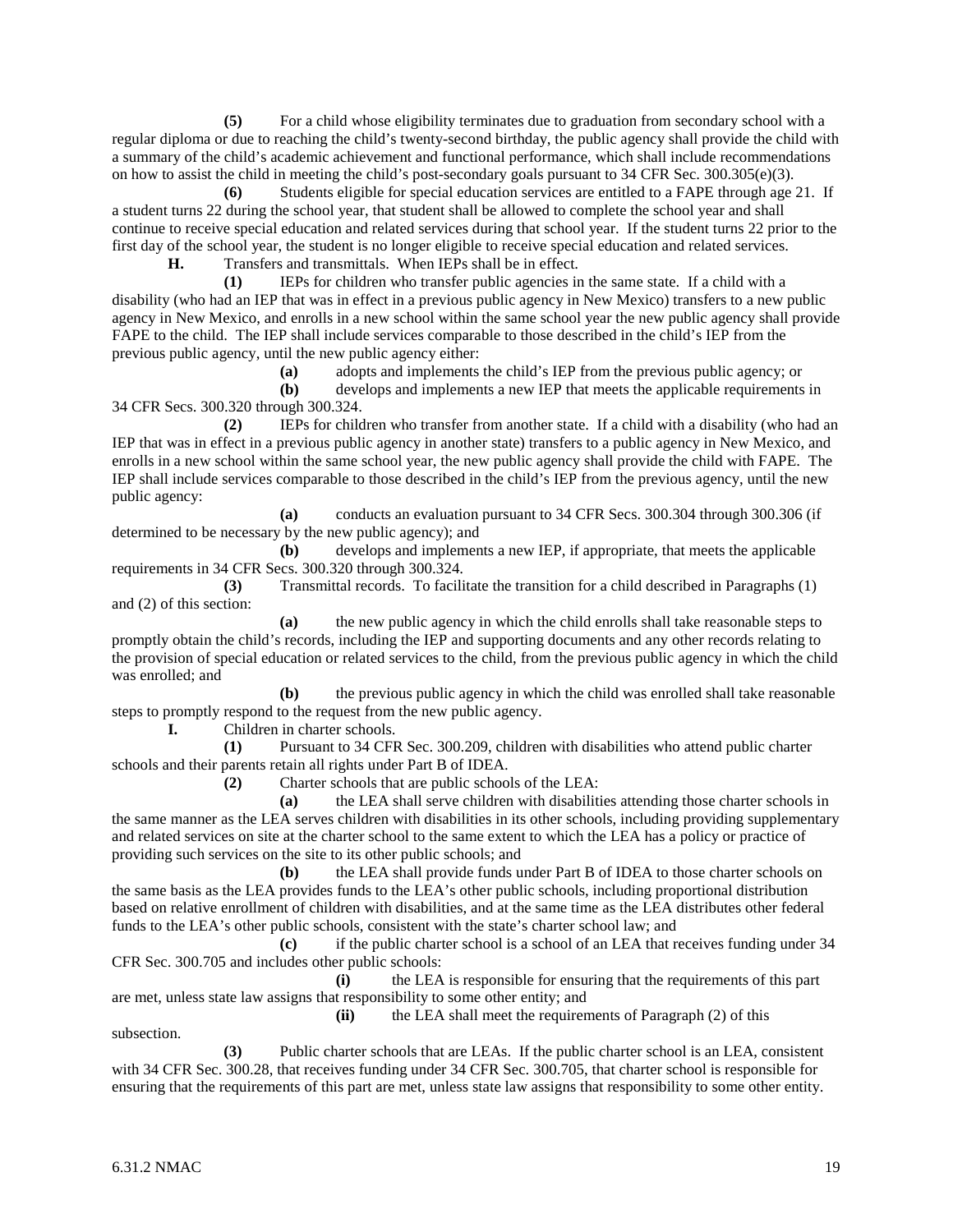**(5)** For a child whose eligibility terminates due to graduation from secondary school with a regular diploma or due to reaching the child's twenty-second birthday, the public agency shall provide the child with a summary of the child's academic achievement and functional performance, which shall include recommendations on how to assist the child in meeting the child's post-secondary goals pursuant to 34 CFR Sec. 300.305(e)(3).

**(6)** Students eligible for special education services are entitled to a FAPE through age 21. If a student turns 22 during the school year, that student shall be allowed to complete the school year and shall continue to receive special education and related services during that school year. If the student turns 22 prior to the first day of the school year, the student is no longer eligible to receive special education and related services.

**H.** Transfers and transmittals. When IEPs shall be in effect.

**(1)** IEPs for children who transfer public agencies in the same state. If a child with a disability (who had an IEP that was in effect in a previous public agency in New Mexico) transfers to a new public agency in New Mexico, and enrolls in a new school within the same school year the new public agency shall provide FAPE to the child. The IEP shall include services comparable to those described in the child's IEP from the previous public agency, until the new public agency either:

**(a)** adopts and implements the child's IEP from the previous public agency; or

**(b)** develops and implements a new IEP that meets the applicable requirements in 34 CFR Secs. 300.320 through 300.324.

**(2)** IEPs for children who transfer from another state. If a child with a disability (who had an IEP that was in effect in a previous public agency in another state) transfers to a public agency in New Mexico, and enrolls in a new school within the same school year, the new public agency shall provide the child with FAPE. The IEP shall include services comparable to those described in the child's IEP from the previous agency, until the new public agency:

**(a)** conducts an evaluation pursuant to 34 CFR Secs. 300.304 through 300.306 (if determined to be necessary by the new public agency); and

**(b)** develops and implements a new IEP, if appropriate, that meets the applicable requirements in 34 CFR Secs. 300.320 through 300.324.

**(3)** Transmittal records. To facilitate the transition for a child described in Paragraphs (1) and (2) of this section:

**(a)** the new public agency in which the child enrolls shall take reasonable steps to promptly obtain the child's records, including the IEP and supporting documents and any other records relating to the provision of special education or related services to the child, from the previous public agency in which the child was enrolled; and

**(b)** the previous public agency in which the child was enrolled shall take reasonable steps to promptly respond to the request from the new public agency.

**I.** Children in charter schools.

**(1)** Pursuant to 34 CFR Sec. 300.209, children with disabilities who attend public charter schools and their parents retain all rights under Part B of IDEA.

**(2)** Charter schools that are public schools of the LEA:

**(a)** the LEA shall serve children with disabilities attending those charter schools in the same manner as the LEA serves children with disabilities in its other schools, including providing supplementary and related services on site at the charter school to the same extent to which the LEA has a policy or practice of providing such services on the site to its other public schools; and

**(b)** the LEA shall provide funds under Part B of IDEA to those charter schools on the same basis as the LEA provides funds to the LEA's other public schools, including proportional distribution based on relative enrollment of children with disabilities, and at the same time as the LEA distributes other federal funds to the LEA's other public schools, consistent with the state's charter school law; and

**(c)** if the public charter school is a school of an LEA that receives funding under 34 CFR Sec. 300.705 and includes other public schools:

**(i)** the LEA is responsible for ensuring that the requirements of this part are met, unless state law assigns that responsibility to some other entity; and

**(ii)** the LEA shall meet the requirements of Paragraph (2) of this subsection.

**(3)** Public charter schools that are LEAs. If the public charter school is an LEA, consistent with 34 CFR Sec. 300.28, that receives funding under 34 CFR Sec. 300.705, that charter school is responsible for ensuring that the requirements of this part are met, unless state law assigns that responsibility to some other entity.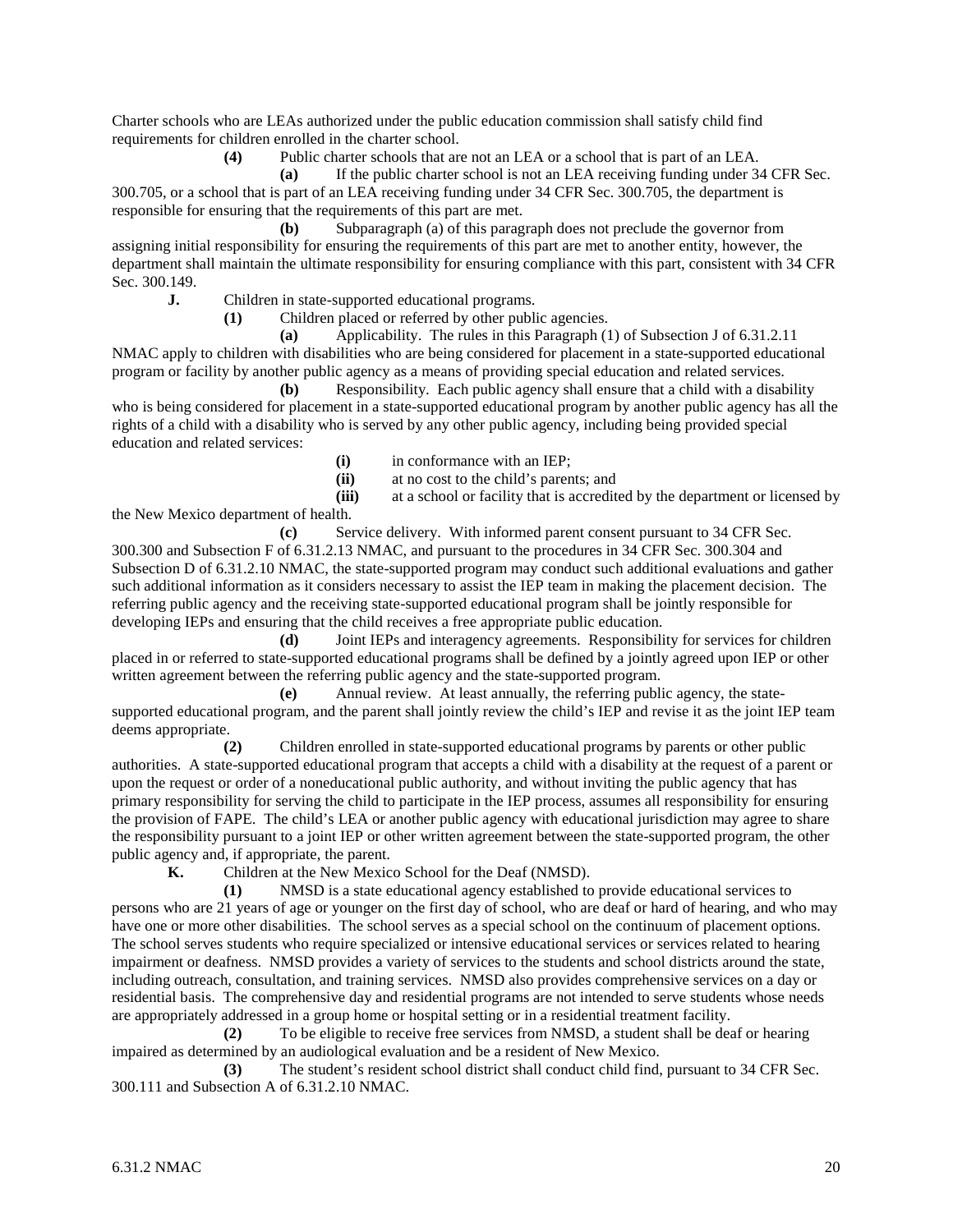Charter schools who are LEAs authorized under the public education commission shall satisfy child find requirements for children enrolled in the charter school.

**(4)** Public charter schools that are not an LEA or a school that is part of an LEA.

**(a)** If the public charter school is not an LEA receiving funding under 34 CFR Sec. 300.705, or a school that is part of an LEA receiving funding under 34 CFR Sec. 300.705, the department is responsible for ensuring that the requirements of this part are met.

**(b)** Subparagraph (a) of this paragraph does not preclude the governor from assigning initial responsibility for ensuring the requirements of this part are met to another entity, however, the department shall maintain the ultimate responsibility for ensuring compliance with this part, consistent with 34 CFR Sec. 300.149.

**J.** Children in state-supported educational programs.

**(1)** Children placed or referred by other public agencies.

**(a)** Applicability. The rules in this Paragraph (1) of Subsection J of 6.31.2.11 NMAC apply to children with disabilities who are being considered for placement in a state-supported educational program or facility by another public agency as a means of providing special education and related services.

**(b)** Responsibility. Each public agency shall ensure that a child with a disability who is being considered for placement in a state-supported educational program by another public agency has all the rights of a child with a disability who is served by any other public agency, including being provided special education and related services:

**(i)** in conformance with an IEP;

**(ii)** at no cost to the child's parents; and

**(iii)** at a school or facility that is accredited by the department or licensed by the New Mexico department of health.

**(c)** Service delivery. With informed parent consent pursuant to 34 CFR Sec. 300.300 and Subsection F of 6.31.2.13 NMAC, and pursuant to the procedures in 34 CFR Sec. 300.304 and Subsection D of 6.31.2.10 NMAC, the state-supported program may conduct such additional evaluations and gather such additional information as it considers necessary to assist the IEP team in making the placement decision. The referring public agency and the receiving state-supported educational program shall be jointly responsible for developing IEPs and ensuring that the child receives a free appropriate public education.

**(d)** Joint IEPs and interagency agreements. Responsibility for services for children placed in or referred to state-supported educational programs shall be defined by a jointly agreed upon IEP or other written agreement between the referring public agency and the state-supported program.

**(e)** Annual review. At least annually, the referring public agency, the state-supported educational program, and the parent shall jointly review the child's IEP and revise it as the joint IEP team deems appropriate.

**(2)** Children enrolled in state-supported educational programs by parents or other public authorities. A state-supported educational program that accepts a child with a disability at the request of a parent or upon the request or order of a noneducational public authority, and without inviting the public agency that has primary responsibility for serving the child to participate in the IEP process, assumes all responsibility for ensuring the provision of FAPE. The child's LEA or another public agency with educational jurisdiction may agree to share the responsibility pursuant to a joint IEP or other written agreement between the state-supported program, the other public agency and, if appropriate, the parent.

**K.** Children at the New Mexico School for the Deaf (NMSD).

**(1)** NMSD is a state educational agency established to provide educational services to persons who are 21 years of age or younger on the first day of school, who are deaf or hard of hearing, and who may have one or more other disabilities. The school serves as a special school on the continuum of placement options. The school serves students who require specialized or intensive educational services or services related to hearing impairment or deafness. NMSD provides a variety of services to the students and school districts around the state, including outreach, consultation, and training services. NMSD also provides comprehensive services on a day or residential basis. The comprehensive day and residential programs are not intended to serve students whose needs are appropriately addressed in a group home or hospital setting or in a residential treatment facility.

**(2)** To be eligible to receive free services from NMSD, a student shall be deaf or hearing impaired as determined by an audiological evaluation and be a resident of New Mexico.

**(3)** The student's resident school district shall conduct child find, pursuant to 34 CFR Sec. 300.111 and Subsection A of 6.31.2.10 NMAC.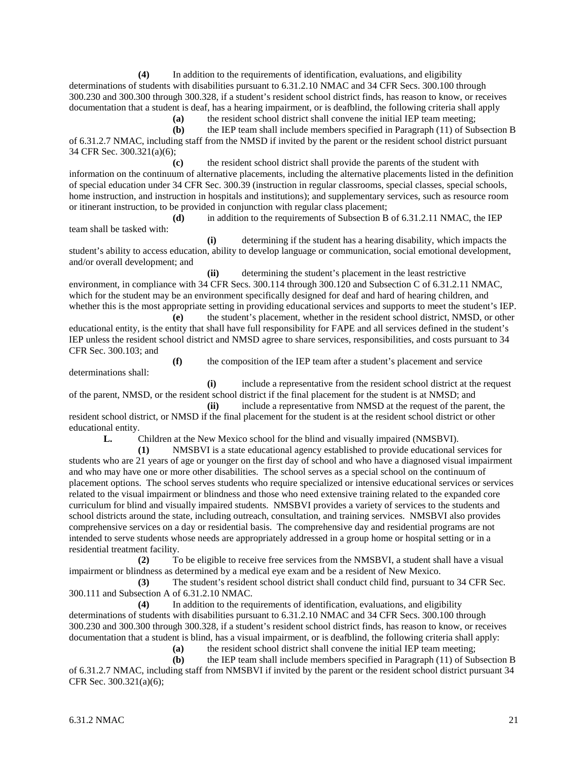**(4)** In addition to the requirements of identification, evaluations, and eligibility determinations of students with disabilities pursuant to 6.31.2.10 NMAC and 34 CFR Secs. 300.100 through 300.230 and 300.300 through 300.328, if a student's resident school district finds, has reason to know, or receives documentation that a student is deaf, has a hearing impairment, or is deafblind, the following criteria shall apply

**(a)** the resident school district shall convene the initial IEP team meeting;

**(b)** the IEP team shall include members specified in Paragraph (11) of Subsection B of 6.31.2.7 NMAC, including staff from the NMSD if invited by the parent or the resident school district pursuant 34 CFR Sec. 300.321(a)(6);

**(c)** the resident school district shall provide the parents of the student with information on the continuum of alternative placements, including the alternative placements listed in the definition of special education under 34 CFR Sec. 300.39 (instruction in regular classrooms, special classes, special schools, home instruction, and instruction in hospitals and institutions); and supplementary services, such as resource room or itinerant instruction, to be provided in conjunction with regular class placement;

**(d)** in addition to the requirements of Subsection B of 6.31.2.11 NMAC, the IEP team shall be tasked with:

**(i)** determining if the student has a hearing disability, which impacts the student's ability to access education, ability to develop language or communication, social emotional development, and/or overall development; and

**(ii)** determining the student's placement in the least restrictive environment, in compliance with 34 CFR Secs. 300.114 through 300.120 and Subsection C of 6.31.2.11 NMAC, which for the student may be an environment specifically designed for deaf and hard of hearing children, and whether this is the most appropriate setting in providing educational services and supports to meet the student's IEP.

**(e)** the student's placement, whether in the resident school district, NMSD, or other educational entity, is the entity that shall have full responsibility for FAPE and all services defined in the student's IEP unless the resident school district and NMSD agree to share services, responsibilities, and costs pursuant to 34 CFR Sec. 300.103; and

**(f)** the composition of the IEP team after a student's placement and service determinations shall:

**(i)** include a representative from the resident school district at the request of the parent, NMSD, or the resident school district if the final placement for the student is at NMSD; and

**(ii)** include a representative from NMSD at the request of the parent, the resident school district, or NMSD if the final placement for the student is at the resident school district or other educational entity.

**L.** Children at the New Mexico school for the blind and visually impaired (NMSBVI).

**(1)** NMSBVI is a state educational agency established to provide educational services for students who are 21 years of age or younger on the first day of school and who have a diagnosed visual impairment and who may have one or more other disabilities. The school serves as a special school on the continuum of placement options. The school serves students who require specialized or intensive educational services or services related to the visual impairment or blindness and those who need extensive training related to the expanded core curriculum for blind and visually impaired students. NMSBVI provides a variety of services to the students and school districts around the state, including outreach, consultation, and training services. NMSBVI also provides comprehensive services on a day or residential basis. The comprehensive day and residential programs are not intended to serve students whose needs are appropriately addressed in a group home or hospital setting or in a residential treatment facility.

**(2)** To be eligible to receive free services from the NMSBVI, a student shall have a visual impairment or blindness as determined by a medical eye exam and be a resident of New Mexico.

**(3)** The student's resident school district shall conduct child find, pursuant to 34 CFR Sec. 300.111 and Subsection A of 6.31.2.10 NMAC.

**(4)** In addition to the requirements of identification, evaluations, and eligibility determinations of students with disabilities pursuant to 6.31.2.10 NMAC and 34 CFR Secs. 300.100 through 300.230 and 300.300 through 300.328, if a student's resident school district finds, has reason to know, or receives documentation that a student is blind, has a visual impairment, or is deafblind, the following criteria shall apply:

**(a)** the resident school district shall convene the initial IEP team meeting;

**(b)** the IEP team shall include members specified in Paragraph (11) of Subsection B of 6.31.2.7 NMAC, including staff from NMSBVI if invited by the parent or the resident school district pursuant 34 CFR Sec. 300.321(a)(6);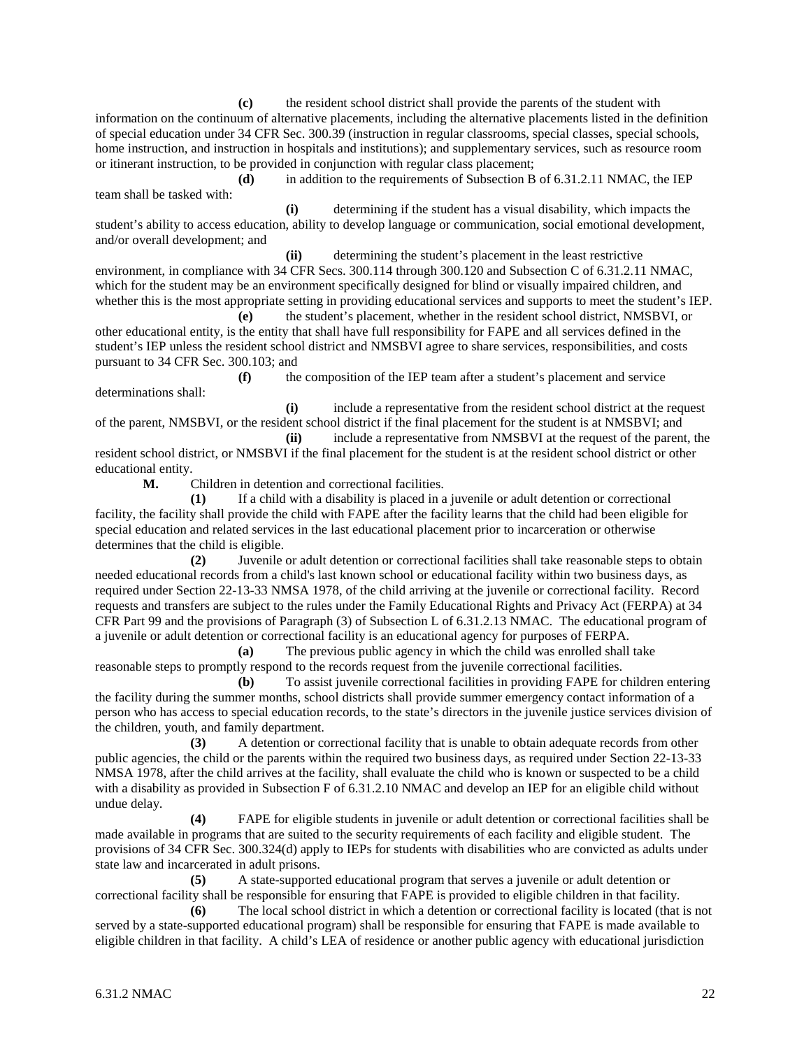**(c)** the resident school district shall provide the parents of the student with information on the continuum of alternative placements, including the alternative placements listed in the definition of special education under 34 CFR Sec. 300.39 (instruction in regular classrooms, special classes, special schools, home instruction, and instruction in hospitals and institutions); and supplementary services, such as resource room or itinerant instruction, to be provided in conjunction with regular class placement;

**(d)** in addition to the requirements of Subsection B of 6.31.2.11 NMAC, the IEP team shall be tasked with:

**(i)** determining if the student has a visual disability, which impacts the student's ability to access education, ability to develop language or communication, social emotional development, and/or overall development; and

**(ii)** determining the student's placement in the least restrictive environment, in compliance with 34 CFR Secs. 300.114 through 300.120 and Subsection C of 6.31.2.11 NMAC, which for the student may be an environment specifically designed for blind or visually impaired children, and whether this is the most appropriate setting in providing educational services and supports to meet the student's IEP.

**(e)** the student's placement, whether in the resident school district, NMSBVI, or other educational entity, is the entity that shall have full responsibility for FAPE and all services defined in the student's IEP unless the resident school district and NMSBVI agree to share services, responsibilities, and costs pursuant to 34 CFR Sec. 300.103; and

**(f)** the composition of the IEP team after a student's placement and service determinations shall:

**(i)** include a representative from the resident school district at the request of the parent, NMSBVI, or the resident school district if the final placement for the student is at NMSBVI; and

**(ii)** include a representative from NMSBVI at the request of the parent, the resident school district, or NMSBVI if the final placement for the student is at the resident school district or other educational entity.

**M.** Children in detention and correctional facilities.

**(1)** If a child with a disability is placed in a juvenile or adult detention or correctional facility, the facility shall provide the child with FAPE after the facility learns that the child had been eligible for special education and related services in the last educational placement prior to incarceration or otherwise determines that the child is eligible.

**(2)** Juvenile or adult detention or correctional facilities shall take reasonable steps to obtain needed educational records from a child's last known school or educational facility within two business days, as required under Section 22-13-33 NMSA 1978, of the child arriving at the juvenile or correctional facility. Record requests and transfers are subject to the rules under the Family Educational Rights and Privacy Act (FERPA) at 34 CFR Part 99 and the provisions of Paragraph (3) of Subsection L of 6.31.2.13 NMAC. The educational program of a juvenile or adult detention or correctional facility is an educational agency for purposes of FERPA.

**(a)** The previous public agency in which the child was enrolled shall take reasonable steps to promptly respond to the records request from the juvenile correctional facilities.

**(b)** To assist juvenile correctional facilities in providing FAPE for children entering the facility during the summer months, school districts shall provide summer emergency contact information of a person who has access to special education records, to the state's directors in the juvenile justice services division of the children, youth, and family department.

**(3)** A detention or correctional facility that is unable to obtain adequate records from other public agencies, the child or the parents within the required two business days, as required under Section 22-13-33 NMSA 1978, after the child arrives at the facility, shall evaluate the child who is known or suspected to be a child with a disability as provided in Subsection F of 6.31.2.10 NMAC and develop an IEP for an eligible child without undue delay.

**(4)** FAPE for eligible students in juvenile or adult detention or correctional facilities shall be made available in programs that are suited to the security requirements of each facility and eligible student. The provisions of 34 CFR Sec. 300.324(d) apply to IEPs for students with disabilities who are convicted as adults under state law and incarcerated in adult prisons.

**(5)** A state-supported educational program that serves a juvenile or adult detention or correctional facility shall be responsible for ensuring that FAPE is provided to eligible children in that facility.

**(6)** The local school district in which a detention or correctional facility is located (that is not served by a state-supported educational program) shall be responsible for ensuring that FAPE is made available to eligible children in that facility. A child's LEA of residence or another public agency with educational jurisdiction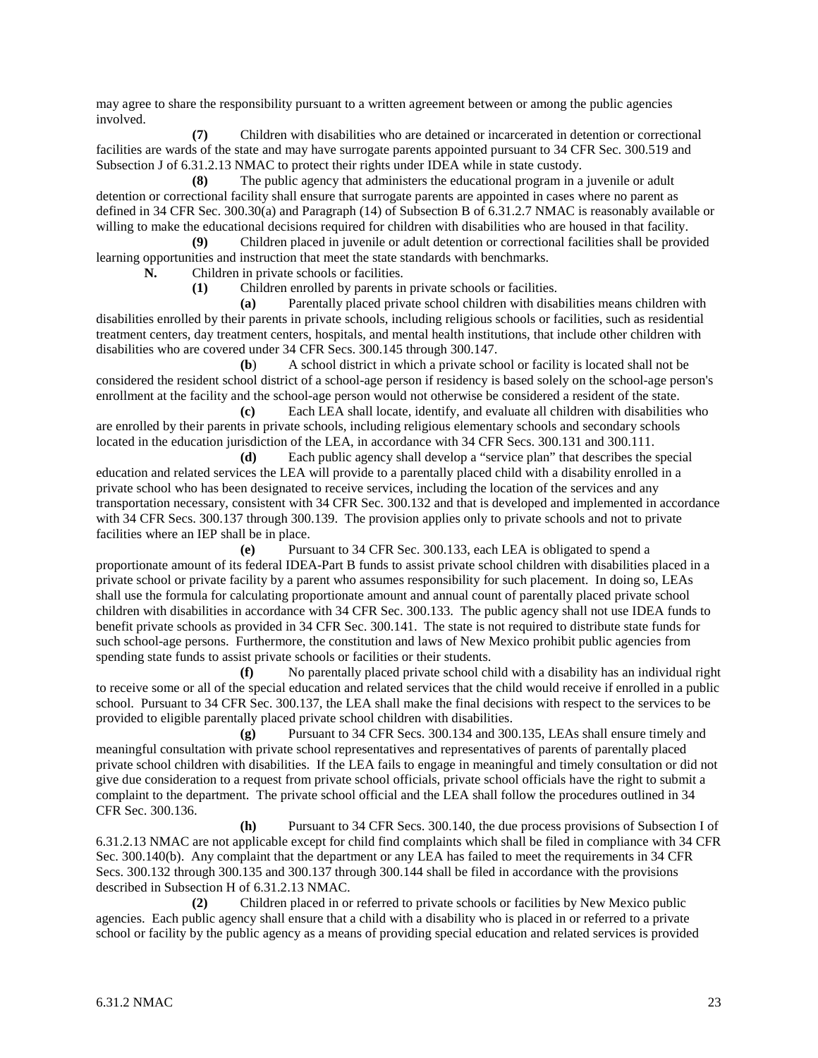may agree to share the responsibility pursuant to a written agreement between or among the public agencies involved.

**(7)** Children with disabilities who are detained or incarcerated in detention or correctional facilities are wards of the state and may have surrogate parents appointed pursuant to 34 CFR Sec. 300.519 and Subsection J of 6.31.2.13 NMAC to protect their rights under IDEA while in state custody.

**(8)** The public agency that administers the educational program in a juvenile or adult detention or correctional facility shall ensure that surrogate parents are appointed in cases where no parent as defined in 34 CFR Sec. 300.30(a) and Paragraph (14) of Subsection B of 6.31.2.7 NMAC is reasonably available or willing to make the educational decisions required for children with disabilities who are housed in that facility.

**(9)** Children placed in juvenile or adult detention or correctional facilities shall be provided learning opportunities and instruction that meet the state standards with benchmarks.

**N.** Children in private schools or facilities.

**(1)** Children enrolled by parents in private schools or facilities.

**(a)** Parentally placed private school children with disabilities means children with disabilities enrolled by their parents in private schools, including religious schools or facilities, such as residential treatment centers, day treatment centers, hospitals, and mental health institutions, that include other children with disabilities who are covered under 34 CFR Secs. 300.145 through 300.147.

**(b)** A school district in which a private school or facility is located shall not be considered the resident school district of a school-age person if residency is based solely on the school-age person's enrollment at the facility and the school-age person would not otherwise be considered a resident of the state.

**(c)** Each LEA shall locate, identify, and evaluate all children with disabilities who are enrolled by their parents in private schools, including religious elementary schools and secondary schools located in the education jurisdiction of the LEA, in accordance with 34 CFR Secs. 300.131 and 300.111.

**(d)** Each public agency shall develop a "service plan" that describes the special education and related services the LEA will provide to a parentally placed child with a disability enrolled in a private school who has been designated to receive services, including the location of the services and any transportation necessary, consistent with 34 CFR Sec. 300.132 and that is developed and implemented in accordance with 34 CFR Secs. 300.137 through 300.139. The provision applies only to private schools and not to private facilities where an IEP shall be in place.

**(e)** Pursuant to 34 CFR Sec. 300.133, each LEA is obligated to spend a proportionate amount of its federal IDEA-Part B funds to assist private school children with disabilities placed in a private school or private facility by a parent who assumes responsibility for such placement. In doing so, LEAs shall use the formula for calculating proportionate amount and annual count of parentally placed private school children with disabilities in accordance with 34 CFR Sec. 300.133. The public agency shall not use IDEA funds to benefit private schools as provided in 34 CFR Sec. 300.141. The state is not required to distribute state funds for such school-age persons. Furthermore, the constitution and laws of New Mexico prohibit public agencies from spending state funds to assist private schools or facilities or their students.

**(f)** No parentally placed private school child with a disability has an individual right to receive some or all of the special education and related services that the child would receive if enrolled in a public school. Pursuant to 34 CFR Sec. 300.137, the LEA shall make the final decisions with respect to the services to be provided to eligible parentally placed private school children with disabilities.

**(g)** Pursuant to 34 CFR Secs. 300.134 and 300.135, LEAs shall ensure timely and meaningful consultation with private school representatives and representatives of parents of parentally placed private school children with disabilities. If the LEA fails to engage in meaningful and timely consultation or did not give due consideration to a request from private school officials, private school officials have the right to submit a complaint to the department. The private school official and the LEA shall follow the procedures outlined in 34 CFR Sec. 300.136.

**(h)** Pursuant to 34 CFR Secs. 300.140, the due process provisions of Subsection I of 6.31.2.13 NMAC are not applicable except for child find complaints which shall be filed in compliance with 34 CFR Sec. 300.140(b). Any complaint that the department or any LEA has failed to meet the requirements in 34 CFR Secs. 300.132 through 300.135 and 300.137 through 300.144 shall be filed in accordance with the provisions described in Subsection H of 6.31.2.13 NMAC.

**(2)** Children placed in or referred to private schools or facilities by New Mexico public agencies. Each public agency shall ensure that a child with a disability who is placed in or referred to a private school or facility by the public agency as a means of providing special education and related services is provided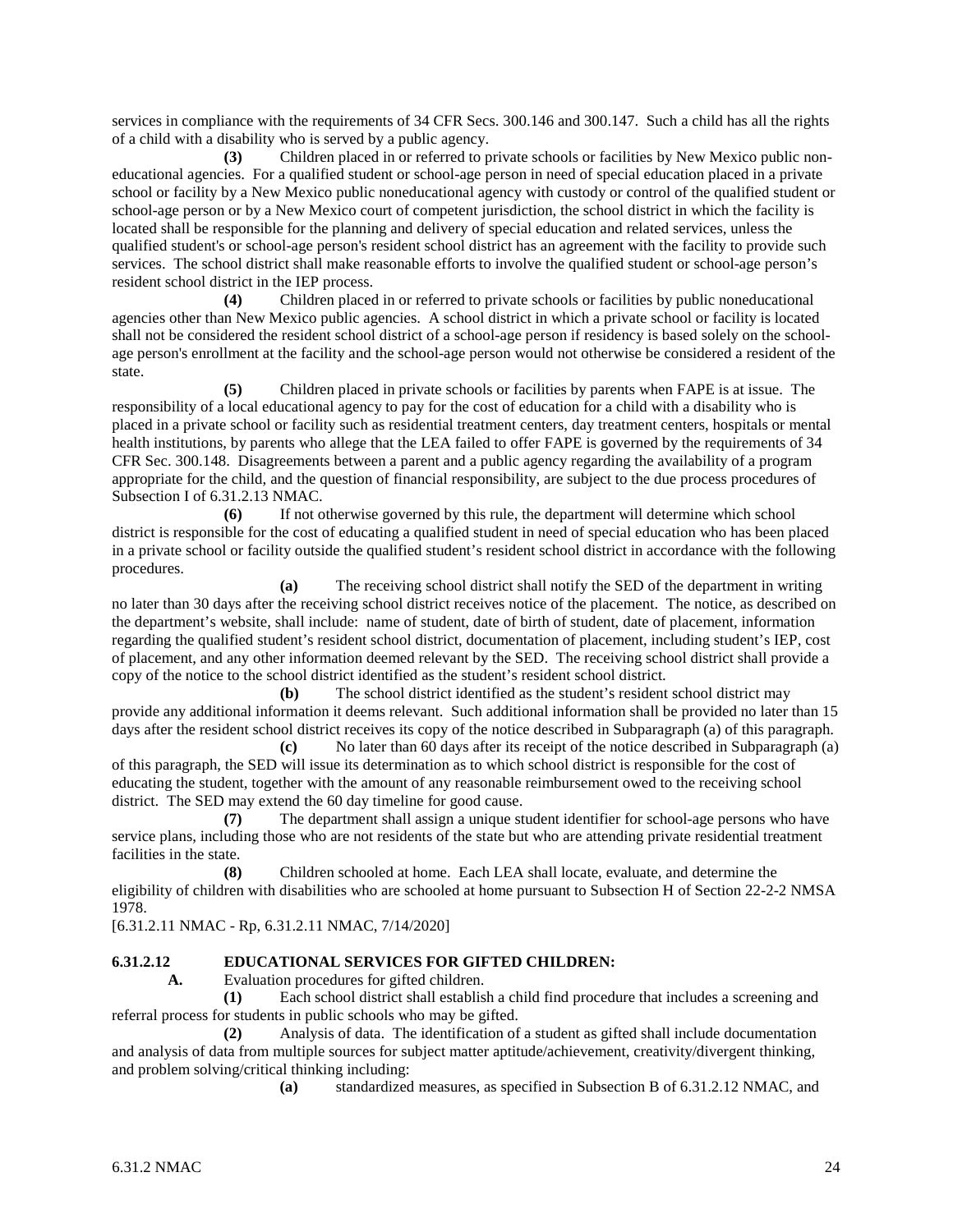services in compliance with the requirements of 34 CFR Secs. 300.146 and 300.147. Such a child has all the rights of a child with a disability who is served by a public agency.

**(3)** Children placed in or referred to private schools or facilities by New Mexico public non-educational agencies. For a qualified student or school-age person in need of special education placed in a private school or facility by a New Mexico public noneducational agency with custody or control of the qualified student or school-age person or by a New Mexico court of competent jurisdiction, the school district in which the facility is located shall be responsible for the planning and delivery of special education and related services, unless the qualified student's or school-age person's resident school district has an agreement with the facility to provide such services. The school district shall make reasonable efforts to involve the qualified student or school-age person's resident school district in the IEP process.

**(4)** Children placed in or referred to private schools or facilities by public noneducational agencies other than New Mexico public agencies. A school district in which a private school or facility is located shall not be considered the resident school district of a school-age person if residency is based solely on the school-age person's enrollment at the facility and the school-age person would not otherwise be considered a resident of the state.

**(5)** Children placed in private schools or facilities by parents when FAPE is at issue. The responsibility of a local educational agency to pay for the cost of education for a child with a disability who is placed in a private school or facility such as residential treatment centers, day treatment centers, hospitals or mental health institutions, by parents who allege that the LEA failed to offer FAPE is governed by the requirements of 34 CFR Sec. 300.148. Disagreements between a parent and a public agency regarding the availability of a program appropriate for the child, and the question of financial responsibility, are subject to the due process procedures of Subsection I of 6.31.2.13 NMAC.

**(6)** If not otherwise governed by this rule, the department will determine which school district is responsible for the cost of educating a qualified student in need of special education who has been placed in a private school or facility outside the qualified student's resident school district in accordance with the following procedures.

**(a)** The receiving school district shall notify the SED of the department in writing no later than 30 days after the receiving school district receives notice of the placement. The notice, as described on the department's website, shall include: name of student, date of birth of student, date of placement, information regarding the qualified student's resident school district, documentation of placement, including student's IEP, cost of placement, and any other information deemed relevant by the SED. The receiving school district shall provide a copy of the notice to the school district identified as the student's resident school district.

**(b)** The school district identified as the student's resident school district may provide any additional information it deems relevant. Such additional information shall be provided no later than 15 days after the resident school district receives its copy of the notice described in Subparagraph (a) of this paragraph.

**(c)** No later than 60 days after its receipt of the notice described in Subparagraph (a) of this paragraph, the SED will issue its determination as to which school district is responsible for the cost of educating the student, together with the amount of any reasonable reimbursement owed to the receiving school district. The SED may extend the 60 day timeline for good cause.

**(7)** The department shall assign a unique student identifier for school-age persons who have service plans, including those who are not residents of the state but who are attending private residential treatment facilities in the state.

**(8)** Children schooled at home. Each LEA shall locate, evaluate, and determine the eligibility of children with disabilities who are schooled at home pursuant to Subsection H of Section 22-2-2 NMSA 1978.

[6.31.2.11 NMAC - Rp, 6.31.2.11 NMAC, 7/14/2020]

**6.31.2.12 EDUCATIONAL SERVICES FOR GIFTED CHILDREN:**

**A.** Evaluation procedures for gifted children.

**(1)** Each school district shall establish a child find procedure that includes a screening and referral process for students in public schools who may be gifted.

**(2)** Analysis of data. The identification of a student as gifted shall include documentation and analysis of data from multiple sources for subject matter aptitude/achievement, creativity/divergent thinking, and problem solving/critical thinking including:

**(a)** standardized measures, as specified in Subsection B of 6.31.2.12 NMAC, and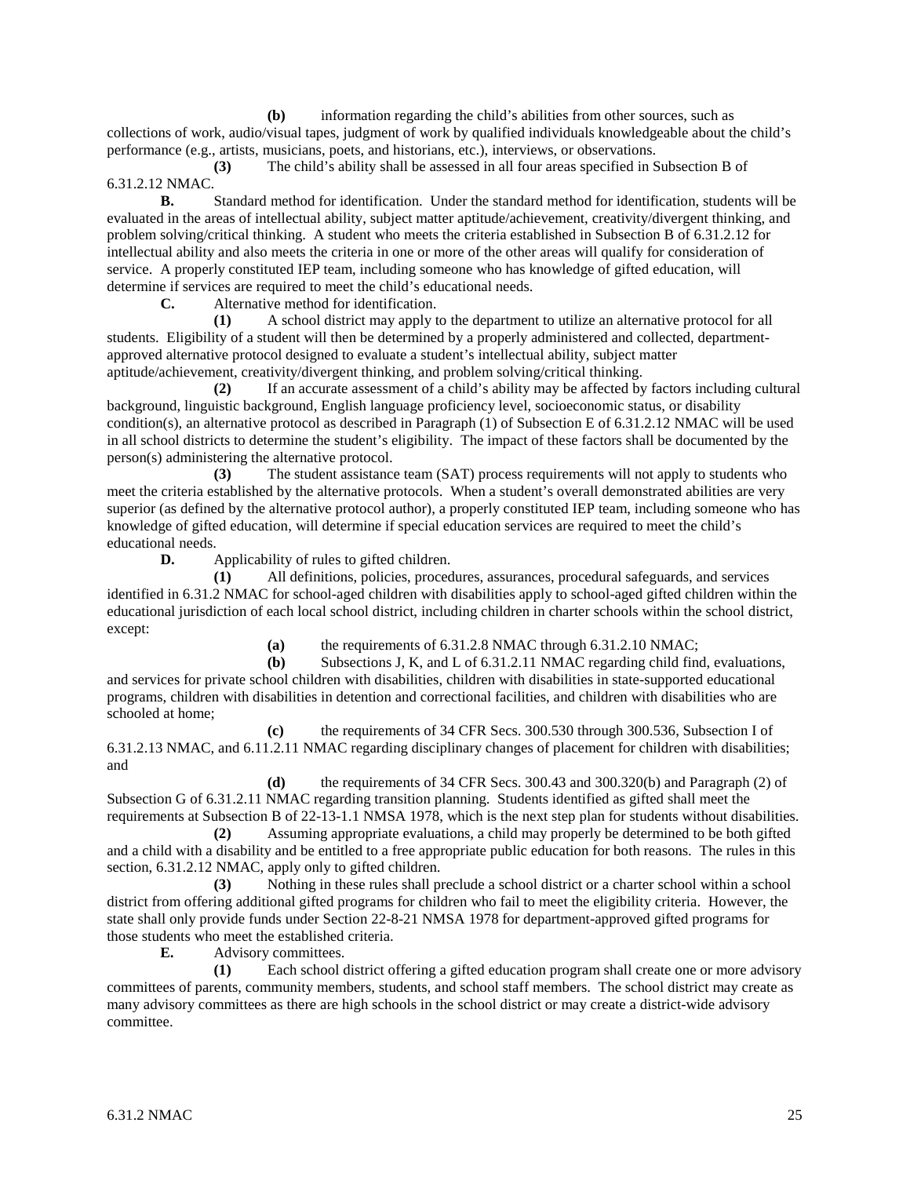**(b)** information regarding the child's abilities from other sources, such as collections of work, audio/visual tapes, judgment of work by qualified individuals knowledgeable about the child's performance (e.g., artists, musicians, poets, and historians, etc.), interviews, or observations.

**(3)** The child's ability shall be assessed in all four areas specified in Subsection B of 6.31.2.12 NMAC.

**B.** Standard method for identification. Under the standard method for identification, students will be evaluated in the areas of intellectual ability, subject matter aptitude/achievement, creativity/divergent thinking, and problem solving/critical thinking. A student who meets the criteria established in Subsection B of 6.31.2.12 for intellectual ability and also meets the criteria in one or more of the other areas will qualify for consideration of service. A properly constituted IEP team, including someone who has knowledge of gifted education, will determine if services are required to meet the child's educational needs.

**C.** Alternative method for identification.

**(1)** A school district may apply to the department to utilize an alternative protocol for all students. Eligibility of a student will then be determined by a properly administered and collected, department-approved alternative protocol designed to evaluate a student's intellectual ability, subject matter aptitude/achievement, creativity/divergent thinking, and problem solving/critical thinking.

**(2)** If an accurate assessment of a child's ability may be affected by factors including cultural background, linguistic background, English language proficiency level, socioeconomic status, or disability condition(s), an alternative protocol as described in Paragraph (1) of Subsection E of 6.31.2.12 NMAC will be used in all school districts to determine the student's eligibility. The impact of these factors shall be documented by the person(s) administering the alternative protocol.

**(3)** The student assistance team (SAT) process requirements will not apply to students who meet the criteria established by the alternative protocols. When a student's overall demonstrated abilities are very superior (as defined by the alternative protocol author), a properly constituted IEP team, including someone who has knowledge of gifted education, will determine if special education services are required to meet the child's educational needs.

**D.** Applicability of rules to gifted children.

**(1)** All definitions, policies, procedures, assurances, procedural safeguards, and services identified in 6.31.2 NMAC for school-aged children with disabilities apply to school-aged gifted children within the educational jurisdiction of each local school district, including children in charter schools within the school district, except:

**(a)** the requirements of 6.31.2.8 NMAC through 6.31.2.10 NMAC;

**(b)** Subsections J, K, and L of 6.31.2.11 NMAC regarding child find, evaluations, and services for private school children with disabilities, children with disabilities in state-supported educational programs, children with disabilities in detention and correctional facilities, and children with disabilities who are schooled at home;

**(c)** the requirements of 34 CFR Secs. 300.530 through 300.536, Subsection I of 6.31.2.13 NMAC, and 6.11.2.11 NMAC regarding disciplinary changes of placement for children with disabilities; and

**(d)** the requirements of 34 CFR Secs. 300.43 and 300.320(b) and Paragraph (2) of Subsection G of 6.31.2.11 NMAC regarding transition planning. Students identified as gifted shall meet the requirements at Subsection B of 22-13-1.1 NMSA 1978, which is the next step plan for students without disabilities.

**(2)** Assuming appropriate evaluations, a child may properly be determined to be both gifted and a child with a disability and be entitled to a free appropriate public education for both reasons. The rules in this section, 6.31.2.12 NMAC, apply only to gifted children.

**(3)** Nothing in these rules shall preclude a school district or a charter school within a school district from offering additional gifted programs for children who fail to meet the eligibility criteria. However, the state shall only provide funds under Section 22-8-21 NMSA 1978 for department-approved gifted programs for those students who meet the established criteria.

**E.** Advisory committees.

**(1)** Each school district offering a gifted education program shall create one or more advisory committees of parents, community members, students, and school staff members. The school district may create as many advisory committees as there are high schools in the school district or may create a district-wide advisory committee.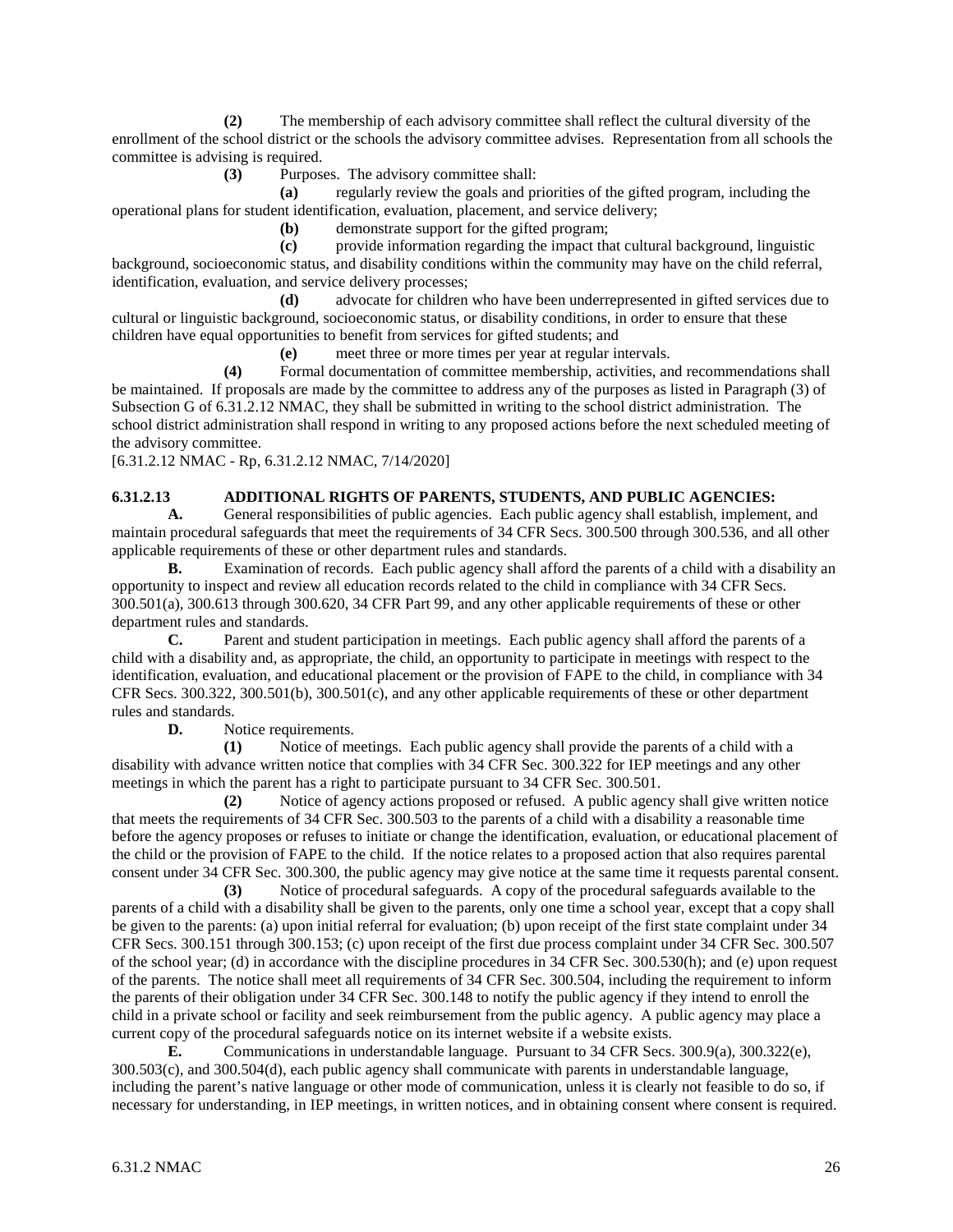**(2)** The membership of each advisory committee shall reflect the cultural diversity of the enrollment of the school district or the schools the advisory committee advises. Representation from all schools the committee is advising is required.

**(3)** Purposes. The advisory committee shall:

**(a)** regularly review the goals and priorities of the gifted program, including the operational plans for student identification, evaluation, placement, and service delivery;

**(b)** demonstrate support for the gifted program;

**(c)** provide information regarding the impact that cultural background, linguistic background, socioeconomic status, and disability conditions within the community may have on the child referral, identification, evaluation, and service delivery processes;

**(d)** advocate for children who have been underrepresented in gifted services due to cultural or linguistic background, socioeconomic status, or disability conditions, in order to ensure that these children have equal opportunities to benefit from services for gifted students; and

**(e)** meet three or more times per year at regular intervals.

**(4)** Formal documentation of committee membership, activities, and recommendations shall be maintained. If proposals are made by the committee to address any of the purposes as listed in Paragraph (3) of Subsection G of 6.31.2.12 NMAC, they shall be submitted in writing to the school district administration. The school district administration shall respond in writing to any proposed actions before the next scheduled meeting of the advisory committee.

[6.31.2.12 NMAC - Rp, 6.31.2.12 NMAC, 7/14/2020]

**6.31.2.13 ADDITIONAL RIGHTS OF PARENTS, STUDENTS, AND PUBLIC AGENCIES:**

**A.** General responsibilities of public agencies. Each public agency shall establish, implement, and maintain procedural safeguards that meet the requirements of 34 CFR Secs. 300.500 through 300.536, and all other applicable requirements of these or other department rules and standards.

**B.** Examination of records. Each public agency shall afford the parents of a child with a disability an opportunity to inspect and review all education records related to the child in compliance with 34 CFR Secs. 300.501(a), 300.613 through 300.620, 34 CFR Part 99, and any other applicable requirements of these or other department rules and standards.

**C.** Parent and student participation in meetings. Each public agency shall afford the parents of a child with a disability and, as appropriate, the child, an opportunity to participate in meetings with respect to the identification, evaluation, and educational placement or the provision of FAPE to the child, in compliance with 34 CFR Secs. 300.322, 300.501(b), 300.501(c), and any other applicable requirements of these or other department rules and standards.

**D.** Notice requirements.

**(1)** Notice of meetings. Each public agency shall provide the parents of a child with a disability with advance written notice that complies with 34 CFR Sec. 300.322 for IEP meetings and any other meetings in which the parent has a right to participate pursuant to 34 CFR Sec. 300.501.

**(2)** Notice of agency actions proposed or refused. A public agency shall give written notice that meets the requirements of 34 CFR Sec. 300.503 to the parents of a child with a disability a reasonable time before the agency proposes or refuses to initiate or change the identification, evaluation, or educational placement of the child or the provision of FAPE to the child. If the notice relates to a proposed action that also requires parental consent under 34 CFR Sec. 300.300, the public agency may give notice at the same time it requests parental consent.

**(3)** Notice of procedural safeguards. A copy of the procedural safeguards available to the parents of a child with a disability shall be given to the parents, only one time a school year, except that a copy shall be given to the parents: (a) upon initial referral for evaluation; (b) upon receipt of the first state complaint under 34 CFR Secs. 300.151 through 300.153; (c) upon receipt of the first due process complaint under 34 CFR Sec. 300.507 of the school year; (d) in accordance with the discipline procedures in 34 CFR Sec. 300.530(h); and (e) upon request of the parents. The notice shall meet all requirements of 34 CFR Sec. 300.504, including the requirement to inform the parents of their obligation under 34 CFR Sec. 300.148 to notify the public agency if they intend to enroll the child in a private school or facility and seek reimbursement from the public agency. A public agency may place a current copy of the procedural safeguards notice on its internet website if a website exists.

**E.** Communications in understandable language. Pursuant to 34 CFR Secs. 300.9(a), 300.322(e), 300.503(c), and 300.504(d), each public agency shall communicate with parents in understandable language, including the parent's native language or other mode of communication, unless it is clearly not feasible to do so, if necessary for understanding, in IEP meetings, in written notices, and in obtaining consent where consent is required.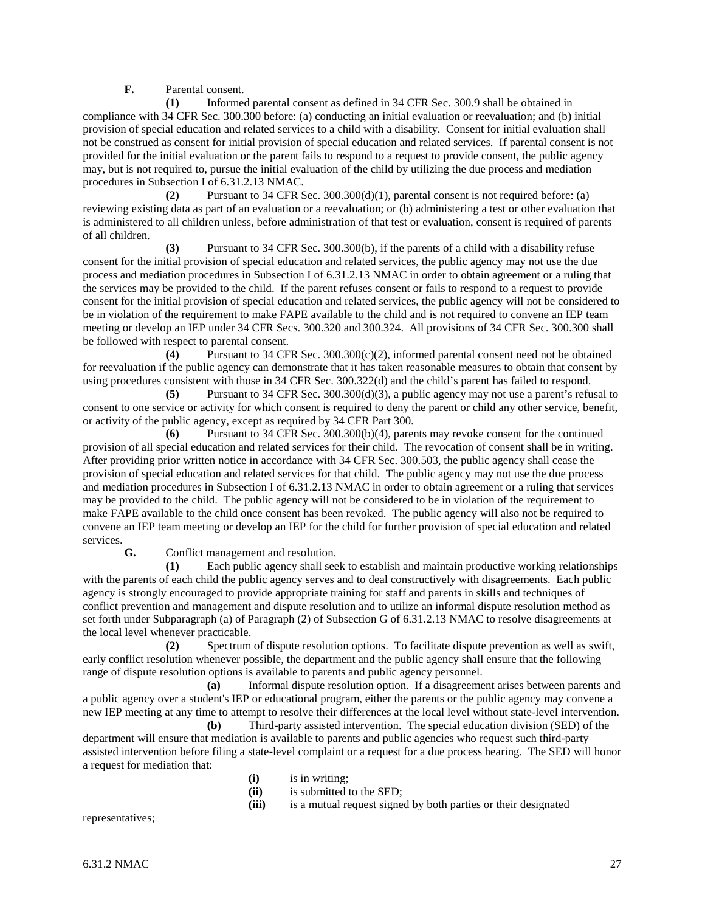**F.** Parental consent.

**(1)** Informed parental consent as defined in 34 CFR Sec. 300.9 shall be obtained in compliance with 34 CFR Sec. 300.300 before: (a) conducting an initial evaluation or reevaluation; and (b) initial provision of special education and related services to a child with a disability. Consent for initial evaluation shall not be construed as consent for initial provision of special education and related services. If parental consent is not provided for the initial evaluation or the parent fails to respond to a request to provide consent, the public agency may, but is not required to, pursue the initial evaluation of the child by utilizing the due process and mediation procedures in Subsection I of 6.31.2.13 NMAC.

**(2)** Pursuant to 34 CFR Sec. 300.300(d)(1), parental consent is not required before: (a) reviewing existing data as part of an evaluation or a reevaluation; or (b) administering a test or other evaluation that is administered to all children unless, before administration of that test or evaluation, consent is required of parents of all children.

**(3)** Pursuant to 34 CFR Sec. 300.300(b), if the parents of a child with a disability refuse consent for the initial provision of special education and related services, the public agency may not use the due process and mediation procedures in Subsection I of 6.31.2.13 NMAC in order to obtain agreement or a ruling that the services may be provided to the child. If the parent refuses consent or fails to respond to a request to provide consent for the initial provision of special education and related services, the public agency will not be considered to be in violation of the requirement to make FAPE available to the child and is not required to convene an IEP team meeting or develop an IEP under 34 CFR Secs. 300.320 and 300.324. All provisions of 34 CFR Sec. 300.300 shall be followed with respect to parental consent.

**(4)** Pursuant to 34 CFR Sec. 300.300(c)(2), informed parental consent need not be obtained for reevaluation if the public agency can demonstrate that it has taken reasonable measures to obtain that consent by using procedures consistent with those in 34 CFR Sec. 300.322(d) and the child's parent has failed to respond.

**(5)** Pursuant to 34 CFR Sec. 300.300(d)(3), a public agency may not use a parent's refusal to consent to one service or activity for which consent is required to deny the parent or child any other service, benefit, or activity of the public agency, except as required by 34 CFR Part 300.

**(6)** Pursuant to 34 CFR Sec. 300.300(b)(4), parents may revoke consent for the continued provision of all special education and related services for their child. The revocation of consent shall be in writing. After providing prior written notice in accordance with 34 CFR Sec. 300.503, the public agency shall cease the provision of special education and related services for that child. The public agency may not use the due process and mediation procedures in Subsection I of 6.31.2.13 NMAC in order to obtain agreement or a ruling that services may be provided to the child. The public agency will not be considered to be in violation of the requirement to make FAPE available to the child once consent has been revoked. The public agency will also not be required to convene an IEP team meeting or develop an IEP for the child for further provision of special education and related services.

**G.** Conflict management and resolution.

**(1)** Each public agency shall seek to establish and maintain productive working relationships with the parents of each child the public agency serves and to deal constructively with disagreements. Each public agency is strongly encouraged to provide appropriate training for staff and parents in skills and techniques of conflict prevention and management and dispute resolution and to utilize an informal dispute resolution method as set forth under Subparagraph (a) of Paragraph (2) of Subsection G of 6.31.2.13 NMAC to resolve disagreements at the local level whenever practicable.

**(2)** Spectrum of dispute resolution options. To facilitate dispute prevention as well as swift, early conflict resolution whenever possible, the department and the public agency shall ensure that the following range of dispute resolution options is available to parents and public agency personnel.

**(a)** Informal dispute resolution option. If a disagreement arises between parents and a public agency over a student's IEP or educational program, either the parents or the public agency may convene a new IEP meeting at any time to attempt to resolve their differences at the local level without state-level intervention.

**(b)** Third-party assisted intervention. The special education division (SED) of the department will ensure that mediation is available to parents and public agencies who request such third-party assisted intervention before filing a state-level complaint or a request for a due process hearing. The SED will honor a request for mediation that:

**(i)** is in writing;

**(ii)** is submitted to the SED;

**(iii)** is a mutual request signed by both parties or their designated representatives;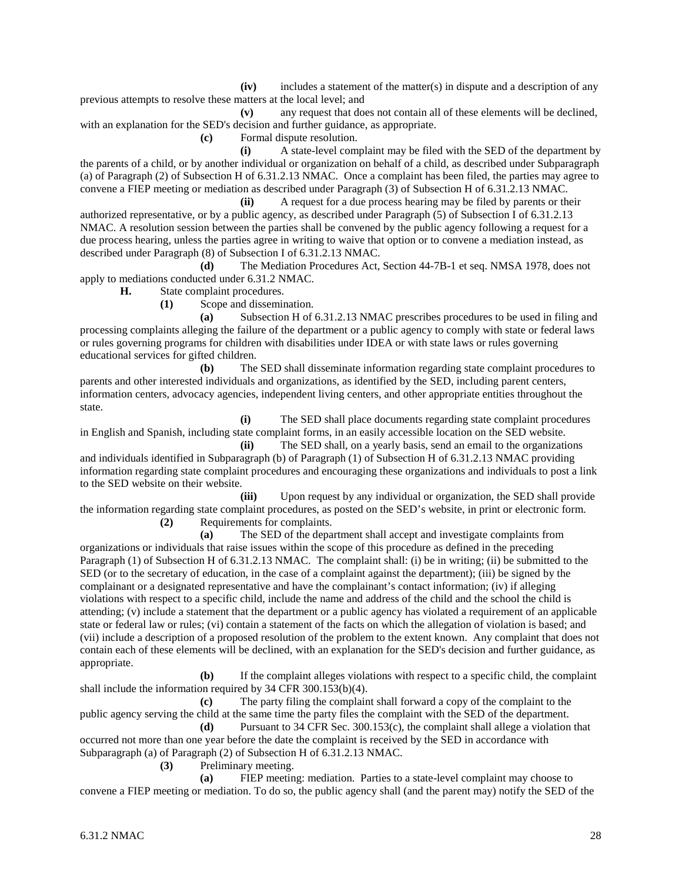**(iv)** includes a statement of the matter(s) in dispute and a description of any previous attempts to resolve these matters at the local level; and

**(v)** any request that does not contain all of these elements will be declined, with an explanation for the SED's decision and further guidance, as appropriate.

**(c)** Formal dispute resolution.

**(i)** A state-level complaint may be filed with the SED of the department by the parents of a child, or by another individual or organization on behalf of a child, as described under Subparagraph (a) of Paragraph (2) of Subsection H of 6.31.2.13 NMAC. Once a complaint has been filed, the parties may agree to convene a FIEP meeting or mediation as described under Paragraph (3) of Subsection H of 6.31.2.13 NMAC.

**(ii)** A request for a due process hearing may be filed by parents or their authorized representative, or by a public agency, as described under Paragraph (5) of Subsection I of 6.31.2.13 NMAC. A resolution session between the parties shall be convened by the public agency following a request for a due process hearing, unless the parties agree in writing to waive that option or to convene a mediation instead, as described under Paragraph (8) of Subsection I of 6.31.2.13 NMAC.

**(d)** The Mediation Procedures Act, Section 44-7B-1 et seq. NMSA 1978, does not apply to mediations conducted under 6.31.2 NMAC.

**H.** State complaint procedures.

**(1)** Scope and dissemination.

**(a)** Subsection H of 6.31.2.13 NMAC prescribes procedures to be used in filing and processing complaints alleging the failure of the department or a public agency to comply with state or federal laws or rules governing programs for children with disabilities under IDEA or with state laws or rules governing educational services for gifted children.

**(b)** The SED shall disseminate information regarding state complaint procedures to parents and other interested individuals and organizations, as identified by the SED, including parent centers, information centers, advocacy agencies, independent living centers, and other appropriate entities throughout the state.

**(i)** The SED shall place documents regarding state complaint procedures in English and Spanish, including state complaint forms, in an easily accessible location on the SED website.

**(ii)** The SED shall, on a yearly basis, send an email to the organizations and individuals identified in Subparagraph (b) of Paragraph (1) of Subsection H of 6.31.2.13 NMAC providing information regarding state complaint procedures and encouraging these organizations and individuals to post a link to the SED website on their website.

**(iii)** Upon request by any individual or organization, the SED shall provide the information regarding state complaint procedures, as posted on the SED's website, in print or electronic form.

**(2)** Requirements for complaints.

**(a)** The SED of the department shall accept and investigate complaints from organizations or individuals that raise issues within the scope of this procedure as defined in the preceding Paragraph (1) of Subsection H of 6.31.2.13 NMAC. The complaint shall: (i) be in writing; (ii) be submitted to the SED (or to the secretary of education, in the case of a complaint against the department); (iii) be signed by the complainant or a designated representative and have the complainant's contact information; (iv) if alleging violations with respect to a specific child, include the name and address of the child and the school the child is attending; (v) include a statement that the department or a public agency has violated a requirement of an applicable state or federal law or rules; (vi) contain a statement of the facts on which the allegation of violation is based; and (vii) include a description of a proposed resolution of the problem to the extent known. Any complaint that does not contain each of these elements will be declined, with an explanation for the SED's decision and further guidance, as appropriate.

**(b)** If the complaint alleges violations with respect to a specific child, the complaint shall include the information required by 34 CFR 300.153(b)(4).

**(c)** The party filing the complaint shall forward a copy of the complaint to the public agency serving the child at the same time the party files the complaint with the SED of the department.

**(d)** Pursuant to 34 CFR Sec. 300.153(c), the complaint shall allege a violation that occurred not more than one year before the date the complaint is received by the SED in accordance with Subparagraph (a) of Paragraph (2) of Subsection H of 6.31.2.13 NMAC.

**(3)** Preliminary meeting.

**(a)** FIEP meeting: mediation. Parties to a state-level complaint may choose to convene a FIEP meeting or mediation. To do so, the public agency shall (and the parent may) notify the SED of the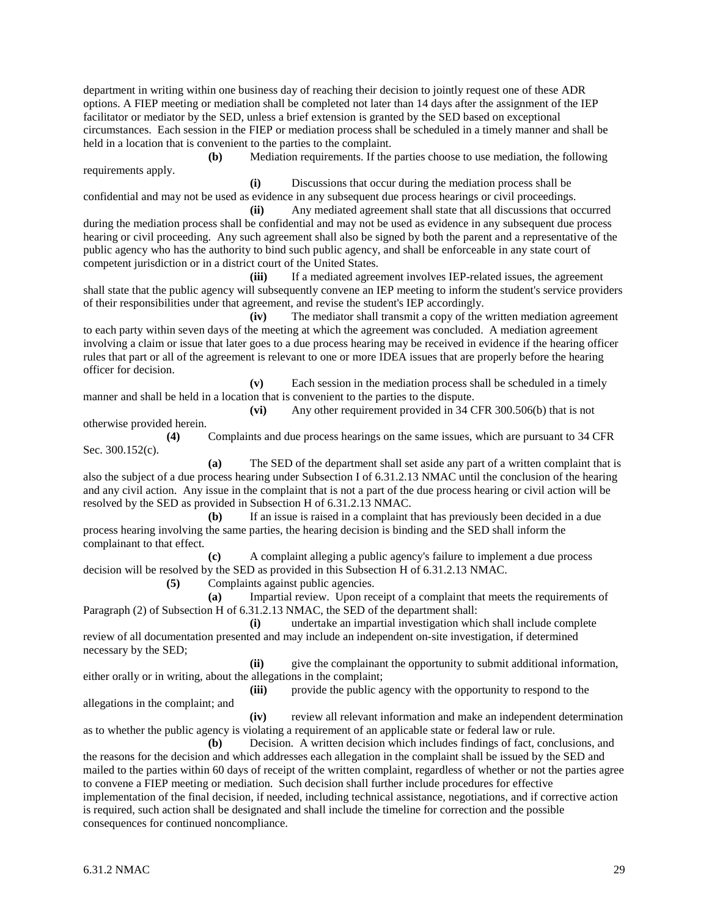department in writing within one business day of reaching their decision to jointly request one of these ADR options. A FIEP meeting or mediation shall be completed not later than 14 days after the assignment of the IEP facilitator or mediator by the SED, unless a brief extension is granted by the SED based on exceptional circumstances. Each session in the FIEP or mediation process shall be scheduled in a timely manner and shall be held in a location that is convenient to the parties to the complaint.

**(b)** Mediation requirements. If the parties choose to use mediation, the following requirements apply.

**(i)** Discussions that occur during the mediation process shall be confidential and may not be used as evidence in any subsequent due process hearings or civil proceedings.

**(ii)** Any mediated agreement shall state that all discussions that occurred during the mediation process shall be confidential and may not be used as evidence in any subsequent due process hearing or civil proceeding. Any such agreement shall also be signed by both the parent and a representative of the public agency who has the authority to bind such public agency, and shall be enforceable in any state court of competent jurisdiction or in a district court of the United States.

**(iii)** If a mediated agreement involves IEP-related issues, the agreement shall state that the public agency will subsequently convene an IEP meeting to inform the student's service providers of their responsibilities under that agreement, and revise the student's IEP accordingly.

**(iv)** The mediator shall transmit a copy of the written mediation agreement to each party within seven days of the meeting at which the agreement was concluded. A mediation agreement involving a claim or issue that later goes to a due process hearing may be received in evidence if the hearing officer rules that part or all of the agreement is relevant to one or more IDEA issues that are properly before the hearing officer for decision.

**(v)** Each session in the mediation process shall be scheduled in a timely manner and shall be held in a location that is convenient to the parties to the dispute.

**(vi)** Any other requirement provided in 34 CFR 300.506(b) that is not otherwise provided herein.

**(4)** Complaints and due process hearings on the same issues, which are pursuant to 34 CFR Sec. 300.152(c).

**(a)** The SED of the department shall set aside any part of a written complaint that is also the subject of a due process hearing under Subsection I of 6.31.2.13 NMAC until the conclusion of the hearing and any civil action. Any issue in the complaint that is not a part of the due process hearing or civil action will be resolved by the SED as provided in Subsection H of 6.31.2.13 NMAC.

**(b)** If an issue is raised in a complaint that has previously been decided in a due process hearing involving the same parties, the hearing decision is binding and the SED shall inform the complainant to that effect.

**(c)** A complaint alleging a public agency's failure to implement a due process decision will be resolved by the SED as provided in this Subsection H of 6.31.2.13 NMAC.

**(5)** Complaints against public agencies.

**(a)** Impartial review. Upon receipt of a complaint that meets the requirements of Paragraph (2) of Subsection H of 6.31.2.13 NMAC, the SED of the department shall:

**(i)** undertake an impartial investigation which shall include complete review of all documentation presented and may include an independent on-site investigation, if determined necessary by the SED;

**(ii)** give the complainant the opportunity to submit additional information, either orally or in writing, about the allegations in the complaint;

**(iii)** provide the public agency with the opportunity to respond to the allegations in the complaint; and

**(iv)** review all relevant information and make an independent determination as to whether the public agency is violating a requirement of an applicable state or federal law or rule.

**(b)** Decision. A written decision which includes findings of fact, conclusions, and the reasons for the decision and which addresses each allegation in the complaint shall be issued by the SED and mailed to the parties within 60 days of receipt of the written complaint, regardless of whether or not the parties agree to convene a FIEP meeting or mediation. Such decision shall further include procedures for effective implementation of the final decision, if needed, including technical assistance, negotiations, and if corrective action is required, such action shall be designated and shall include the timeline for correction and the possible consequences for continued noncompliance.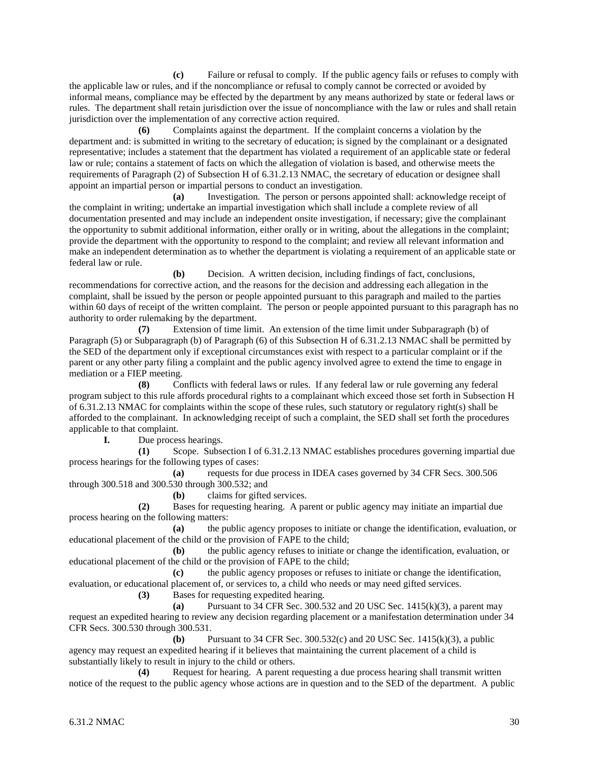**(c)** Failure or refusal to comply. If the public agency fails or refuses to comply with the applicable law or rules, and if the noncompliance or refusal to comply cannot be corrected or avoided by informal means, compliance may be effected by the department by any means authorized by state or federal laws or rules. The department shall retain jurisdiction over the issue of noncompliance with the law or rules and shall retain jurisdiction over the implementation of any corrective action required.

**(6)** Complaints against the department. If the complaint concerns a violation by the department and: is submitted in writing to the secretary of education; is signed by the complainant or a designated representative; includes a statement that the department has violated a requirement of an applicable state or federal law or rule; contains a statement of facts on which the allegation of violation is based, and otherwise meets the requirements of Paragraph (2) of Subsection H of 6.31.2.13 NMAC, the secretary of education or designee shall appoint an impartial person or impartial persons to conduct an investigation.

**(a)** Investigation. The person or persons appointed shall: acknowledge receipt of the complaint in writing; undertake an impartial investigation which shall include a complete review of all documentation presented and may include an independent onsite investigation, if necessary; give the complainant the opportunity to submit additional information, either orally or in writing, about the allegations in the complaint; provide the department with the opportunity to respond to the complaint; and review all relevant information and make an independent determination as to whether the department is violating a requirement of an applicable state or federal law or rule.

**(b)** Decision. A written decision, including findings of fact, conclusions, recommendations for corrective action, and the reasons for the decision and addressing each allegation in the complaint, shall be issued by the person or people appointed pursuant to this paragraph and mailed to the parties within 60 days of receipt of the written complaint. The person or people appointed pursuant to this paragraph has no authority to order rulemaking by the department.

**(7)** Extension of time limit. An extension of the time limit under Subparagraph (b) of Paragraph (5) or Subparagraph (b) of Paragraph (6) of this Subsection H of 6.31.2.13 NMAC shall be permitted by the SED of the department only if exceptional circumstances exist with respect to a particular complaint or if the parent or any other party filing a complaint and the public agency involved agree to extend the time to engage in mediation or a FIEP meeting.

**(8)** Conflicts with federal laws or rules. If any federal law or rule governing any federal program subject to this rule affords procedural rights to a complainant which exceed those set forth in Subsection H of 6.31.2.13 NMAC for complaints within the scope of these rules, such statutory or regulatory right(s) shall be afforded to the complainant. In acknowledging receipt of such a complaint, the SED shall set forth the procedures applicable to that complaint.

**I.** Due process hearings.

**(1)** Scope. Subsection I of 6.31.2.13 NMAC establishes procedures governing impartial due process hearings for the following types of cases:

**(a)** requests for due process in IDEA cases governed by 34 CFR Secs. 300.506 through 300.518 and 300.530 through 300.532; and

**(b)** claims for gifted services.

**(2)** Bases for requesting hearing. A parent or public agency may initiate an impartial due process hearing on the following matters:

**(a)** the public agency proposes to initiate or change the identification, evaluation, or educational placement of the child or the provision of FAPE to the child;

**(b)** the public agency refuses to initiate or change the identification, evaluation, or educational placement of the child or the provision of FAPE to the child;

**(c)** the public agency proposes or refuses to initiate or change the identification, evaluation, or educational placement of, or services to, a child who needs or may need gifted services.

**(3)** Bases for requesting expedited hearing.

**(a)** Pursuant to 34 CFR Sec. 300.532 and 20 USC Sec. 1415(k)(3), a parent may request an expedited hearing to review any decision regarding placement or a manifestation determination under 34 CFR Secs. 300.530 through 300.531.

**(b)** Pursuant to 34 CFR Sec. 300.532(c) and 20 USC Sec. 1415(k)(3), a public agency may request an expedited hearing if it believes that maintaining the current placement of a child is substantially likely to result in injury to the child or others.

**(4)** Request for hearing. A parent requesting a due process hearing shall transmit written notice of the request to the public agency whose actions are in question and to the SED of the department. A public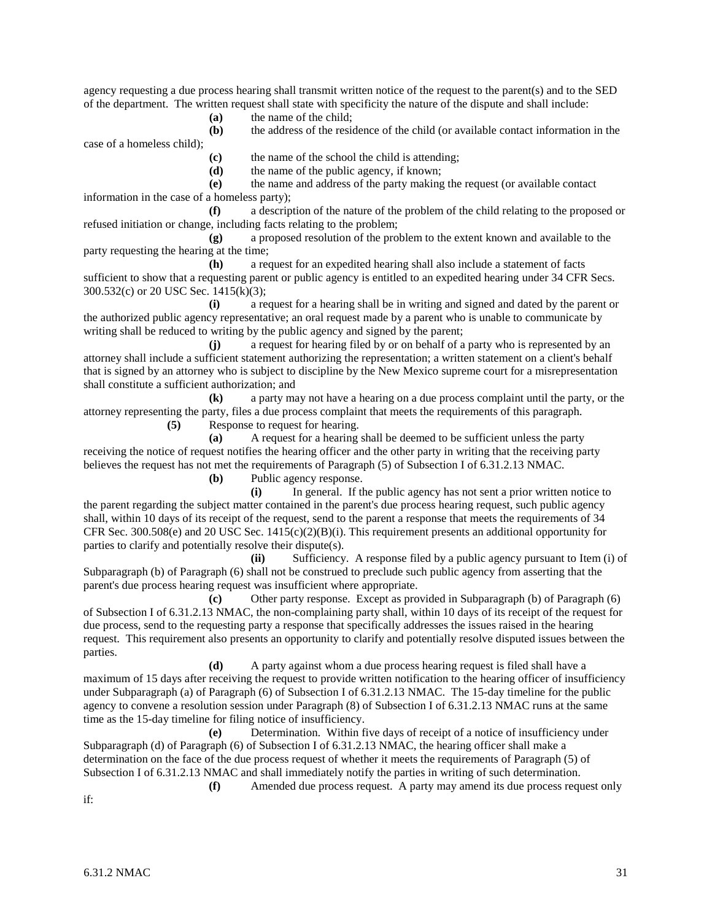agency requesting a due process hearing shall transmit written notice of the request to the parent(s) and to the SED of the department. The written request shall state with specificity the nature of the dispute and shall include:

**(a)** the name of the child;

**(b)** the address of the residence of the child (or available contact information in the case of a homeless child);

**(c)** the name of the school the child is attending;

**(d)** the name of the public agency, if known;

**(e)** the name and address of the party making the request (or available contact information in the case of a homeless party);

**(f)** a description of the nature of the problem of the child relating to the proposed or refused initiation or change, including facts relating to the problem;

**(g)** a proposed resolution of the problem to the extent known and available to the party requesting the hearing at the time;

**(h)** a request for an expedited hearing shall also include a statement of facts sufficient to show that a requesting parent or public agency is entitled to an expedited hearing under 34 CFR Secs. 300.532(c) or 20 USC Sec. 1415(k)(3);

**(i)** a request for a hearing shall be in writing and signed and dated by the parent or the authorized public agency representative; an oral request made by a parent who is unable to communicate by writing shall be reduced to writing by the public agency and signed by the parent;

**(j)** a request for hearing filed by or on behalf of a party who is represented by an attorney shall include a sufficient statement authorizing the representation; a written statement on a client's behalf that is signed by an attorney who is subject to discipline by the New Mexico supreme court for a misrepresentation shall constitute a sufficient authorization; and

**(k)** a party may not have a hearing on a due process complaint until the party, or the attorney representing the party, files a due process complaint that meets the requirements of this paragraph.

**(5)** Response to request for hearing.

**(a)** A request for a hearing shall be deemed to be sufficient unless the party receiving the notice of request notifies the hearing officer and the other party in writing that the receiving party believes the request has not met the requirements of Paragraph (5) of Subsection I of 6.31.2.13 NMAC.

**(b)** Public agency response.

**(i)** In general. If the public agency has not sent a prior written notice to the parent regarding the subject matter contained in the parent's due process hearing request, such public agency shall, within 10 days of its receipt of the request, send to the parent a response that meets the requirements of 34 CFR Sec. 300.508(e) and 20 USC Sec. 1415(c)(2)(B)(i). This requirement presents an additional opportunity for parties to clarify and potentially resolve their dispute(s).

**(ii)** Sufficiency. A response filed by a public agency pursuant to Item (i) of Subparagraph (b) of Paragraph (6) shall not be construed to preclude such public agency from asserting that the parent's due process hearing request was insufficient where appropriate.

**(c)** Other party response. Except as provided in Subparagraph (b) of Paragraph (6) of Subsection I of 6.31.2.13 NMAC, the non-complaining party shall, within 10 days of its receipt of the request for due process, send to the requesting party a response that specifically addresses the issues raised in the hearing request. This requirement also presents an opportunity to clarify and potentially resolve disputed issues between the parties.

**(d)** A party against whom a due process hearing request is filed shall have a maximum of 15 days after receiving the request to provide written notification to the hearing officer of insufficiency under Subparagraph (a) of Paragraph (6) of Subsection I of 6.31.2.13 NMAC. The 15-day timeline for the public agency to convene a resolution session under Paragraph (8) of Subsection I of 6.31.2.13 NMAC runs at the same time as the 15-day timeline for filing notice of insufficiency.

**(e)** Determination. Within five days of receipt of a notice of insufficiency under Subparagraph (d) of Paragraph (6) of Subsection I of 6.31.2.13 NMAC, the hearing officer shall make a determination on the face of the due process request of whether it meets the requirements of Paragraph (5) of Subsection I of 6.31.2.13 NMAC and shall immediately notify the parties in writing of such determination.

**(f)** Amended due process request. A party may amend its due process request only if: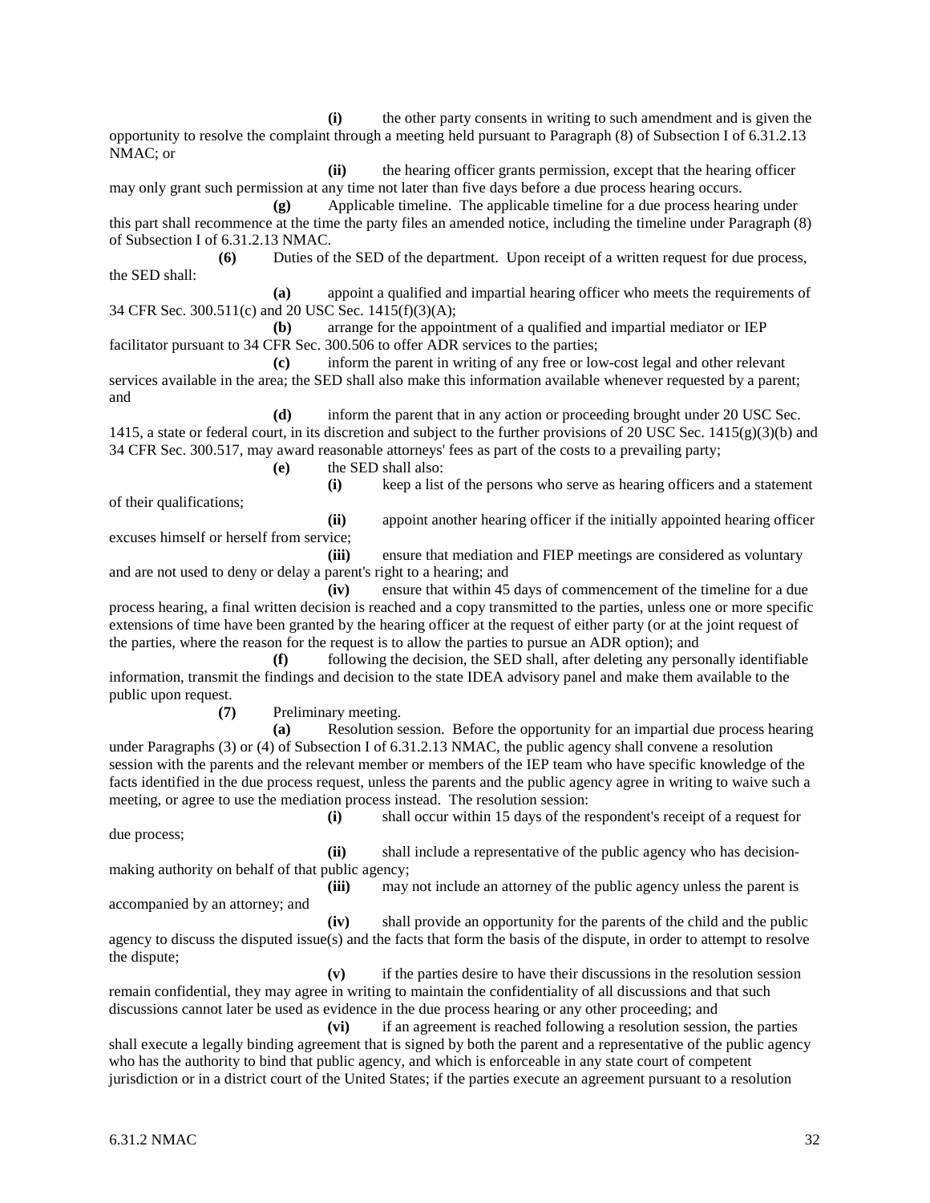**(i)** the other party consents in writing to such amendment and is given the opportunity to resolve the complaint through a meeting held pursuant to Paragraph (8) of Subsection I of 6.31.2.13 NMAC; or

**(ii)** the hearing officer grants permission, except that the hearing officer may only grant such permission at any time not later than five days before a due process hearing occurs.

**(g)** Applicable timeline. The applicable timeline for a due process hearing under this part shall recommence at the time the party files an amended notice, including the timeline under Paragraph (8) of Subsection I of 6.31.2.13 NMAC.

**(6)** Duties of the SED of the department. Upon receipt of a written request for due process, the SED shall:

**(a)** appoint a qualified and impartial hearing officer who meets the requirements of 34 CFR Sec. 300.511(c) and 20 USC Sec. 1415(f)(3)(A);

**(b)** arrange for the appointment of a qualified and impartial mediator or IEP facilitator pursuant to 34 CFR Sec. 300.506 to offer ADR services to the parties;

**(c)** inform the parent in writing of any free or low-cost legal and other relevant services available in the area; the SED shall also make this information available whenever requested by a parent; and

**(d)** inform the parent that in any action or proceeding brought under 20 USC Sec. 1415, a state or federal court, in its discretion and subject to the further provisions of 20 USC Sec. 1415(g)(3)(b) and 34 CFR Sec. 300.517, may award reasonable attorneys' fees as part of the costs to a prevailing party;

**(e)** the SED shall also:

**(i)** keep a list of the persons who serve as hearing officers and a statement of their qualifications;

**(ii)** appoint another hearing officer if the initially appointed hearing officer excuses himself or herself from service;

**(iii)** ensure that mediation and FIEP meetings are considered as voluntary and are not used to deny or delay a parent's right to a hearing; and

**(iv)** ensure that within 45 days of commencement of the timeline for a due process hearing, a final written decision is reached and a copy transmitted to the parties, unless one or more specific extensions of time have been granted by the hearing officer at the request of either party (or at the joint request of the parties, where the reason for the request is to allow the parties to pursue an ADR option); and

**(f)** following the decision, the SED shall, after deleting any personally identifiable information, transmit the findings and decision to the state IDEA advisory panel and make them available to the public upon request.

**(7)** Preliminary meeting.

**(a)** Resolution session. Before the opportunity for an impartial due process hearing under Paragraphs (3) or (4) of Subsection I of 6.31.2.13 NMAC, the public agency shall convene a resolution session with the parents and the relevant member or members of the IEP team who have specific knowledge of the facts identified in the due process request, unless the parents and the public agency agree in writing to waive such a meeting, or agree to use the mediation process instead. The resolution session:

**(i)** shall occur within 15 days of the respondent's receipt of a request for due process;

**(ii)** shall include a representative of the public agency who has decision-making authority on behalf of that public agency;

**(iii)** may not include an attorney of the public agency unless the parent is accompanied by an attorney; and

**(iv)** shall provide an opportunity for the parents of the child and the public agency to discuss the disputed issue(s) and the facts that form the basis of the dispute, in order to attempt to resolve the dispute;

**(v)** if the parties desire to have their discussions in the resolution session remain confidential, they may agree in writing to maintain the confidentiality of all discussions and that such discussions cannot later be used as evidence in the due process hearing or any other proceeding; and

**(vi)** if an agreement is reached following a resolution session, the parties shall execute a legally binding agreement that is signed by both the parent and a representative of the public agency who has the authority to bind that public agency, and which is enforceable in any state court of competent jurisdiction or in a district court of the United States; if the parties execute an agreement pursuant to a resolution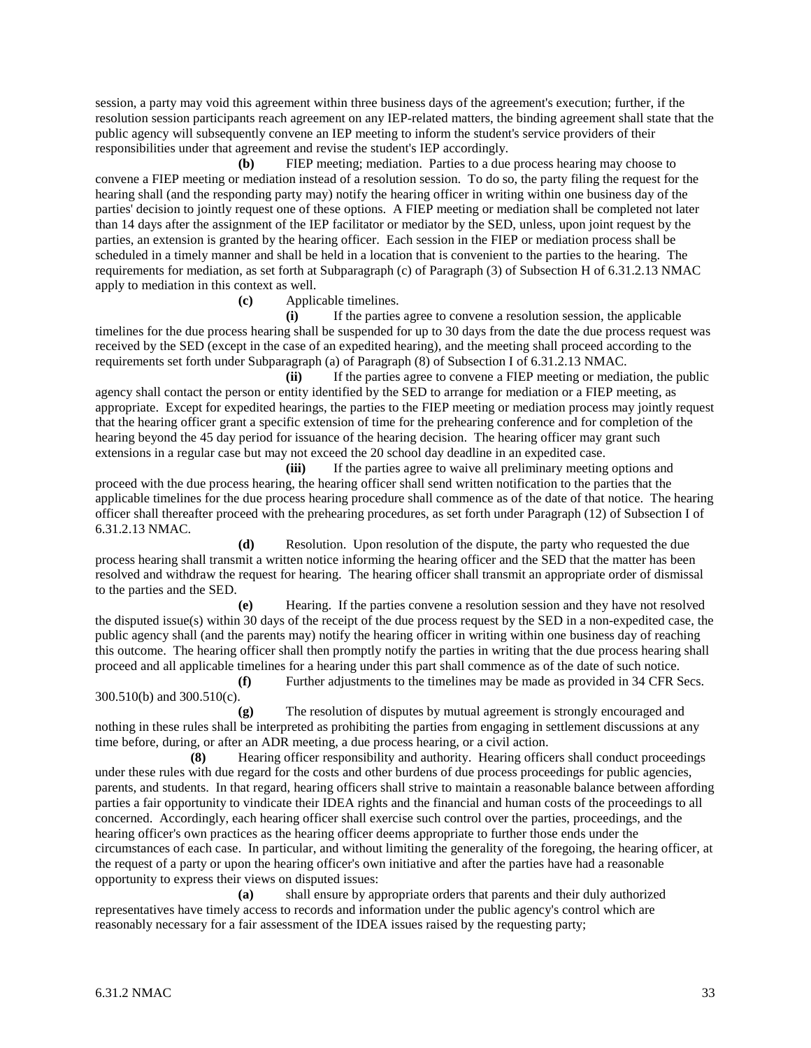session, a party may void this agreement within three business days of the agreement's execution; further, if the resolution session participants reach agreement on any IEP-related matters, the binding agreement shall state that the public agency will subsequently convene an IEP meeting to inform the student's service providers of their responsibilities under that agreement and revise the student's IEP accordingly.

**(b)** FIEP meeting; mediation. Parties to a due process hearing may choose to convene a FIEP meeting or mediation instead of a resolution session. To do so, the party filing the request for the hearing shall (and the responding party may) notify the hearing officer in writing within one business day of the parties' decision to jointly request one of these options. A FIEP meeting or mediation shall be completed not later than 14 days after the assignment of the IEP facilitator or mediator by the SED, unless, upon joint request by the parties, an extension is granted by the hearing officer. Each session in the FIEP or mediation process shall be scheduled in a timely manner and shall be held in a location that is convenient to the parties to the hearing. The requirements for mediation, as set forth at Subparagraph (c) of Paragraph (3) of Subsection H of 6.31.2.13 NMAC apply to mediation in this context as well.

**(c)** Applicable timelines.

**(i)** If the parties agree to convene a resolution session, the applicable timelines for the due process hearing shall be suspended for up to 30 days from the date the due process request was received by the SED (except in the case of an expedited hearing), and the meeting shall proceed according to the requirements set forth under Subparagraph (a) of Paragraph (8) of Subsection I of 6.31.2.13 NMAC.

**(ii)** If the parties agree to convene a FIEP meeting or mediation, the public agency shall contact the person or entity identified by the SED to arrange for mediation or a FIEP meeting, as appropriate. Except for expedited hearings, the parties to the FIEP meeting or mediation process may jointly request that the hearing officer grant a specific extension of time for the prehearing conference and for completion of the hearing beyond the 45 day period for issuance of the hearing decision. The hearing officer may grant such extensions in a regular case but may not exceed the 20 school day deadline in an expedited case.

**(iii)** If the parties agree to waive all preliminary meeting options and proceed with the due process hearing, the hearing officer shall send written notification to the parties that the applicable timelines for the due process hearing procedure shall commence as of the date of that notice. The hearing officer shall thereafter proceed with the prehearing procedures, as set forth under Paragraph (12) of Subsection I of 6.31.2.13 NMAC.

**(d)** Resolution. Upon resolution of the dispute, the party who requested the due process hearing shall transmit a written notice informing the hearing officer and the SED that the matter has been resolved and withdraw the request for hearing. The hearing officer shall transmit an appropriate order of dismissal to the parties and the SED.

**(e)** Hearing. If the parties convene a resolution session and they have not resolved the disputed issue(s) within 30 days of the receipt of the due process request by the SED in a non-expedited case, the public agency shall (and the parents may) notify the hearing officer in writing within one business day of reaching this outcome. The hearing officer shall then promptly notify the parties in writing that the due process hearing shall proceed and all applicable timelines for a hearing under this part shall commence as of the date of such notice.

**(f)** Further adjustments to the timelines may be made as provided in 34 CFR Secs. 300.510(b) and 300.510(c).

**(g)** The resolution of disputes by mutual agreement is strongly encouraged and nothing in these rules shall be interpreted as prohibiting the parties from engaging in settlement discussions at any time before, during, or after an ADR meeting, a due process hearing, or a civil action.

**(8)** Hearing officer responsibility and authority. Hearing officers shall conduct proceedings under these rules with due regard for the costs and other burdens of due process proceedings for public agencies, parents, and students. In that regard, hearing officers shall strive to maintain a reasonable balance between affording parties a fair opportunity to vindicate their IDEA rights and the financial and human costs of the proceedings to all concerned. Accordingly, each hearing officer shall exercise such control over the parties, proceedings, and the hearing officer's own practices as the hearing officer deems appropriate to further those ends under the circumstances of each case. In particular, and without limiting the generality of the foregoing, the hearing officer, at the request of a party or upon the hearing officer's own initiative and after the parties have had a reasonable opportunity to express their views on disputed issues:

**(a)** shall ensure by appropriate orders that parents and their duly authorized representatives have timely access to records and information under the public agency's control which are reasonably necessary for a fair assessment of the IDEA issues raised by the requesting party;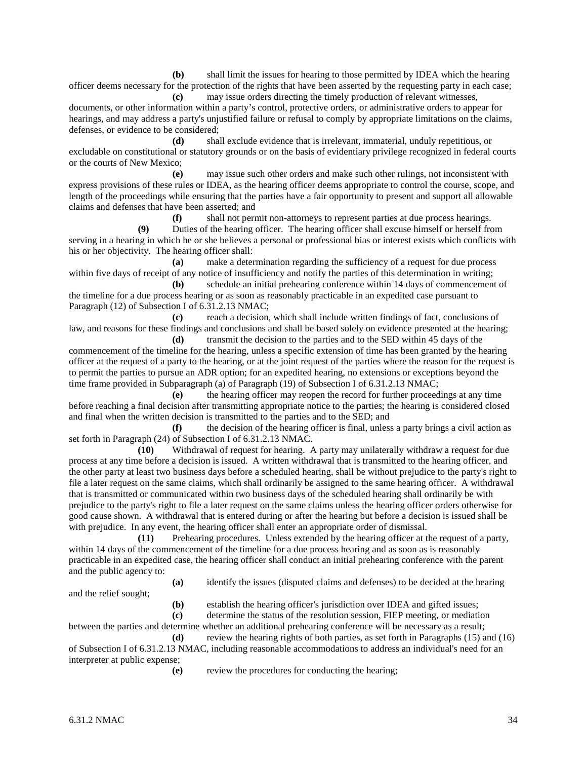**(b)** shall limit the issues for hearing to those permitted by IDEA which the hearing officer deems necessary for the protection of the rights that have been asserted by the requesting party in each case;

**(c)** may issue orders directing the timely production of relevant witnesses, documents, or other information within a party's control, protective orders, or administrative orders to appear for hearings, and may address a party's unjustified failure or refusal to comply by appropriate limitations on the claims, defenses, or evidence to be considered;

**(d)** shall exclude evidence that is irrelevant, immaterial, unduly repetitious, or excludable on constitutional or statutory grounds or on the basis of evidentiary privilege recognized in federal courts or the courts of New Mexico;

**(e)** may issue such other orders and make such other rulings, not inconsistent with express provisions of these rules or IDEA, as the hearing officer deems appropriate to control the course, scope, and length of the proceedings while ensuring that the parties have a fair opportunity to present and support all allowable claims and defenses that have been asserted; and

**(f)** shall not permit non-attorneys to represent parties at due process hearings.

**(9)** Duties of the hearing officer. The hearing officer shall excuse himself or herself from serving in a hearing in which he or she believes a personal or professional bias or interest exists which conflicts with his or her objectivity. The hearing officer shall:

**(a)** make a determination regarding the sufficiency of a request for due process within five days of receipt of any notice of insufficiency and notify the parties of this determination in writing;

**(b)** schedule an initial prehearing conference within 14 days of commencement of the timeline for a due process hearing or as soon as reasonably practicable in an expedited case pursuant to Paragraph (12) of Subsection I of 6.31.2.13 NMAC;

**(c)** reach a decision, which shall include written findings of fact, conclusions of law, and reasons for these findings and conclusions and shall be based solely on evidence presented at the hearing;

**(d)** transmit the decision to the parties and to the SED within 45 days of the commencement of the timeline for the hearing, unless a specific extension of time has been granted by the hearing officer at the request of a party to the hearing, or at the joint request of the parties where the reason for the request is to permit the parties to pursue an ADR option; for an expedited hearing, no extensions or exceptions beyond the time frame provided in Subparagraph (a) of Paragraph (19) of Subsection I of 6.31.2.13 NMAC;

**(e)** the hearing officer may reopen the record for further proceedings at any time before reaching a final decision after transmitting appropriate notice to the parties; the hearing is considered closed and final when the written decision is transmitted to the parties and to the SED; and

**(f)** the decision of the hearing officer is final, unless a party brings a civil action as set forth in Paragraph (24) of Subsection I of 6.31.2.13 NMAC.

**(10)** Withdrawal of request for hearing. A party may unilaterally withdraw a request for due process at any time before a decision is issued. A written withdrawal that is transmitted to the hearing officer, and the other party at least two business days before a scheduled hearing, shall be without prejudice to the party's right to file a later request on the same claims, which shall ordinarily be assigned to the same hearing officer. A withdrawal that is transmitted or communicated within two business days of the scheduled hearing shall ordinarily be with prejudice to the party's right to file a later request on the same claims unless the hearing officer orders otherwise for good cause shown. A withdrawal that is entered during or after the hearing but before a decision is issued shall be with prejudice. In any event, the hearing officer shall enter an appropriate order of dismissal.

**(11)** Prehearing procedures. Unless extended by the hearing officer at the request of a party, within 14 days of the commencement of the timeline for a due process hearing and as soon as is reasonably practicable in an expedited case, the hearing officer shall conduct an initial prehearing conference with the parent and the public agency to:

**(a)** identify the issues (disputed claims and defenses) to be decided at the hearing and the relief sought;

**(b)** establish the hearing officer's jurisdiction over IDEA and gifted issues;

**(c)** determine the status of the resolution session, FIEP meeting, or mediation between the parties and determine whether an additional prehearing conference will be necessary as a result;

**(d)** review the hearing rights of both parties, as set forth in Paragraphs (15) and (16) of Subsection I of 6.31.2.13 NMAC, including reasonable accommodations to address an individual's need for an interpreter at public expense;

**(e)** review the procedures for conducting the hearing;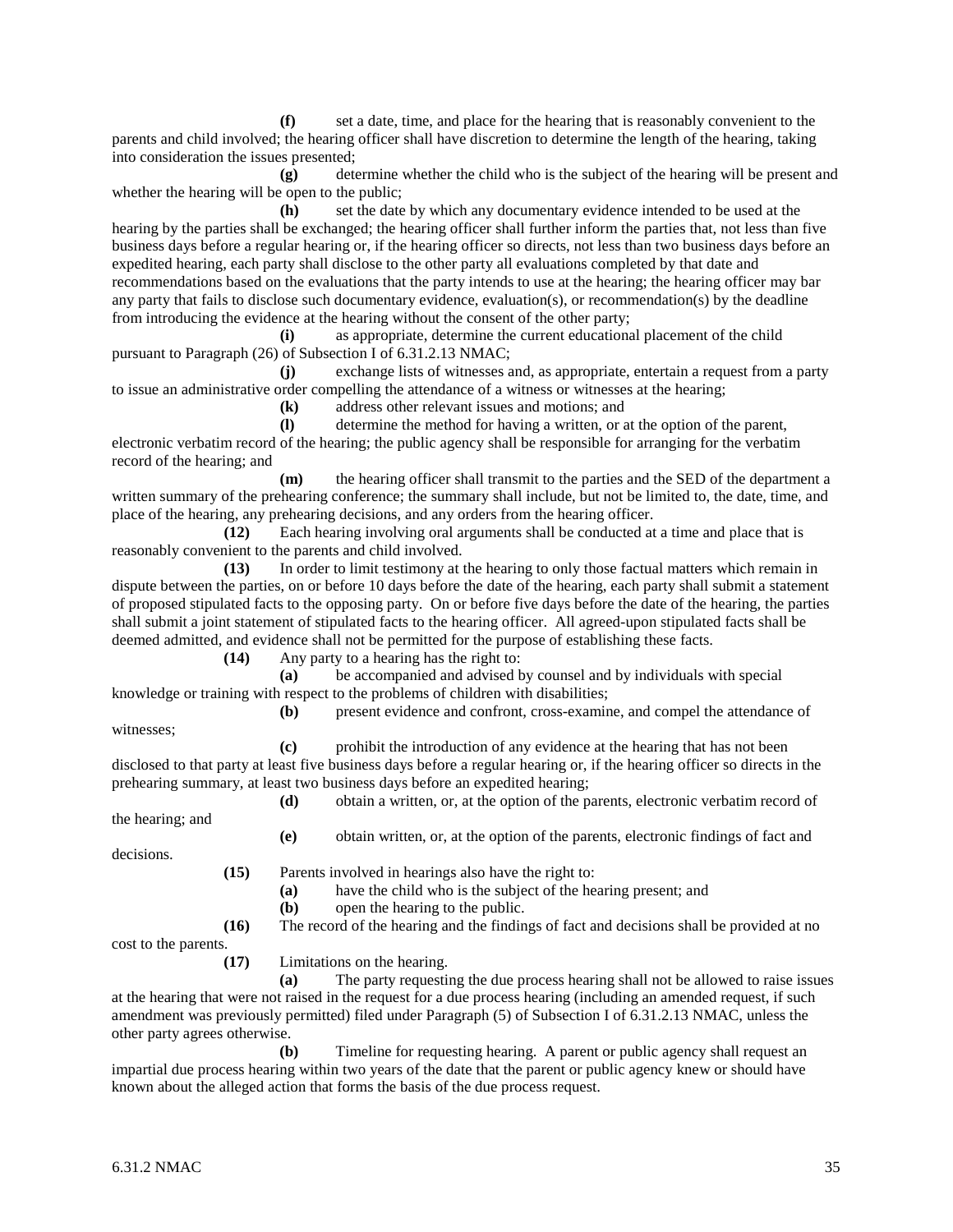**(f)** set a date, time, and place for the hearing that is reasonably convenient to the parents and child involved; the hearing officer shall have discretion to determine the length of the hearing, taking into consideration the issues presented;

**(g)** determine whether the child who is the subject of the hearing will be present and whether the hearing will be open to the public;

**(h)** set the date by which any documentary evidence intended to be used at the hearing by the parties shall be exchanged; the hearing officer shall further inform the parties that, not less than five business days before a regular hearing or, if the hearing officer so directs, not less than two business days before an expedited hearing, each party shall disclose to the other party all evaluations completed by that date and recommendations based on the evaluations that the party intends to use at the hearing; the hearing officer may bar any party that fails to disclose such documentary evidence, evaluation(s), or recommendation(s) by the deadline from introducing the evidence at the hearing without the consent of the other party;

**(i)** as appropriate, determine the current educational placement of the child pursuant to Paragraph (26) of Subsection I of 6.31.2.13 NMAC;

**(j)** exchange lists of witnesses and, as appropriate, entertain a request from a party to issue an administrative order compelling the attendance of a witness or witnesses at the hearing;

**(k)** address other relevant issues and motions; and

**(l)** determine the method for having a written, or at the option of the parent, electronic verbatim record of the hearing; the public agency shall be responsible for arranging for the verbatim record of the hearing; and

**(m)** the hearing officer shall transmit to the parties and the SED of the department a written summary of the prehearing conference; the summary shall include, but not be limited to, the date, time, and place of the hearing, any prehearing decisions, and any orders from the hearing officer.

**(12)** Each hearing involving oral arguments shall be conducted at a time and place that is reasonably convenient to the parents and child involved.

**(13)** In order to limit testimony at the hearing to only those factual matters which remain in dispute between the parties, on or before 10 days before the date of the hearing, each party shall submit a statement of proposed stipulated facts to the opposing party. On or before five days before the date of the hearing, the parties shall submit a joint statement of stipulated facts to the hearing officer. All agreed-upon stipulated facts shall be deemed admitted, and evidence shall not be permitted for the purpose of establishing these facts.

**(14)** Any party to a hearing has the right to:

**(a)** be accompanied and advised by counsel and by individuals with special knowledge or training with respect to the problems of children with disabilities;

**(b)** present evidence and confront, cross-examine, and compel the attendance of witnesses;

**(c)** prohibit the introduction of any evidence at the hearing that has not been disclosed to that party at least five business days before a regular hearing or, if the hearing officer so directs in the prehearing summary, at least two business days before an expedited hearing;

**(d)** obtain a written, or, at the option of the parents, electronic verbatim record of the hearing; and

**(e)** obtain written, or, at the option of the parents, electronic findings of fact and decisions.

**(15)** Parents involved in hearings also have the right to:

**(a)** have the child who is the subject of the hearing present; and

**(b)** open the hearing to the public.

**(16)** The record of the hearing and the findings of fact and decisions shall be provided at no cost to the parents.

**(17)** Limitations on the hearing.

**(a)** The party requesting the due process hearing shall not be allowed to raise issues at the hearing that were not raised in the request for a due process hearing (including an amended request, if such amendment was previously permitted) filed under Paragraph (5) of Subsection I of 6.31.2.13 NMAC, unless the other party agrees otherwise.

**(b)** Timeline for requesting hearing. A parent or public agency shall request an impartial due process hearing within two years of the date that the parent or public agency knew or should have known about the alleged action that forms the basis of the due process request.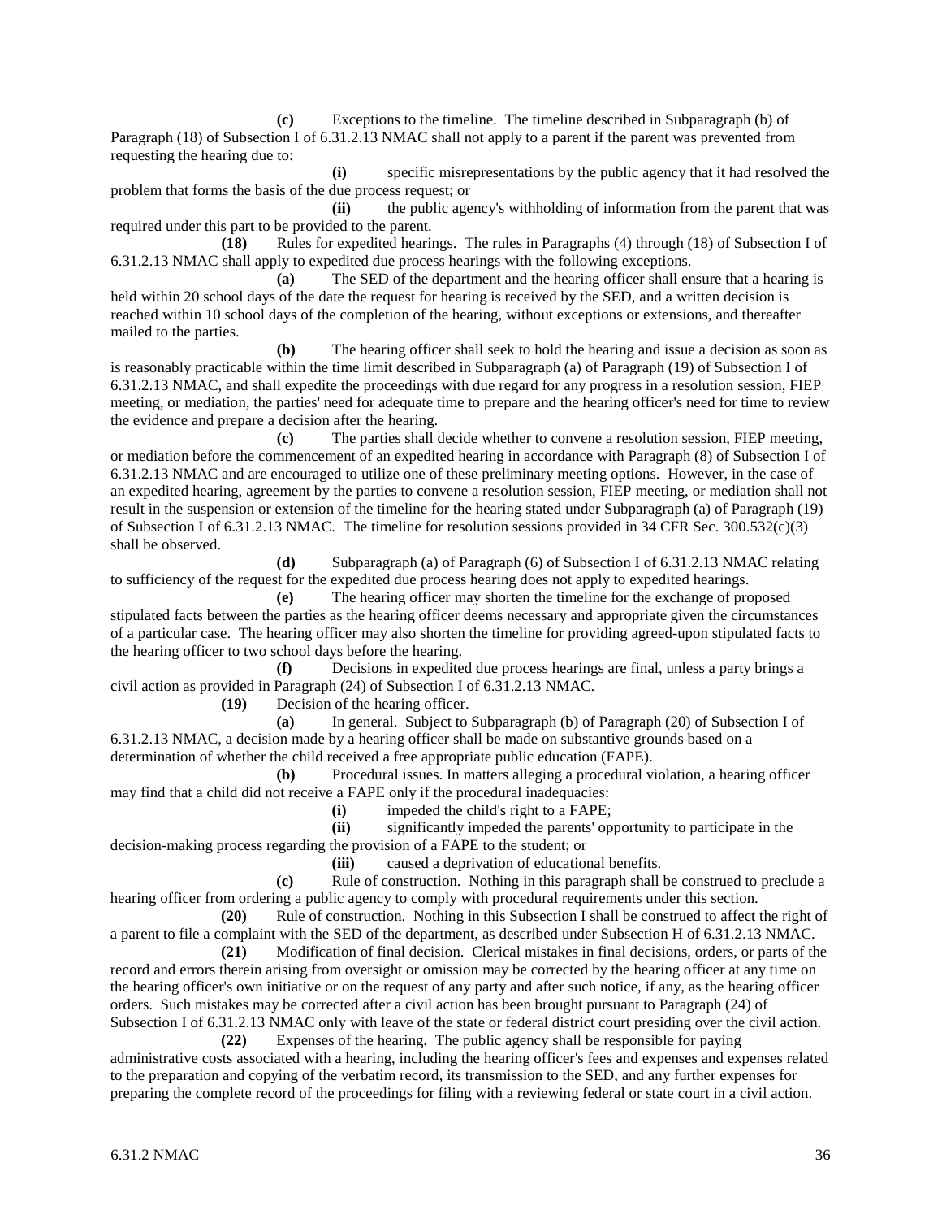**(c)** Exceptions to the timeline. The timeline described in Subparagraph (b) of Paragraph (18) of Subsection I of 6.31.2.13 NMAC shall not apply to a parent if the parent was prevented from requesting the hearing due to:

**(i)** specific misrepresentations by the public agency that it had resolved the problem that forms the basis of the due process request; or

**(ii)** the public agency's withholding of information from the parent that was required under this part to be provided to the parent.

**(18)** Rules for expedited hearings. The rules in Paragraphs (4) through (18) of Subsection I of 6.31.2.13 NMAC shall apply to expedited due process hearings with the following exceptions.

**(a)** The SED of the department and the hearing officer shall ensure that a hearing is held within 20 school days of the date the request for hearing is received by the SED, and a written decision is reached within 10 school days of the completion of the hearing, without exceptions or extensions, and thereafter mailed to the parties.

**(b)** The hearing officer shall seek to hold the hearing and issue a decision as soon as is reasonably practicable within the time limit described in Subparagraph (a) of Paragraph (19) of Subsection I of 6.31.2.13 NMAC, and shall expedite the proceedings with due regard for any progress in a resolution session, FIEP meeting, or mediation, the parties' need for adequate time to prepare and the hearing officer's need for time to review the evidence and prepare a decision after the hearing.

**(c)** The parties shall decide whether to convene a resolution session, FIEP meeting, or mediation before the commencement of an expedited hearing in accordance with Paragraph (8) of Subsection I of 6.31.2.13 NMAC and are encouraged to utilize one of these preliminary meeting options. However, in the case of an expedited hearing, agreement by the parties to convene a resolution session, FIEP meeting, or mediation shall not result in the suspension or extension of the timeline for the hearing stated under Subparagraph (a) of Paragraph (19) of Subsection I of 6.31.2.13 NMAC. The timeline for resolution sessions provided in 34 CFR Sec. 300.532(c)(3) shall be observed.

**(d)** Subparagraph (a) of Paragraph (6) of Subsection I of 6.31.2.13 NMAC relating to sufficiency of the request for the expedited due process hearing does not apply to expedited hearings.

**(e)** The hearing officer may shorten the timeline for the exchange of proposed stipulated facts between the parties as the hearing officer deems necessary and appropriate given the circumstances of a particular case. The hearing officer may also shorten the timeline for providing agreed-upon stipulated facts to the hearing officer to two school days before the hearing.

**(f)** Decisions in expedited due process hearings are final, unless a party brings a civil action as provided in Paragraph (24) of Subsection I of 6.31.2.13 NMAC.

**(19)** Decision of the hearing officer.

**(a)** In general. Subject to Subparagraph (b) of Paragraph (20) of Subsection I of 6.31.2.13 NMAC, a decision made by a hearing officer shall be made on substantive grounds based on a determination of whether the child received a free appropriate public education (FAPE).

**(b)** Procedural issues. In matters alleging a procedural violation, a hearing officer may find that a child did not receive a FAPE only if the procedural inadequacies:

**(i)** impeded the child's right to a FAPE;

**(ii)** significantly impeded the parents' opportunity to participate in the decision-making process regarding the provision of a FAPE to the student; or

**(iii)** caused a deprivation of educational benefits.

**(c)** Rule of construction. Nothing in this paragraph shall be construed to preclude a hearing officer from ordering a public agency to comply with procedural requirements under this section.

**(20)** Rule of construction. Nothing in this Subsection I shall be construed to affect the right of a parent to file a complaint with the SED of the department, as described under Subsection H of 6.31.2.13 NMAC.

**(21)** Modification of final decision. Clerical mistakes in final decisions, orders, or parts of the record and errors therein arising from oversight or omission may be corrected by the hearing officer at any time on the hearing officer's own initiative or on the request of any party and after such notice, if any, as the hearing officer orders. Such mistakes may be corrected after a civil action has been brought pursuant to Paragraph (24) of Subsection I of 6.31.2.13 NMAC only with leave of the state or federal district court presiding over the civil action.

**(22)** Expenses of the hearing. The public agency shall be responsible for paying administrative costs associated with a hearing, including the hearing officer's fees and expenses and expenses related to the preparation and copying of the verbatim record, its transmission to the SED, and any further expenses for preparing the complete record of the proceedings for filing with a reviewing federal or state court in a civil action.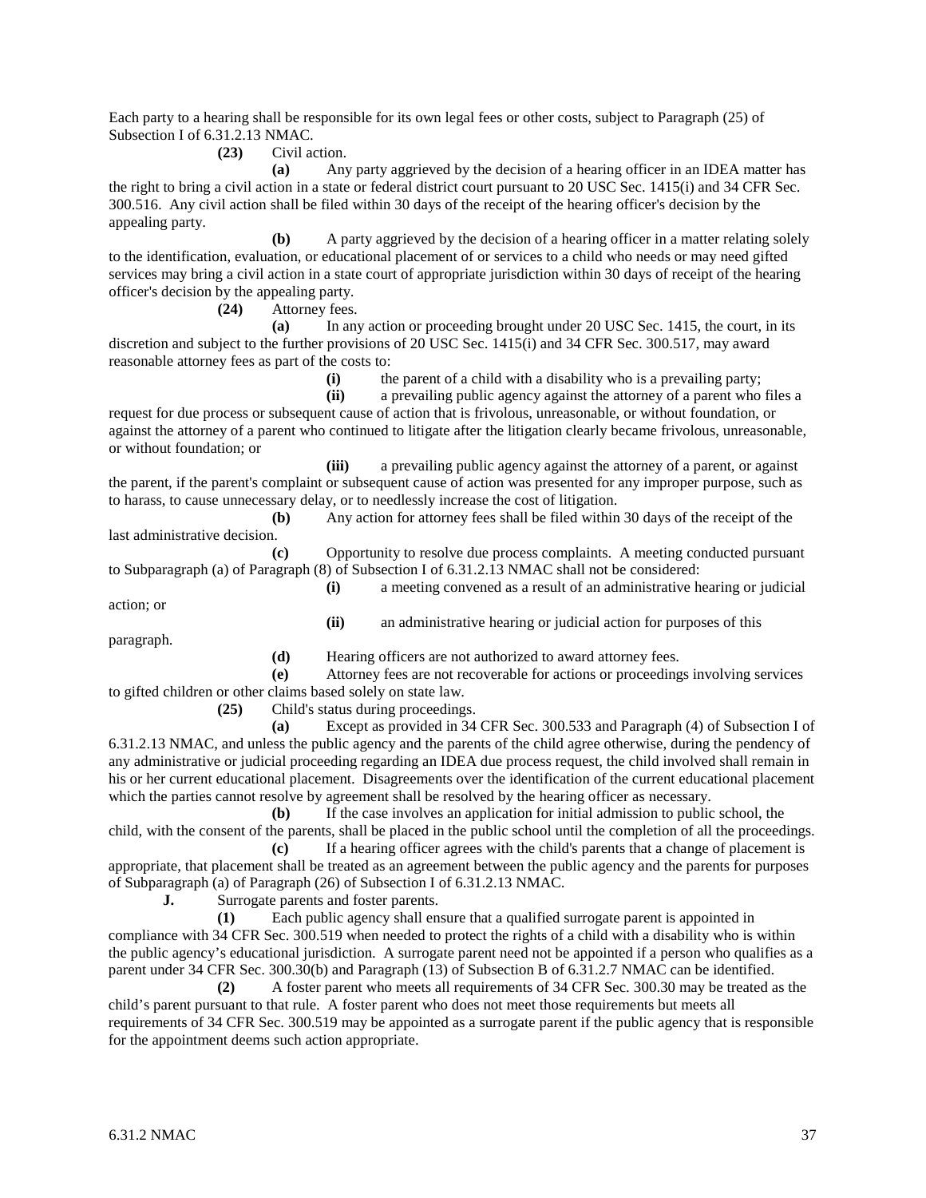Each party to a hearing shall be responsible for its own legal fees or other costs, subject to Paragraph (25) of Subsection I of 6.31.2.13 NMAC.

**(23)** Civil action.

**(a)** Any party aggrieved by the decision of a hearing officer in an IDEA matter has the right to bring a civil action in a state or federal district court pursuant to 20 USC Sec. 1415(i) and 34 CFR Sec. 300.516. Any civil action shall be filed within 30 days of the receipt of the hearing officer's decision by the appealing party.

**(b)** A party aggrieved by the decision of a hearing officer in a matter relating solely to the identification, evaluation, or educational placement of or services to a child who needs or may need gifted services may bring a civil action in a state court of appropriate jurisdiction within 30 days of receipt of the hearing officer's decision by the appealing party.

**(24)** Attorney fees.

**(a)** In any action or proceeding brought under 20 USC Sec. 1415, the court, in its discretion and subject to the further provisions of 20 USC Sec. 1415(i) and 34 CFR Sec. 300.517, may award reasonable attorney fees as part of the costs to:

**(i)** the parent of a child with a disability who is a prevailing party;

**(ii)** a prevailing public agency against the attorney of a parent who files a request for due process or subsequent cause of action that is frivolous, unreasonable, or without foundation, or against the attorney of a parent who continued to litigate after the litigation clearly became frivolous, unreasonable, or without foundation; or

**(iii)** a prevailing public agency against the attorney of a parent, or against the parent, if the parent's complaint or subsequent cause of action was presented for any improper purpose, such as to harass, to cause unnecessary delay, or to needlessly increase the cost of litigation.

**(b)** Any action for attorney fees shall be filed within 30 days of the receipt of the last administrative decision.

**(c)** Opportunity to resolve due process complaints. A meeting conducted pursuant to Subparagraph (a) of Paragraph (8) of Subsection I of 6.31.2.13 NMAC shall not be considered:

**(i)** a meeting convened as a result of an administrative hearing or judicial action; or

**(ii)** an administrative hearing or judicial action for purposes of this paragraph.

**(d)** Hearing officers are not authorized to award attorney fees.

**(e)** Attorney fees are not recoverable for actions or proceedings involving services to gifted children or other claims based solely on state law.

**(25)** Child's status during proceedings.

**(a)** Except as provided in 34 CFR Sec. 300.533 and Paragraph (4) of Subsection I of 6.31.2.13 NMAC, and unless the public agency and the parents of the child agree otherwise, during the pendency of any administrative or judicial proceeding regarding an IDEA due process request, the child involved shall remain in his or her current educational placement. Disagreements over the identification of the current educational placement which the parties cannot resolve by agreement shall be resolved by the hearing officer as necessary.

**(b)** If the case involves an application for initial admission to public school, the child, with the consent of the parents, shall be placed in the public school until the completion of all the proceedings.

**(c)** If a hearing officer agrees with the child's parents that a change of placement is appropriate, that placement shall be treated as an agreement between the public agency and the parents for purposes of Subparagraph (a) of Paragraph (26) of Subsection I of 6.31.2.13 NMAC.

**J.** Surrogate parents and foster parents.

**(1)** Each public agency shall ensure that a qualified surrogate parent is appointed in compliance with 34 CFR Sec. 300.519 when needed to protect the rights of a child with a disability who is within the public agency's educational jurisdiction. A surrogate parent need not be appointed if a person who qualifies as a parent under 34 CFR Sec. 300.30(b) and Paragraph (13) of Subsection B of 6.31.2.7 NMAC can be identified.

**(2)** A foster parent who meets all requirements of 34 CFR Sec. 300.30 may be treated as the child's parent pursuant to that rule. A foster parent who does not meet those requirements but meets all requirements of 34 CFR Sec. 300.519 may be appointed as a surrogate parent if the public agency that is responsible for the appointment deems such action appropriate.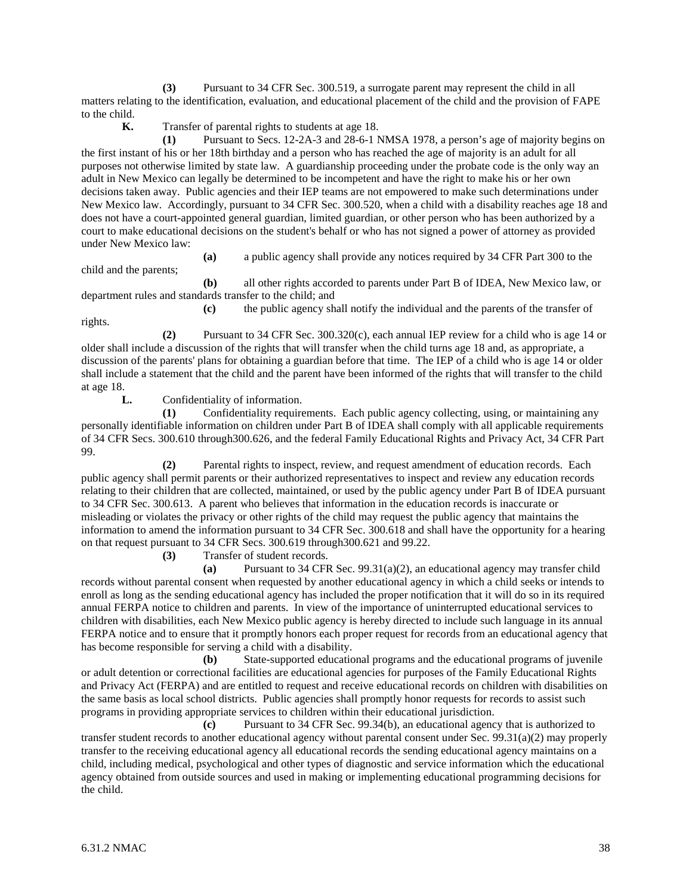**(3)** Pursuant to 34 CFR Sec. 300.519, a surrogate parent may represent the child in all matters relating to the identification, evaluation, and educational placement of the child and the provision of FAPE to the child.

**K.** Transfer of parental rights to students at age 18.

**(1)** Pursuant to Secs. 12-2A-3 and 28-6-1 NMSA 1978, a person's age of majority begins on the first instant of his or her 18th birthday and a person who has reached the age of majority is an adult for all purposes not otherwise limited by state law. A guardianship proceeding under the probate code is the only way an adult in New Mexico can legally be determined to be incompetent and have the right to make his or her own decisions taken away. Public agencies and their IEP teams are not empowered to make such determinations under New Mexico law. Accordingly, pursuant to 34 CFR Sec. 300.520, when a child with a disability reaches age 18 and does not have a court-appointed general guardian, limited guardian, or other person who has been authorized by a court to make educational decisions on the student's behalf or who has not signed a power of attorney as provided under New Mexico law:

**(a)** a public agency shall provide any notices required by 34 CFR Part 300 to the child and the parents;

**(b)** all other rights accorded to parents under Part B of IDEA, New Mexico law, or department rules and standards transfer to the child; and

**(c)** the public agency shall notify the individual and the parents of the transfer of rights.

**(2)** Pursuant to 34 CFR Sec. 300.320(c), each annual IEP review for a child who is age 14 or older shall include a discussion of the rights that will transfer when the child turns age 18 and, as appropriate, a discussion of the parents' plans for obtaining a guardian before that time. The IEP of a child who is age 14 or older shall include a statement that the child and the parent have been informed of the rights that will transfer to the child at age 18.

**L.** Confidentiality of information.

**(1)** Confidentiality requirements. Each public agency collecting, using, or maintaining any personally identifiable information on children under Part B of IDEA shall comply with all applicable requirements of 34 CFR Secs. 300.610 through300.626, and the federal Family Educational Rights and Privacy Act, 34 CFR Part 99.

**(2)** Parental rights to inspect, review, and request amendment of education records. Each public agency shall permit parents or their authorized representatives to inspect and review any education records relating to their children that are collected, maintained, or used by the public agency under Part B of IDEA pursuant to 34 CFR Sec. 300.613. A parent who believes that information in the education records is inaccurate or misleading or violates the privacy or other rights of the child may request the public agency that maintains the information to amend the information pursuant to 34 CFR Sec. 300.618 and shall have the opportunity for a hearing on that request pursuant to 34 CFR Secs. 300.619 through300.621 and 99.22.

**(3)** Transfer of student records.

**(a)** Pursuant to 34 CFR Sec. 99.31(a)(2), an educational agency may transfer child records without parental consent when requested by another educational agency in which a child seeks or intends to enroll as long as the sending educational agency has included the proper notification that it will do so in its required annual FERPA notice to children and parents. In view of the importance of uninterrupted educational services to children with disabilities, each New Mexico public agency is hereby directed to include such language in its annual FERPA notice and to ensure that it promptly honors each proper request for records from an educational agency that has become responsible for serving a child with a disability.

**(b)** State-supported educational programs and the educational programs of juvenile or adult detention or correctional facilities are educational agencies for purposes of the Family Educational Rights and Privacy Act (FERPA) and are entitled to request and receive educational records on children with disabilities on the same basis as local school districts. Public agencies shall promptly honor requests for records to assist such programs in providing appropriate services to children within their educational jurisdiction.

**(c)** Pursuant to 34 CFR Sec. 99.34(b), an educational agency that is authorized to transfer student records to another educational agency without parental consent under Sec. 99.31(a)(2) may properly transfer to the receiving educational agency all educational records the sending educational agency maintains on a child, including medical, psychological and other types of diagnostic and service information which the educational agency obtained from outside sources and used in making or implementing educational programming decisions for the child.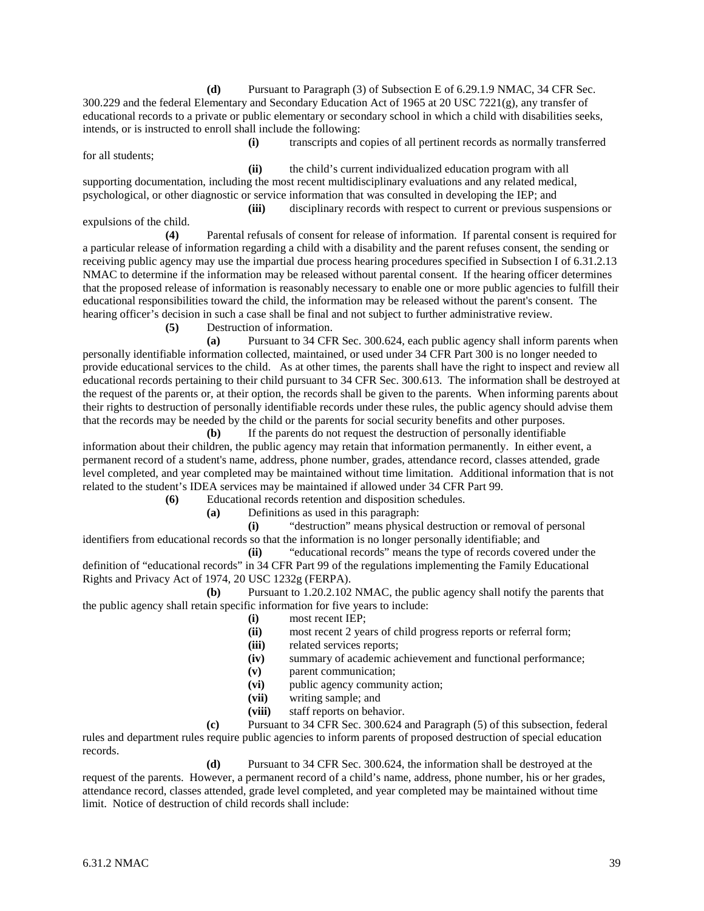**(d)** Pursuant to Paragraph (3) of Subsection E of 6.29.1.9 NMAC, 34 CFR Sec. 300.229 and the federal Elementary and Secondary Education Act of 1965 at 20 USC 7221(g), any transfer of educational records to a private or public elementary or secondary school in which a child with disabilities seeks, intends, or is instructed to enroll shall include the following:

**(i)** transcripts and copies of all pertinent records as normally transferred for all students;

**(ii)** the child's current individualized education program with all supporting documentation, including the most recent multidisciplinary evaluations and any related medical, psychological, or other diagnostic or service information that was consulted in developing the IEP; and

**(iii)** disciplinary records with respect to current or previous suspensions or expulsions of the child.

**(4)** Parental refusals of consent for release of information. If parental consent is required for a particular release of information regarding a child with a disability and the parent refuses consent, the sending or receiving public agency may use the impartial due process hearing procedures specified in Subsection I of 6.31.2.13 NMAC to determine if the information may be released without parental consent. If the hearing officer determines that the proposed release of information is reasonably necessary to enable one or more public agencies to fulfill their educational responsibilities toward the child, the information may be released without the parent's consent. The hearing officer's decision in such a case shall be final and not subject to further administrative review.

**(5)** Destruction of information.

**(a)** Pursuant to 34 CFR Sec. 300.624, each public agency shall inform parents when personally identifiable information collected, maintained, or used under 34 CFR Part 300 is no longer needed to provide educational services to the child. As at other times, the parents shall have the right to inspect and review all educational records pertaining to their child pursuant to 34 CFR Sec. 300.613. The information shall be destroyed at the request of the parents or, at their option, the records shall be given to the parents. When informing parents about their rights to destruction of personally identifiable records under these rules, the public agency should advise them that the records may be needed by the child or the parents for social security benefits and other purposes.

**(b)** If the parents do not request the destruction of personally identifiable information about their children, the public agency may retain that information permanently. In either event, a permanent record of a student's name, address, phone number, grades, attendance record, classes attended, grade level completed, and year completed may be maintained without time limitation. Additional information that is not related to the student's IDEA services may be maintained if allowed under 34 CFR Part 99.

**(6)** Educational records retention and disposition schedules.

**(a)** Definitions as used in this paragraph:

**(i)** "destruction" means physical destruction or removal of personal identifiers from educational records so that the information is no longer personally identifiable; and

**(ii)** "educational records" means the type of records covered under the definition of "educational records" in 34 CFR Part 99 of the regulations implementing the Family Educational Rights and Privacy Act of 1974, 20 USC 1232g (FERPA).

**(b)** Pursuant to 1.20.2.102 NMAC, the public agency shall notify the parents that the public agency shall retain specific information for five years to include:

**(i)** most recent IEP;

**(ii)** most recent 2 years of child progress reports or referral form;

**(iii)** related services reports;

**(iv)** summary of academic achievement and functional performance;

**(v)** parent communication;

**(vi)** public agency community action;

**(vii)** writing sample; and

**(viii)** staff reports on behavior.

**(c)** Pursuant to 34 CFR Sec. 300.624 and Paragraph (5) of this subsection, federal rules and department rules require public agencies to inform parents of proposed destruction of special education records.

**(d)** Pursuant to 34 CFR Sec. 300.624, the information shall be destroyed at the request of the parents. However, a permanent record of a child's name, address, phone number, his or her grades, attendance record, classes attended, grade level completed, and year completed may be maintained without time limit. Notice of destruction of child records shall include: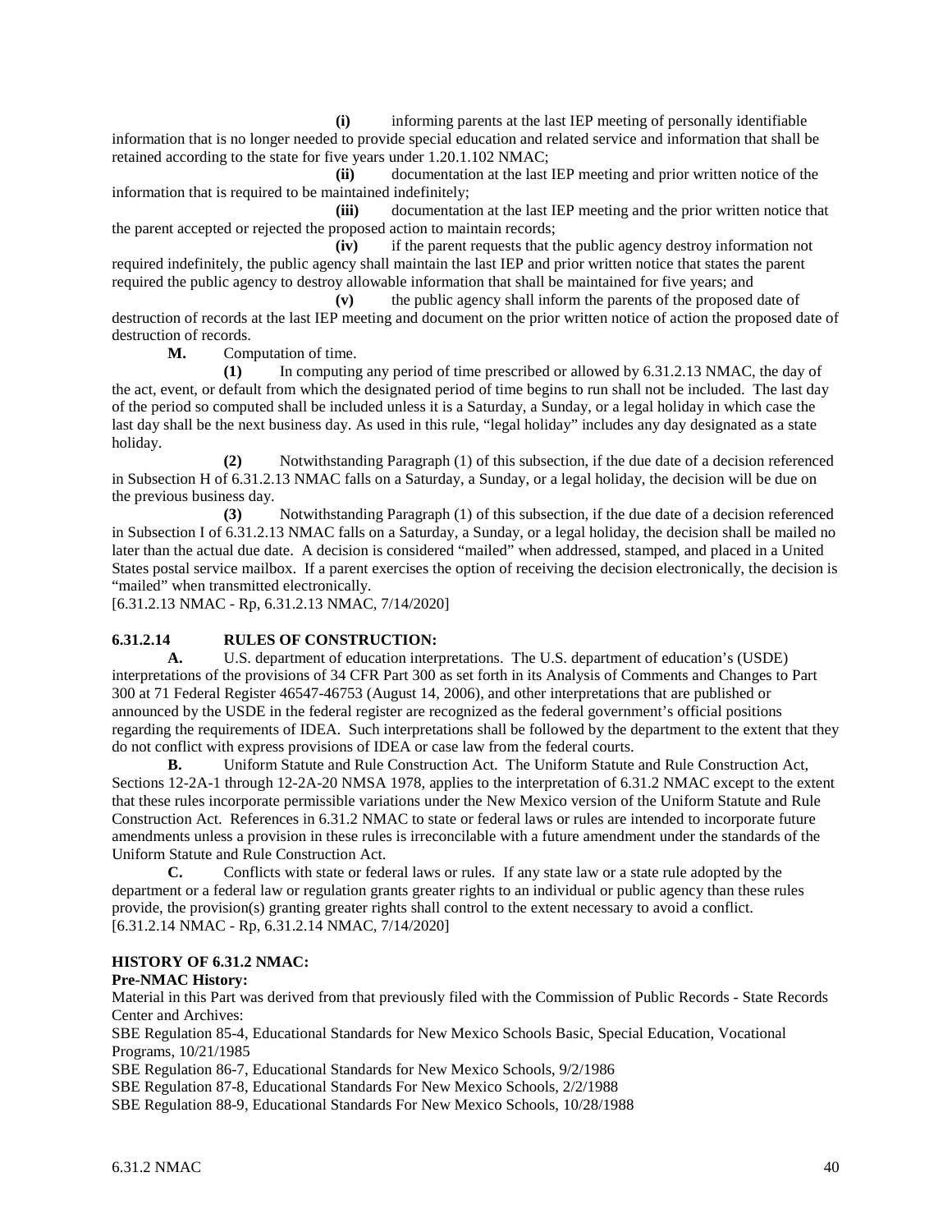**(i)** informing parents at the last IEP meeting of personally identifiable information that is no longer needed to provide special education and related service and information that shall be retained according to the state for five years under 1.20.1.102 NMAC;

**(ii)** documentation at the last IEP meeting and prior written notice of the information that is required to be maintained indefinitely;

**(iii)** documentation at the last IEP meeting and the prior written notice that the parent accepted or rejected the proposed action to maintain records;

**(iv)** if the parent requests that the public agency destroy information not required indefinitely, the public agency shall maintain the last IEP and prior written notice that states the parent required the public agency to destroy allowable information that shall be maintained for five years; and

**(v)** the public agency shall inform the parents of the proposed date of destruction of records at the last IEP meeting and document on the prior written notice of action the proposed date of destruction of records.

**M.** Computation of time.

**(1)** In computing any period of time prescribed or allowed by 6.31.2.13 NMAC, the day of the act, event, or default from which the designated period of time begins to run shall not be included. The last day of the period so computed shall be included unless it is a Saturday, a Sunday, or a legal holiday in which case the last day shall be the next business day. As used in this rule, "legal holiday" includes any day designated as a state holiday.

**(2)** Notwithstanding Paragraph (1) of this subsection, if the due date of a decision referenced in Subsection H of 6.31.2.13 NMAC falls on a Saturday, a Sunday, or a legal holiday, the decision will be due on the previous business day.

**(3)** Notwithstanding Paragraph (1) of this subsection, if the due date of a decision referenced in Subsection I of 6.31.2.13 NMAC falls on a Saturday, a Sunday, or a legal holiday, the decision shall be mailed no later than the actual due date. A decision is considered "mailed" when addressed, stamped, and placed in a United States postal service mailbox. If a parent exercises the option of receiving the decision electronically, the decision is "mailed" when transmitted electronically.

[6.31.2.13 NMAC - Rp, 6.31.2.13 NMAC, 7/14/2020]

**6.31.2.14 RULES OF CONSTRUCTION:**

**A.** U.S. department of education interpretations. The U.S. department of education's (USDE) interpretations of the provisions of 34 CFR Part 300 as set forth in its Analysis of Comments and Changes to Part 300 at 71 Federal Register 46547-46753 (August 14, 2006), and other interpretations that are published or announced by the USDE in the federal register are recognized as the federal government's official positions regarding the requirements of IDEA. Such interpretations shall be followed by the department to the extent that they do not conflict with express provisions of IDEA or case law from the federal courts.

**B.** Uniform Statute and Rule Construction Act. The Uniform Statute and Rule Construction Act, Sections 12-2A-1 through 12-2A-20 NMSA 1978, applies to the interpretation of 6.31.2 NMAC except to the extent that these rules incorporate permissible variations under the New Mexico version of the Uniform Statute and Rule Construction Act. References in 6.31.2 NMAC to state or federal laws or rules are intended to incorporate future amendments unless a provision in these rules is irreconcilable with a future amendment under the standards of the Uniform Statute and Rule Construction Act.

**C.** Conflicts with state or federal laws or rules. If any state law or a state rule adopted by the department or a federal law or regulation grants greater rights to an individual or public agency than these rules provide, the provision(s) granting greater rights shall control to the extent necessary to avoid a conflict.

[6.31.2.14 NMAC - Rp, 6.31.2.14 NMAC, 7/14/2020]

**HISTORY OF 6.31.2 NMAC:**

**Pre-NMAC History:**

Material in this Part was derived from that previously filed with the Commission of Public Records - State Records Center and Archives:

SBE Regulation 85-4, Educational Standards for New Mexico Schools Basic, Special Education, Vocational Programs, 10/21/1985

SBE Regulation 86-7, Educational Standards for New Mexico Schools, 9/2/1986

SBE Regulation 87-8, Educational Standards For New Mexico Schools, 2/2/1988

SBE Regulation 88-9, Educational Standards For New Mexico Schools, 10/28/1988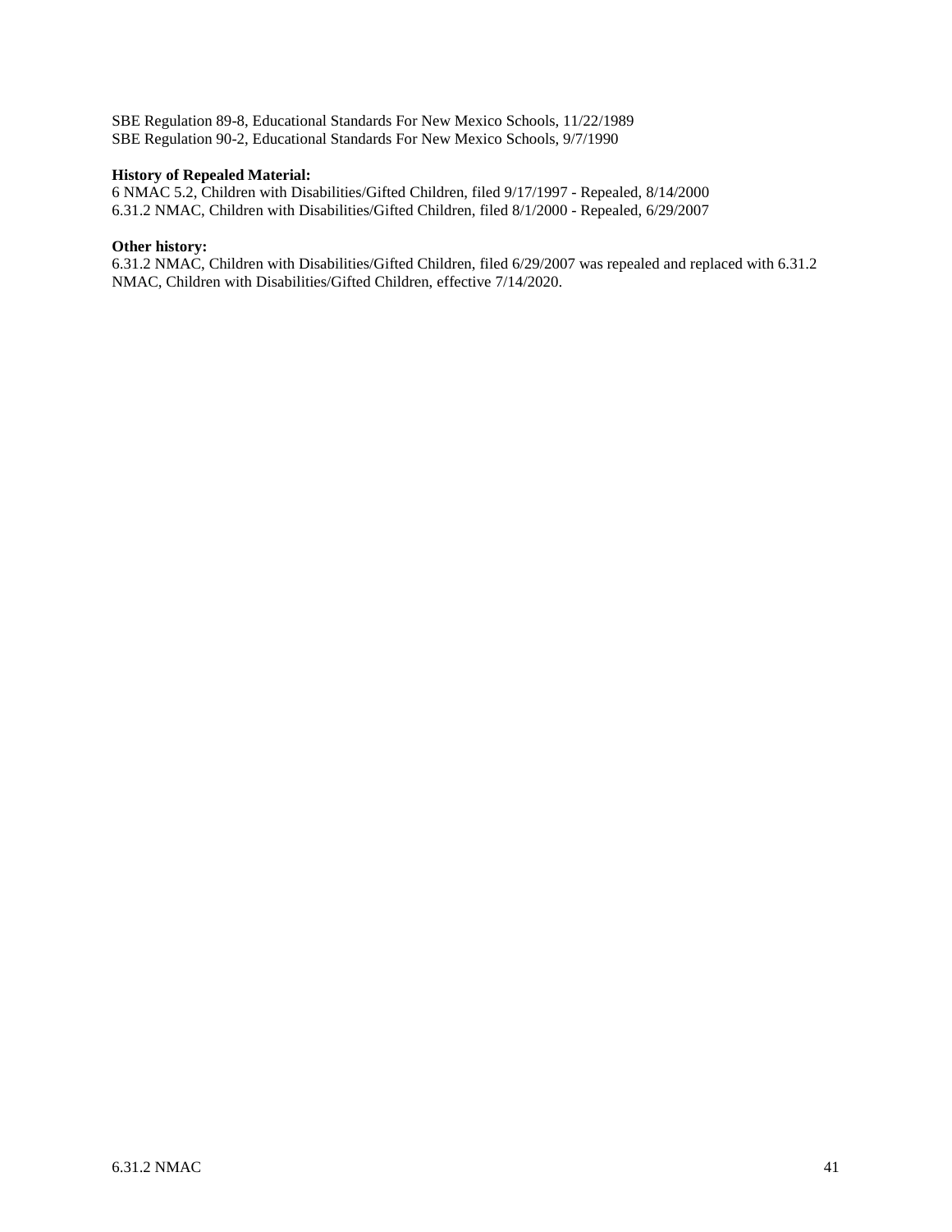SBE Regulation 89-8, Educational Standards For New Mexico Schools, 11/22/1989
SBE Regulation 90-2, Educational Standards For New Mexico Schools, 9/7/1990

**History of Repealed Material:**
6 NMAC 5.2, Children with Disabilities/Gifted Children, filed 9/17/1997 - Repealed, 8/14/2000
6.31.2 NMAC, Children with Disabilities/Gifted Children, filed 8/1/2000 - Repealed, 6/29/2007

**Other history:**
6.31.2 NMAC, Children with Disabilities/Gifted Children, filed 6/29/2007 was repealed and replaced with 6.31.2 NMAC, Children with Disabilities/Gifted Children, effective 7/14/2020.